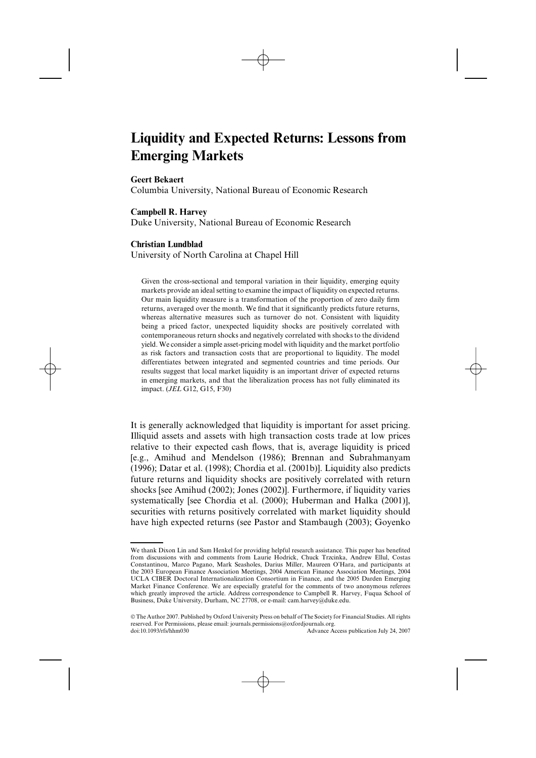# Liquidity and Expected Returns: Lessons from Emerging Markets

**Geert Bekaert**
Columbia University, National Bureau of Economic Research

**Campbell R. Harvey**
Duke University, National Bureau of Economic Research

**Christian Lundblad**
University of North Carolina at Chapel Hill

Given the cross-sectional and temporal variation in their liquidity, emerging equity markets provide an ideal setting to examine the impact of liquidity on expected returns. Our main liquidity measure is a transformation of the proportion of zero daily firm returns, averaged over the month. We find that it significantly predicts future returns, whereas alternative measures such as turnover do not. Consistent with liquidity being a priced factor, unexpected liquidity shocks are positively correlated with contemporaneous return shocks and negatively correlated with shocks to the dividend yield. We consider a simple asset-pricing model with liquidity and the market portfolio as risk factors and transaction costs that are proportional to liquidity. The model differentiates between integrated and segmented countries and time periods. Our results suggest that local market liquidity is an important driver of expected returns in emerging markets, and that the liberalization process has not fully eliminated its impact. (*JEL* G12, G15, F30)

It is generally acknowledged that liquidity is important for asset pricing. Illiquid assets and assets with high transaction costs trade at low prices relative to their expected cash flows, that is, average liquidity is priced [e.g., Amihud and Mendelson (1986); Brennan and Subrahmanyam (1996); Datar et al. (1998); Chordia et al. (2001b)]. Liquidity also predicts future returns and liquidity shocks are positively correlated with return shocks [see Amihud (2002); Jones (2002)]. Furthermore, if liquidity varies systematically [see Chordia et al. (2000); Huberman and Halka (2001)], securities with returns positively correlated with market liquidity should have high expected returns (see Pastor and Stambaugh (2003); Goyenko

We thank Dixon Lin and Sam Henkel for providing helpful research assistance. This paper has benefited from discussions with and comments from Laurie Hodrick, Chuck Trzcinka, Andrew Ellul, Costas Constantinou, Marco Pagano, Mark Seasholes, Darius Miller, Maureen O'Hara, and participants at the 2003 European Finance Association Meetings, 2004 American Finance Association Meetings, 2004 UCLA CIBER Doctoral Internationalization Consortium in Finance, and the 2005 Darden Emerging Market Finance Conference. We are especially grateful for the comments of two anonymous referees which greatly improved the article. Address correspondence to Campbell R. Harvey, Fuqua School of Business, Duke University, Durham, NC 27708, or e-mail: cam.harvey@duke.edu.

© The Author 2007. Published by Oxford University Press on behalf of The Society for Financial Studies. All rights reserved. For Permissions, please email: journals.permissions@oxfordjournals.org.
doi:10.1093/rfs/hhm030 Advance Access publication July 24, 2007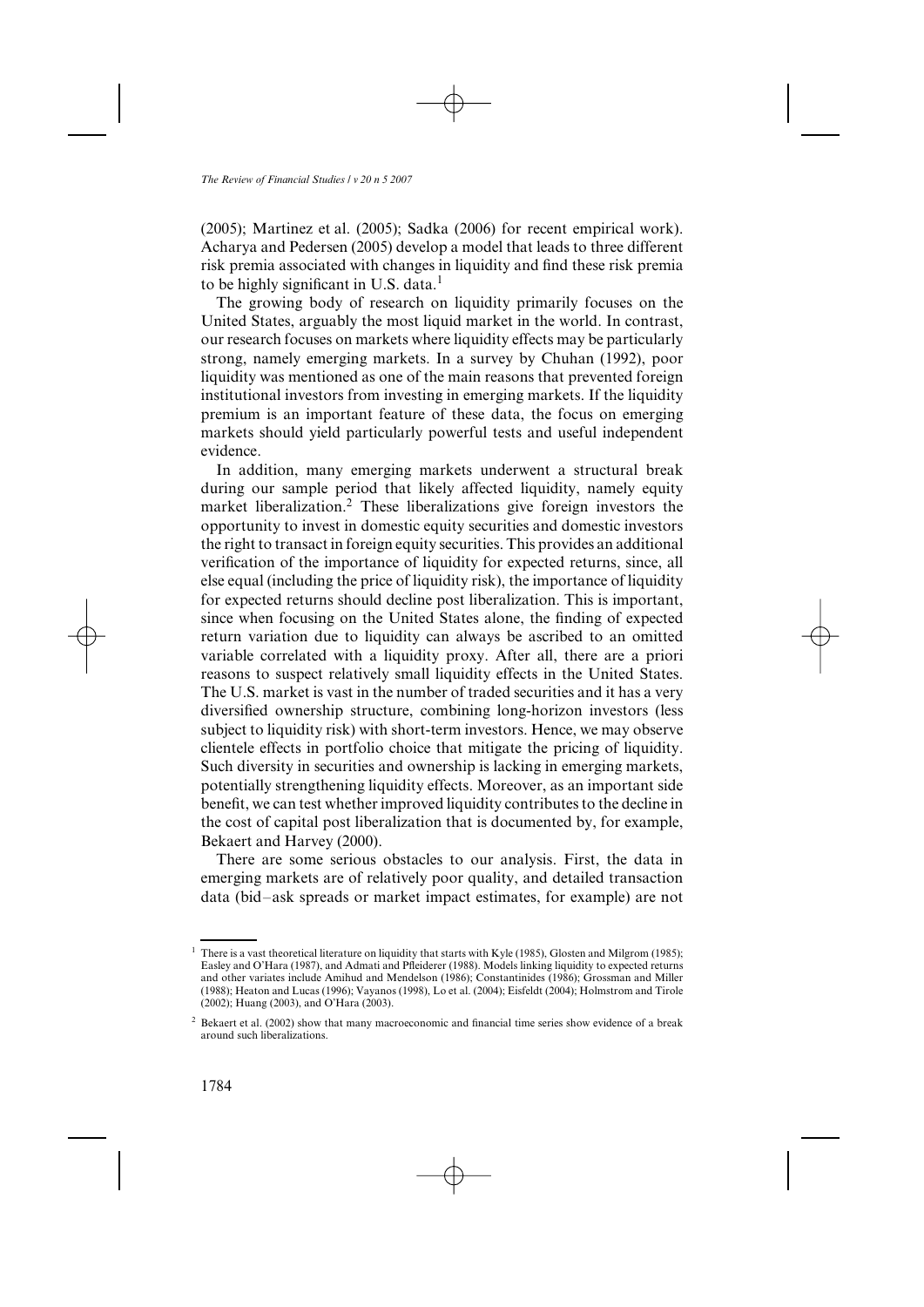(2005); Martinez et al. (2005); Sadka (2006) for recent empirical work). Acharya and Pedersen (2005) develop a model that leads to three different risk premia associated with changes in liquidity and find these risk premia to be highly significant in U.S. data.[1]

The growing body of research on liquidity primarily focuses on the United States, arguably the most liquid market in the world. In contrast, our research focuses on markets where liquidity effects may be particularly strong, namely emerging markets. In a survey by Chuhan (1992), poor liquidity was mentioned as one of the main reasons that prevented foreign institutional investors from investing in emerging markets. If the liquidity premium is an important feature of these data, the focus on emerging markets should yield particularly powerful tests and useful independent evidence.

In addition, many emerging markets underwent a structural break during our sample period that likely affected liquidity, namely equity market liberalization.[2] These liberalizations give foreign investors the opportunity to invest in domestic equity securities and domestic investors the right to transact in foreign equity securities. This provides an additional verification of the importance of liquidity for expected returns, since, all else equal (including the price of liquidity risk), the importance of liquidity for expected returns should decline post liberalization. This is important, since when focusing on the United States alone, the finding of expected return variation due to liquidity can always be ascribed to an omitted variable correlated with a liquidity proxy. After all, there are a priori reasons to suspect relatively small liquidity effects in the United States. The U.S. market is vast in the number of traded securities and it has a very diversified ownership structure, combining long-horizon investors (less subject to liquidity risk) with short-term investors. Hence, we may observe clientele effects in portfolio choice that mitigate the pricing of liquidity. Such diversity in securities and ownership is lacking in emerging markets, potentially strengthening liquidity effects. Moreover, as an important side benefit, we can test whether improved liquidity contributes to the decline in the cost of capital post liberalization that is documented by, for example, Bekaert and Harvey (2000).

There are some serious obstacles to our analysis. First, the data in emerging markets are of relatively poor quality, and detailed transaction data (bid–ask spreads or market impact estimates, for example) are not

---

[1] There is a vast theoretical literature on liquidity that starts with Kyle (1985), Glosten and Milgrom (1985); Easley and O'Hara (1987), and Admati and Pfleiderer (1988). Models linking liquidity to expected returns and other variates include Amihud and Mendelson (1986); Constantinides (1986); Grossman and Miller (1988); Heaton and Lucas (1996); Vayanos (1998), Lo et al. (2004); Eisfeldt (2004); Holmstrom and Tirole (2002); Huang (2003), and O'Hara (2003).

[2] Bekaert et al. (2002) show that many macroeconomic and financial time series show evidence of a break around such liberalizations.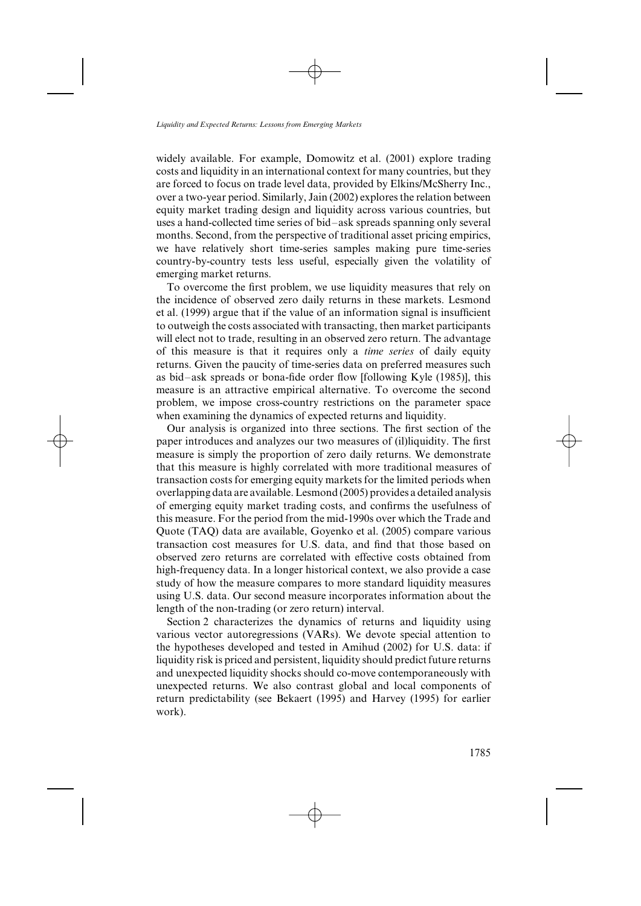widely available. For example, Domowitz et al. (2001) explore trading costs and liquidity in an international context for many countries, but they are forced to focus on trade level data, provided by Elkins/McSherry Inc., over a two-year period. Similarly, Jain (2002) explores the relation between equity market trading design and liquidity across various countries, but uses a hand-collected time series of bid–ask spreads spanning only several months. Second, from the perspective of traditional asset pricing empirics, we have relatively short time-series samples making pure time-series country-by-country tests less useful, especially given the volatility of emerging market returns.

To overcome the first problem, we use liquidity measures that rely on the incidence of observed zero daily returns in these markets. Lesmond et al. (1999) argue that if the value of an information signal is insufficient to outweigh the costs associated with transacting, then market participants will elect not to trade, resulting in an observed zero return. The advantage of this measure is that it requires only a *time series* of daily equity returns. Given the paucity of time-series data on preferred measures such as bid–ask spreads or bona-fide order flow [following Kyle (1985)], this measure is an attractive empirical alternative. To overcome the second problem, we impose cross-country restrictions on the parameter space when examining the dynamics of expected returns and liquidity.

Our analysis is organized into three sections. The first section of the paper introduces and analyzes our two measures of (il)liquidity. The first measure is simply the proportion of zero daily returns. We demonstrate that this measure is highly correlated with more traditional measures of transaction costs for emerging equity markets for the limited periods when overlapping data are available. Lesmond (2005) provides a detailed analysis of emerging equity market trading costs, and confirms the usefulness of this measure. For the period from the mid-1990s over which the Trade and Quote (TAQ) data are available, Goyenko et al. (2005) compare various transaction cost measures for U.S. data, and find that those based on observed zero returns are correlated with effective costs obtained from high-frequency data. In a longer historical context, we also provide a case study of how the measure compares to more standard liquidity measures using U.S. data. Our second measure incorporates information about the length of the non-trading (or zero return) interval.

Section 2 characterizes the dynamics of returns and liquidity using various vector autoregressions (VARs). We devote special attention to the hypotheses developed and tested in Amihud (2002) for U.S. data: if liquidity risk is priced and persistent, liquidity should predict future returns and unexpected liquidity shocks should co-move contemporaneously with unexpected returns. We also contrast global and local components of return predictability (see Bekaert (1995) and Harvey (1995) for earlier work).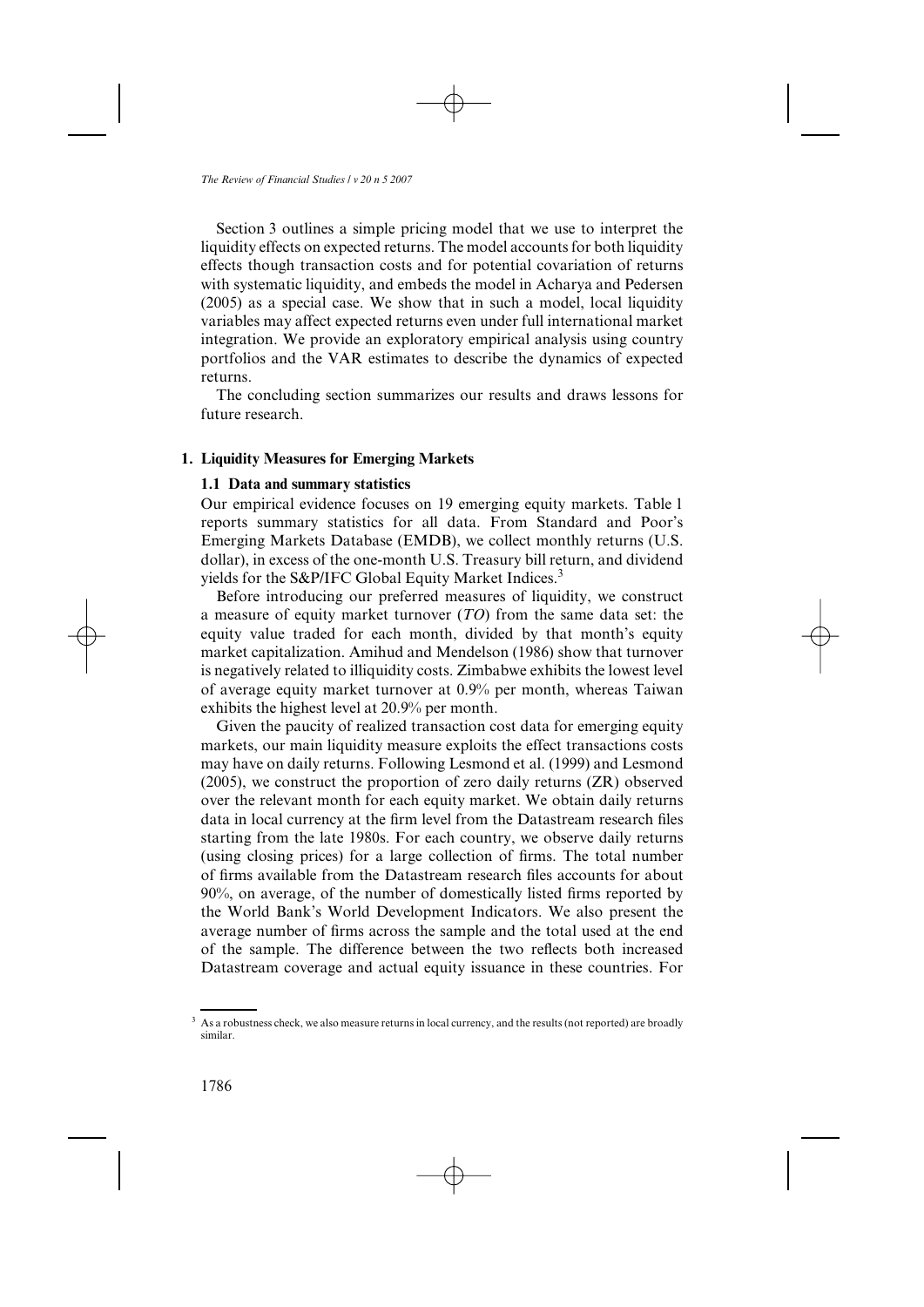Section 3 outlines a simple pricing model that we use to interpret the liquidity effects on expected returns. The model accounts for both liquidity effects though transaction costs and for potential covariation of returns with systematic liquidity, and embeds the model in Acharya and Pedersen (2005) as a special case. We show that in such a model, local liquidity variables may affect expected returns even under full international market integration. We provide an exploratory empirical analysis using country portfolios and the VAR estimates to describe the dynamics of expected returns.

The concluding section summarizes our results and draws lessons for future research.

## 1. Liquidity Measures for Emerging Markets

### 1.1 Data and summary statistics

Our empirical evidence focuses on 19 emerging equity markets. Table 1 reports summary statistics for all data. From Standard and Poor's Emerging Markets Database (EMDB), we collect monthly returns (U.S. dollar), in excess of the one-month U.S. Treasury bill return, and dividend yields for the S&P/IFC Global Equity Market Indices.[3]

Before introducing our preferred measures of liquidity, we construct a measure of equity market turnover ($TO$) from the same data set: the equity value traded for each month, divided by that month's equity market capitalization. Amihud and Mendelson (1986) show that turnover is negatively related to illiquidity costs. Zimbabwe exhibits the lowest level of average equity market turnover at 0.9% per month, whereas Taiwan exhibits the highest level at 20.9% per month.

Given the paucity of realized transaction cost data for emerging equity markets, our main liquidity measure exploits the effect transactions costs may have on daily returns. Following Lesmond et al. (1999) and Lesmond (2005), we construct the proportion of zero daily returns (ZR) observed over the relevant month for each equity market. We obtain daily returns data in local currency at the firm level from the Datastream research files starting from the late 1980s. For each country, we observe daily returns (using closing prices) for a large collection of firms. The total number of firms available from the Datastream research files accounts for about 90%, on average, of the number of domestically listed firms reported by the World Bank's World Development Indicators. We also present the average number of firms across the sample and the total used at the end of the sample. The difference between the two reflects both increased Datastream coverage and actual equity issuance in these countries. For

[3] As a robustness check, we also measure returns in local currency, and the results (not reported) are broadly similar.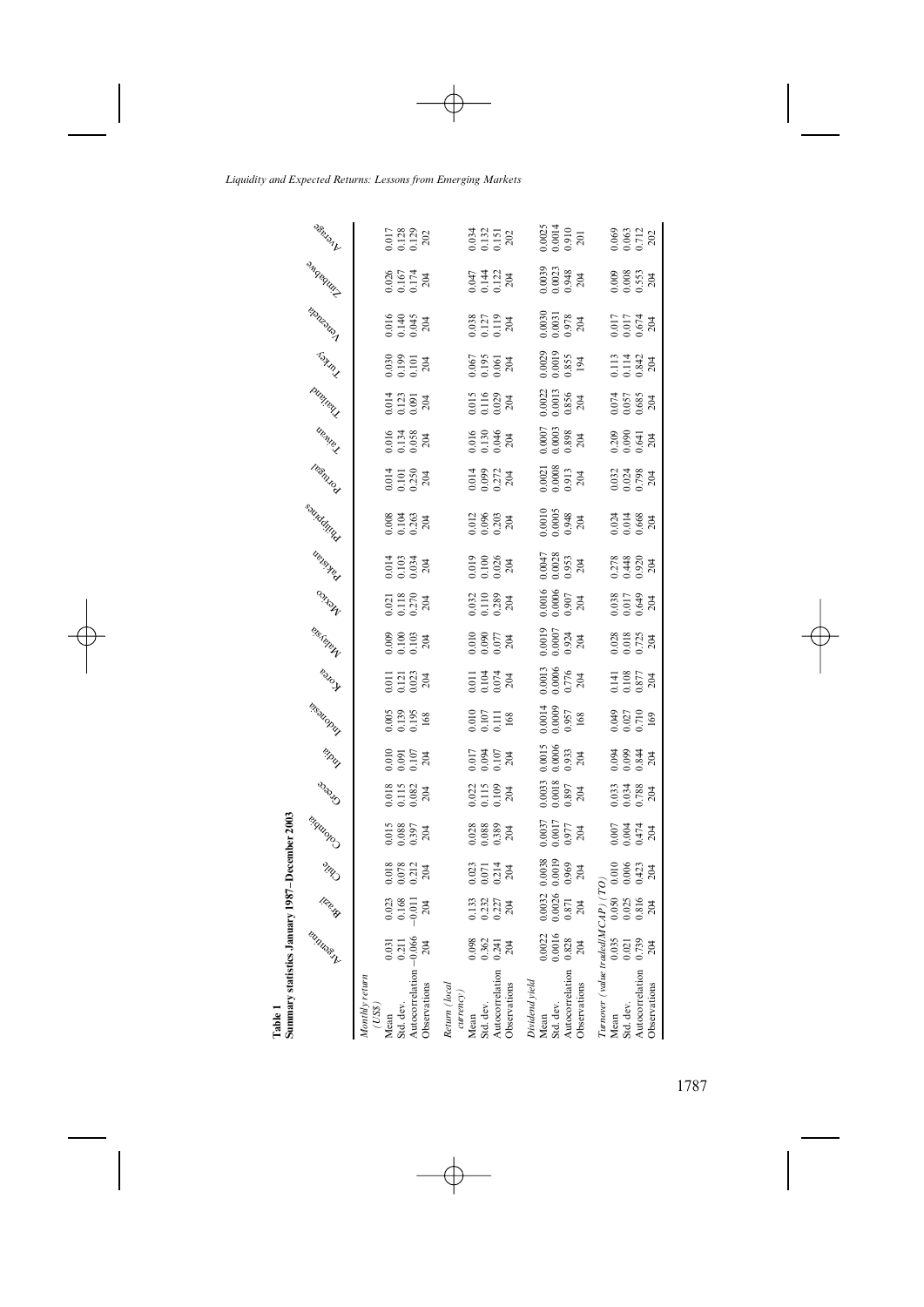**Table 1**
**Summary statistics January 1987–December 2003**

| | Argentina | Brazil | Chile | Colombia | Greece | India | Indonesia | Korea | Malaysia | Mexico | Pakistan | Philippines | Portugal | Taiwan | Thailand | Turkey | Venezuela | Zimbabwe | Average |
|---|---|---|---|---|---|---|---|---|---|---|---|---|---|---|---|---|---|---|---|
| *Monthly return (US$)* | | | | | | | | | | | | | | | | | | | |
| Mean | 0.031 | 0.023 | 0.018 | 0.015 | 0.018 | 0.010 | 0.005 | 0.011 | 0.009 | 0.021 | 0.014 | 0.008 | 0.014 | 0.016 | 0.014 | 0.030 | 0.016 | 0.026 | 0.017 |
| Std. dev. | 0.211 | 0.168 | 0.078 | 0.088 | 0.115 | 0.091 | 0.139 | 0.121 | 0.100 | 0.118 | 0.103 | 0.104 | 0.101 | 0.134 | 0.123 | 0.199 | 0.140 | 0.167 | 0.128 |
| Autocorrelation | −0.066 | −0.011 | 0.212 | 0.397 | 0.082 | 0.107 | 0.195 | 0.023 | 0.103 | 0.270 | 0.034 | 0.263 | 0.250 | 0.058 | 0.091 | 0.101 | 0.045 | 0.174 | 0.129 |
| Observations | 204 | 204 | 204 | 204 | 204 | 204 | 168 | 204 | 204 | 204 | 204 | 204 | 204 | 204 | 204 | 204 | 204 | 204 | 202 |
| *Return (local currency)* | | | | | | | | | | | | | | | | | | | |
| Mean | 0.098 | 0.133 | 0.023 | 0.028 | 0.022 | 0.017 | 0.010 | 0.011 | 0.010 | 0.032 | 0.019 | 0.012 | 0.014 | 0.016 | 0.015 | 0.067 | 0.038 | 0.047 | 0.034 |
| Std. dev. | 0.362 | 0.232 | 0.071 | 0.088 | 0.115 | 0.094 | 0.107 | 0.104 | 0.090 | 0.110 | 0.100 | 0.096 | 0.099 | 0.130 | 0.116 | 0.195 | 0.127 | 0.144 | 0.132 |
| Autocorrelation | 0.241 | 0.227 | 0.214 | 0.389 | 0.109 | 0.107 | 0.111 | 0.074 | 0.077 | 0.289 | 0.026 | 0.203 | 0.272 | 0.046 | 0.029 | 0.061 | 0.119 | 0.122 | 0.151 |
| Observations | 204 | 204 | 204 | 204 | 204 | 204 | 168 | 204 | 204 | 204 | 204 | 204 | 204 | 204 | 204 | 204 | 204 | 204 | 202 |
| *Dividend yield* | | | | | | | | | | | | | | | | | | | |
| Mean | 0.0022 | 0.0032 | 0.0038 | 0.0037 | 0.0033 | 0.0015 | 0.0014 | 0.0013 | 0.0019 | 0.0016 | 0.0047 | 0.0010 | 0.0021 | 0.0007 | 0.0022 | 0.0029 | 0.0030 | 0.0039 | 0.0025 |
| Std. dev. | 0.0016 | 0.0026 | 0.0019 | 0.0017 | 0.0018 | 0.0006 | 0.0009 | 0.0006 | 0.0007 | 0.0006 | 0.0028 | 0.0005 | 0.0008 | 0.0003 | 0.0013 | 0.0019 | 0.0031 | 0.0023 | 0.0014 |
| Autocorrelation | 0.828 | 0.871 | 0.969 | 0.977 | 0.897 | 0.933 | 0.957 | 0.776 | 0.924 | 0.907 | 0.953 | 0.948 | 0.913 | 0.898 | 0.856 | 0.855 | 0.978 | 0.948 | 0.910 |
| Observations | 204 | 204 | 204 | 204 | 204 | 204 | 168 | 204 | 204 | 204 | 204 | 204 | 204 | 204 | 204 | 194 | 204 | 204 | 201 |
| *Turnover (value traded/MCAP) (TO)* | | | | | | | | | | | | | | | | | | | |
| Mean | 0.035 | 0.050 | 0.010 | 0.007 | 0.033 | 0.094 | 0.049 | 0.141 | 0.028 | 0.038 | 0.278 | 0.024 | 0.032 | 0.209 | 0.074 | 0.113 | 0.017 | 0.009 | 0.069 |
| Std. dev. | 0.021 | 0.025 | 0.006 | 0.004 | 0.034 | 0.099 | 0.027 | 0.108 | 0.018 | 0.017 | 0.448 | 0.014 | 0.024 | 0.090 | 0.057 | 0.114 | 0.017 | 0.008 | 0.063 |
| Autocorrelation | 0.739 | 0.816 | 0.423 | 0.474 | 0.788 | 0.844 | 0.710 | 0.877 | 0.725 | 0.649 | 0.920 | 0.668 | 0.798 | 0.641 | 0.685 | 0.842 | 0.674 | 0.553 | 0.712 |
| Observations | 204 | 204 | 204 | 204 | 204 | 204 | 169 | 204 | 204 | 204 | 204 | 204 | 204 | 204 | 204 | 204 | 204 | 204 | 202 |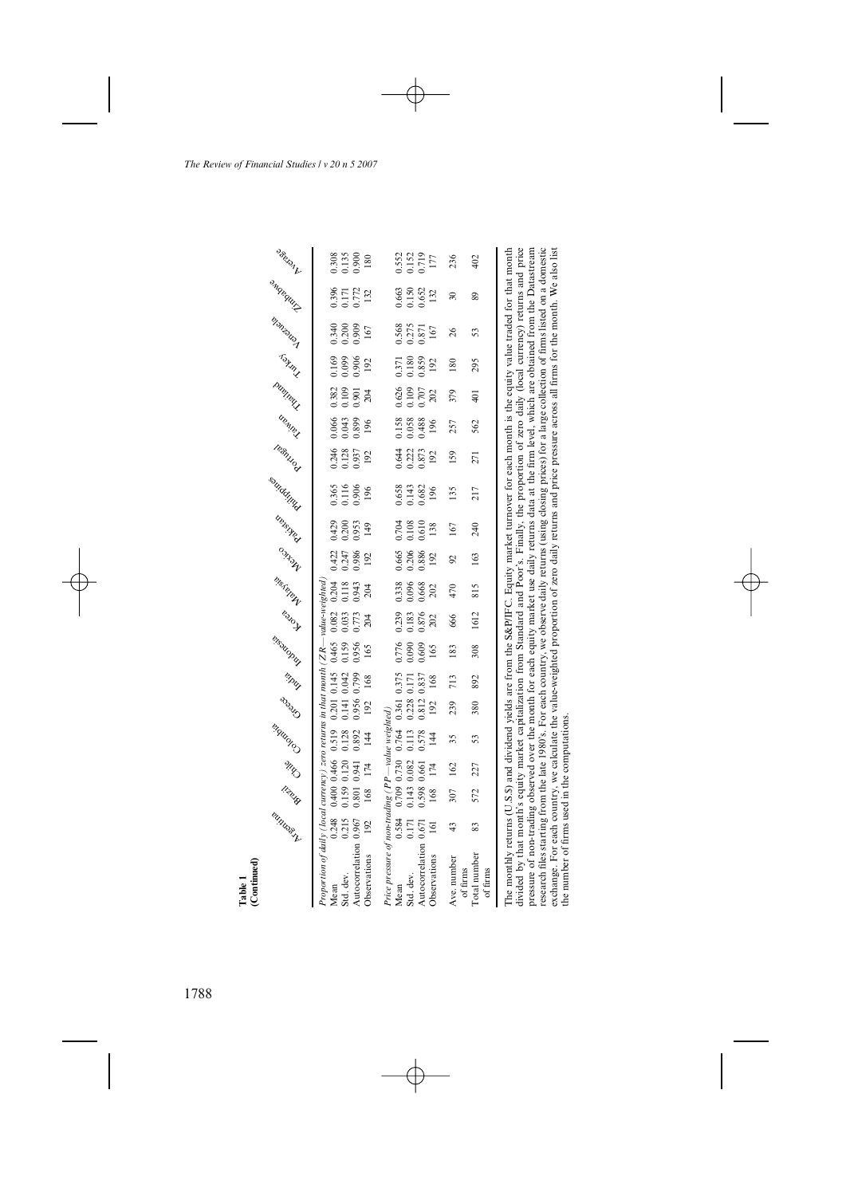**Table 1**
**(Continued)**

| | Argentina | Brazil | Chile | Colombia | Greece | India | Indonesia | Korea | Malaysia | Mexico | Pakistan | Philippines | Portugal | Taiwan | Thailand | Turkey | Venezuela | Zimbabwe | Average |
|---|---|---|---|---|---|---|---|---|---|---|---|---|---|---|---|---|---|---|---|
| *Proportion of daily (local currency) zero returns in that month (ZR—value-weighted)* | | | | | | | | | | | | | | | | | | | |
| Mean | 0.248 | 0.400 | 0.466 | 0.519 | 0.201 | 0.145 | 0.465 | 0.082 | 0.204 | 0.422 | 0.429 | 0.365 | 0.246 | 0.066 | 0.382 | 0.169 | 0.340 | 0.396 | 0.308 |
| Std. dev. | 0.215 | 0.159 | 0.120 | 0.128 | 0.141 | 0.042 | 0.159 | 0.033 | 0.118 | 0.247 | 0.200 | 0.116 | 0.128 | 0.043 | 0.109 | 0.099 | 0.200 | 0.171 | 0.135 |
| Autocorrelation | 0.967 | 0.801 | 0.941 | 0.892 | 0.956 | 0.799 | 0.956 | 0.773 | 0.943 | 0.986 | 0.953 | 0.906 | 0.937 | 0.899 | 0.901 | 0.906 | 0.909 | 0.772 | 0.900 |
| Observations | 192 | 168 | 174 | 144 | 192 | 168 | 165 | 204 | 204 | 192 | 149 | 196 | 192 | 196 | 204 | 192 | 167 | 132 | 180 |
| *Price pressure of non-trading (PP—value weighted)* | | | | | | | | | | | | | | | | | | | |
| Mean | 0.584 | 0.709 | 0.730 | 0.764 | 0.361 | 0.375 | 0.776 | 0.239 | 0.338 | 0.665 | 0.704 | 0.658 | 0.644 | 0.158 | 0.626 | 0.371 | 0.568 | 0.663 | 0.552 |
| Std. dev. | 0.171 | 0.143 | 0.082 | 0.113 | 0.228 | 0.171 | 0.090 | 0.183 | 0.096 | 0.206 | 0.108 | 0.143 | 0.222 | 0.058 | 0.109 | 0.180 | 0.275 | 0.150 | 0.152 |
| Autocorrelation | 0.671 | 0.598 | 0.661 | 0.578 | 0.812 | 0.837 | 0.609 | 0.876 | 0.668 | 0.886 | 0.610 | 0.682 | 0.873 | 0.488 | 0.707 | 0.859 | 0.871 | 0.652 | 0.719 |
| Observations | 161 | 168 | 174 | 144 | 192 | 168 | 165 | 202 | 202 | 192 | 138 | 196 | 192 | 196 | 202 | 192 | 167 | 132 | 177 |
| Ave. number of firms | 43 | 307 | 162 | 35 | 239 | 713 | 183 | 666 | 470 | 92 | 167 | 135 | 159 | 257 | 379 | 180 | 26 | 30 | 236 |
| Total number of firms | 83 | 572 | 227 | 53 | 380 | 892 | 308 | 1612 | 815 | 163 | 240 | 217 | 271 | 562 | 401 | 295 | 53 | 89 | 402 |

The monthly returns (U.S.$) and dividend yields are from the S&P/IFC. Equity market turnover for each month is the equity value traded for that month divided by that month's equity market capitalization from Standard and Poor's. Finally, the proportion of zero daily (local currency) returns and price pressure of non-trading observed over the month for each equity market use daily returns data at the firm level, which are obtained from the Datastream research files starting from the late 1980's. For each country, we observe daily returns (using closing prices) for a large collection of firms listed on a domestic exchange. For each country, we calculate the value-weighted proportion of zero daily returns and price pressure across all firms for the month. We also list the number of firms used in the computations.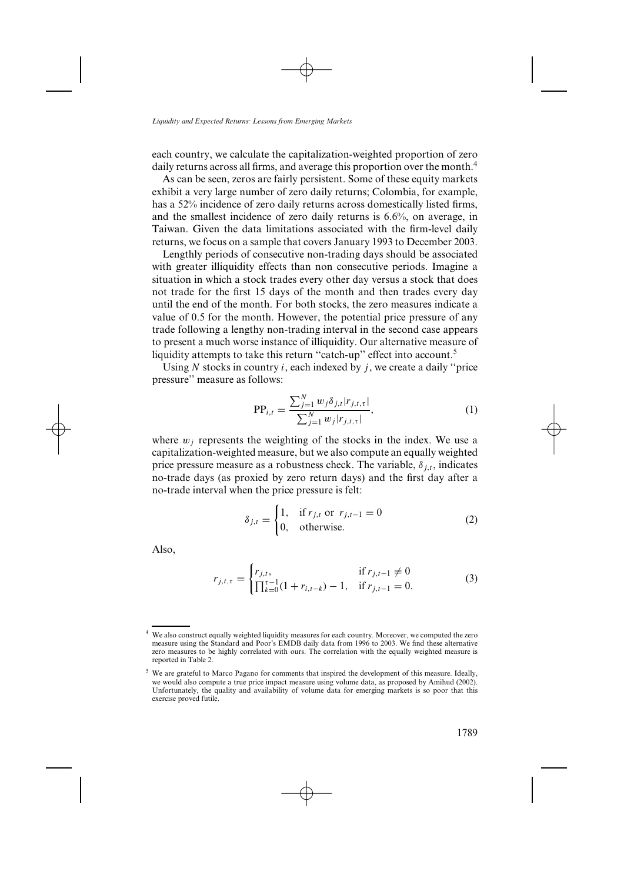each country, we calculate the capitalization-weighted proportion of zero daily returns across all firms, and average this proportion over the month.[4]

As can be seen, zeros are fairly persistent. Some of these equity markets exhibit a very large number of zero daily returns; Colombia, for example, has a 52% incidence of zero daily returns across domestically listed firms, and the smallest incidence of zero daily returns is 6.6%, on average, in Taiwan. Given the data limitations associated with the firm-level daily returns, we focus on a sample that covers January 1993 to December 2003.

Lengthly periods of consecutive non-trading days should be associated with greater illiquidity effects than non consecutive periods. Imagine a situation in which a stock trades every other day versus a stock that does not trade for the first 15 days of the month and then trades every day until the end of the month. For both stocks, the zero measures indicate a value of 0.5 for the month. However, the potential price pressure of any trade following a lengthy non-trading interval in the second case appears to present a much worse instance of illiquidity. Our alternative measure of liquidity attempts to take this return "catch-up" effect into account.[5]

Using $N$ stocks in country $i$, each indexed by $j$, we create a daily "price pressure" measure as follows:

$$\mathrm{PP}_{i,t} = \frac{\sum_{j=1}^{N} w_j \delta_{j,t} |r_{j,t,\tau}|}{\sum_{j=1}^{N} w_j |r_{j,t,\tau}|}, \tag{1}$$

where $w_j$ represents the weighting of the stocks in the index. We use a capitalization-weighted measure, but we also compute an equally weighted price pressure measure as a robustness check. The variable, $\delta_{j,t}$, indicates no-trade days (as proxied by zero return days) and the first day after a no-trade interval when the price pressure is felt:

$$\delta_{j,t} = \begin{cases} 1, & \text{if } r_{j,t} \text{ or } r_{j,t-1} = 0 \\ 0, & \text{otherwise.} \end{cases} \tag{2}$$

Also,

$$r_{j,t,\tau} = \begin{cases} r_{j,t}, & \text{if } r_{j,t-1} \neq 0 \\ \prod_{k=0}^{\tau-1} (1 + r_{i,t-k}) - 1, & \text{if } r_{j,t-1} = 0. \end{cases} \tag{3}$$

---

[4] We also construct equally weighted liquidity measures for each country. Moreover, we computed the zero measure using the Standard and Poor's EMDB daily data from 1996 to 2003. We find these alternative zero measures to be highly correlated with ours. The correlation with the equally weighted measure is reported in Table 2.

[5] We are grateful to Marco Pagano for comments that inspired the development of this measure. Ideally, we would also compute a true price impact measure using volume data, as proposed by Amihud (2002). Unfortunately, the quality and availability of volume data for emerging markets is so poor that this exercise proved futile.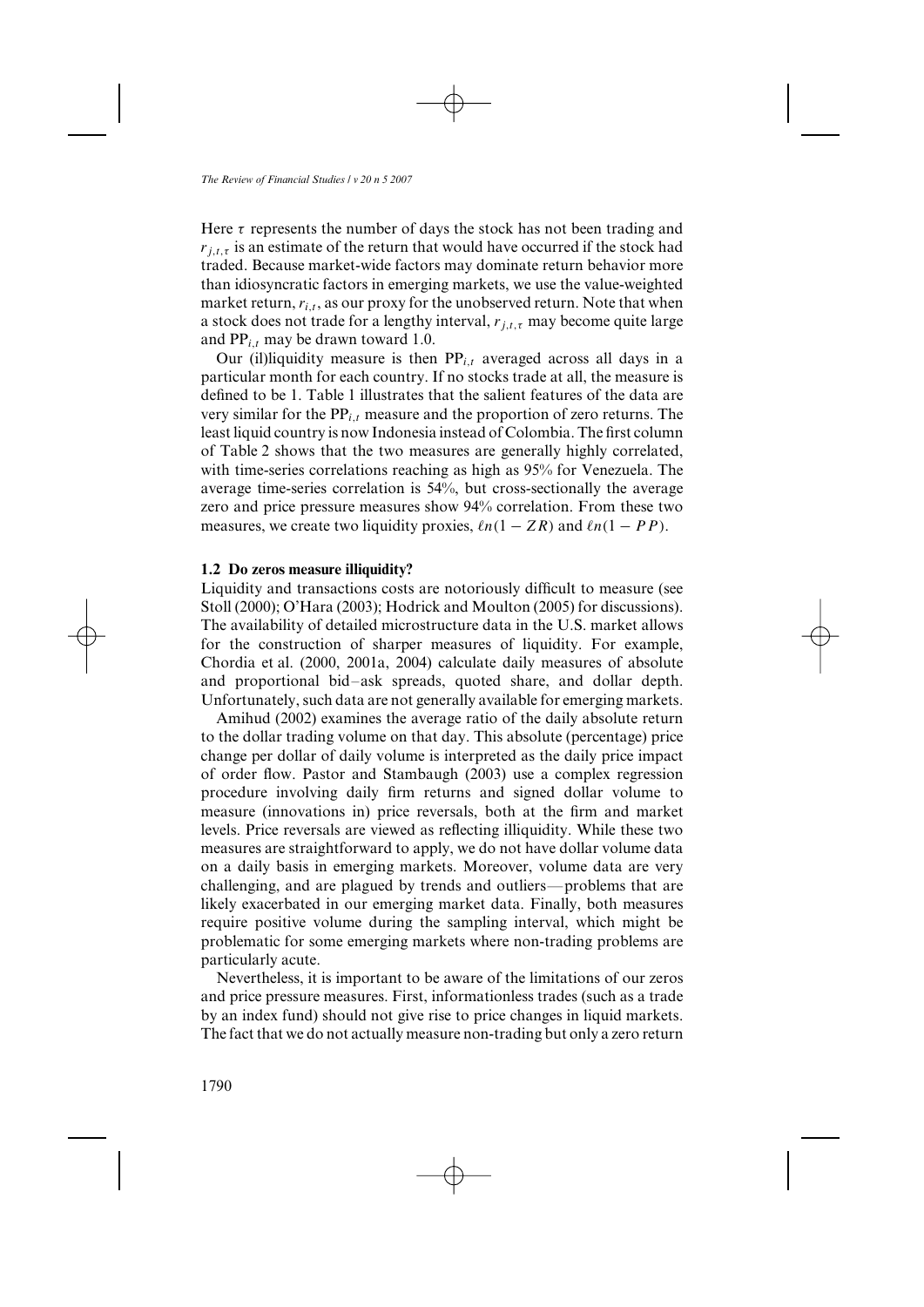Here $\tau$ represents the number of days the stock has not been trading and $r_{j,t,\tau}$ is an estimate of the return that would have occurred if the stock had traded. Because market-wide factors may dominate return behavior more than idiosyncratic factors in emerging markets, we use the value-weighted market return, $r_{i,t}$, as our proxy for the unobserved return. Note that when a stock does not trade for a lengthy interval, $r_{j,t,\tau}$ may become quite large and $\mathrm{PP}_{i,t}$ may be drawn toward 1.0.

Our (il)liquidity measure is then $\mathrm{PP}_{i,t}$ averaged across all days in a particular month for each country. If no stocks trade at all, the measure is defined to be 1. Table 1 illustrates that the salient features of the data are very similar for the $\mathrm{PP}_{i,t}$ measure and the proportion of zero returns. The least liquid country is now Indonesia instead of Colombia. The first column of Table 2 shows that the two measures are generally highly correlated, with time-series correlations reaching as high as 95% for Venezuela. The average time-series correlation is 54%, but cross-sectionally the average zero and price pressure measures show 94% correlation. From these two measures, we create two liquidity proxies, $\ell n(1 - ZR)$ and $\ell n(1 - PP)$.

### 1.2 Do zeros measure illiquidity?

Liquidity and transactions costs are notoriously difficult to measure (see Stoll (2000); O'Hara (2003); Hodrick and Moulton (2005) for discussions). The availability of detailed microstructure data in the U.S. market allows for the construction of sharper measures of liquidity. For example, Chordia et al. (2000, 2001a, 2004) calculate daily measures of absolute and proportional bid–ask spreads, quoted share, and dollar depth. Unfortunately, such data are not generally available for emerging markets.

Amihud (2002) examines the average ratio of the daily absolute return to the dollar trading volume on that day. This absolute (percentage) price change per dollar of daily volume is interpreted as the daily price impact of order flow. Pastor and Stambaugh (2003) use a complex regression procedure involving daily firm returns and signed dollar volume to measure (innovations in) price reversals, both at the firm and market levels. Price reversals are viewed as reflecting illiquidity. While these two measures are straightforward to apply, we do not have dollar volume data on a daily basis in emerging markets. Moreover, volume data are very challenging, and are plagued by trends and outliers—problems that are likely exacerbated in our emerging market data. Finally, both measures require positive volume during the sampling interval, which might be problematic for some emerging markets where non-trading problems are particularly acute.

Nevertheless, it is important to be aware of the limitations of our zeros and price pressure measures. First, informationless trades (such as a trade by an index fund) should not give rise to price changes in liquid markets. The fact that we do not actually measure non-trading but only a zero return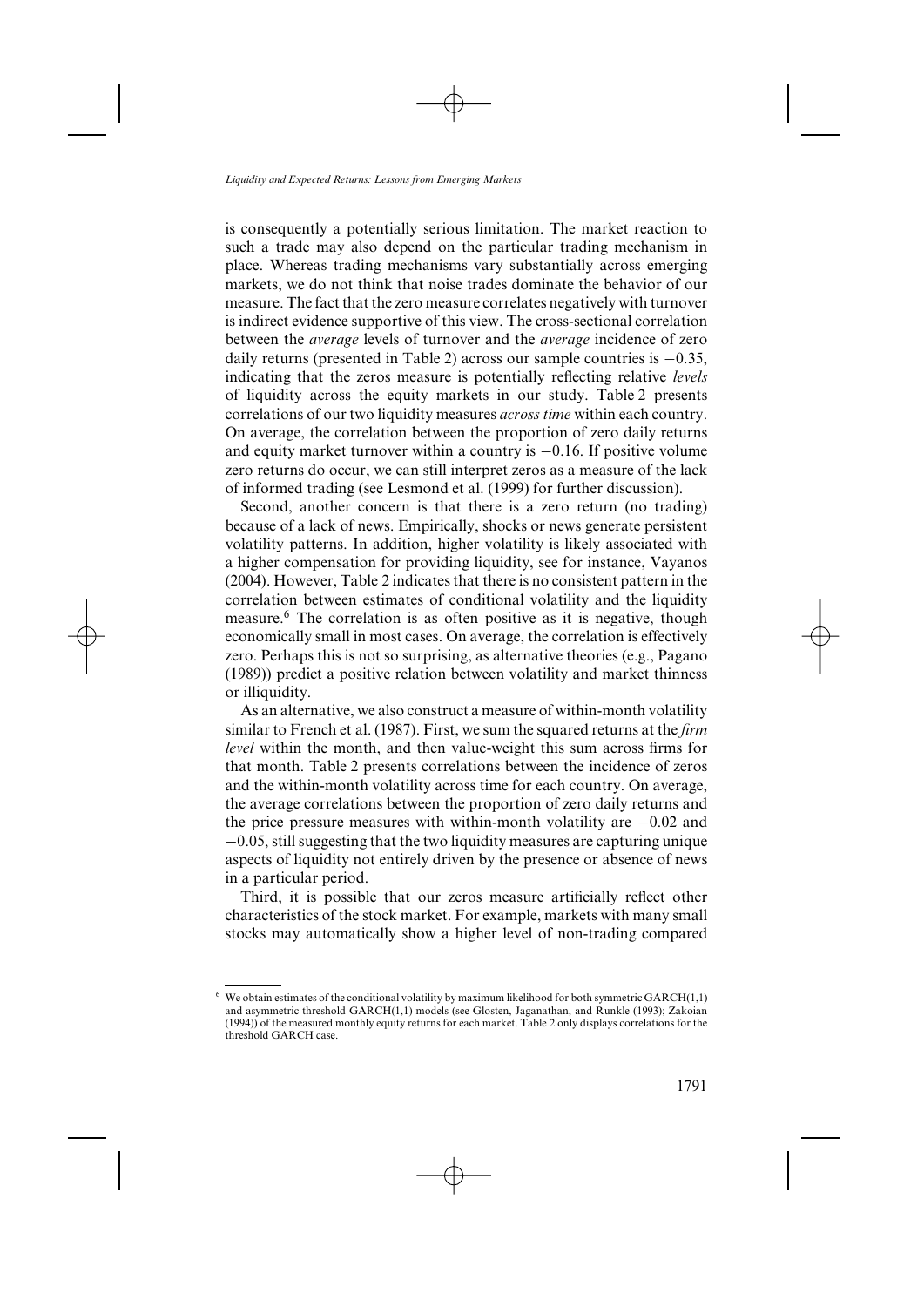is consequently a potentially serious limitation. The market reaction to such a trade may also depend on the particular trading mechanism in place. Whereas trading mechanisms vary substantially across emerging markets, we do not think that noise trades dominate the behavior of our measure. The fact that the zero measure correlates negatively with turnover is indirect evidence supportive of this view. The cross-sectional correlation between the *average* levels of turnover and the *average* incidence of zero daily returns (presented in Table 2) across our sample countries is −0.35, indicating that the zeros measure is potentially reflecting relative *levels* of liquidity across the equity markets in our study. Table 2 presents correlations of our two liquidity measures *across time* within each country. On average, the correlation between the proportion of zero daily returns and equity market turnover within a country is −0.16. If positive volume zero returns do occur, we can still interpret zeros as a measure of the lack of informed trading (see Lesmond et al. (1999) for further discussion).

Second, another concern is that there is a zero return (no trading) because of a lack of news. Empirically, shocks or news generate persistent volatility patterns. In addition, higher volatility is likely associated with a higher compensation for providing liquidity, see for instance, Vayanos (2004). However, Table 2 indicates that there is no consistent pattern in the correlation between estimates of conditional volatility and the liquidity measure.[6] The correlation is as often positive as it is negative, though economically small in most cases. On average, the correlation is effectively zero. Perhaps this is not so surprising, as alternative theories (e.g., Pagano (1989)) predict a positive relation between volatility and market thinness or illiquidity.

As an alternative, we also construct a measure of within-month volatility similar to French et al. (1987). First, we sum the squared returns at the *firm level* within the month, and then value-weight this sum across firms for that month. Table 2 presents correlations between the incidence of zeros and the within-month volatility across time for each country. On average, the average correlations between the proportion of zero daily returns and the price pressure measures with within-month volatility are −0.02 and −0.05, still suggesting that the two liquidity measures are capturing unique aspects of liquidity not entirely driven by the presence or absence of news in a particular period.

Third, it is possible that our zeros measure artificially reflect other characteristics of the stock market. For example, markets with many small stocks may automatically show a higher level of non-trading compared

---

[6] We obtain estimates of the conditional volatility by maximum likelihood for both symmetric GARCH(1,1) and asymmetric threshold GARCH(1,1) models (see Glosten, Jaganathan, and Runkle (1993); Zakoian (1994)) of the measured monthly equity returns for each market. Table 2 only displays correlations for the threshold GARCH case.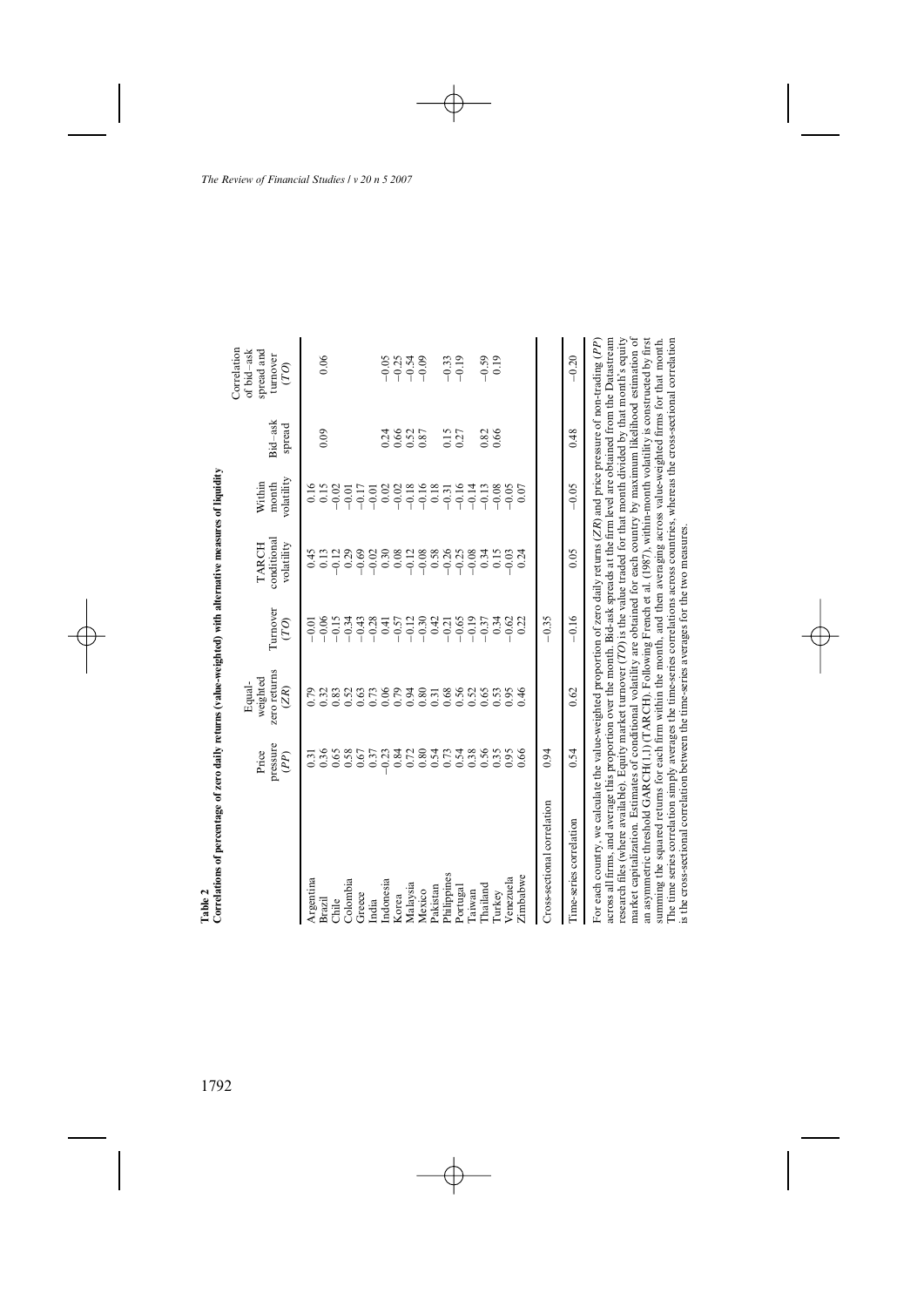**Table 2**
**Correlations of percentage of zero daily returns (value-weighted) with alternative measures of liquidity**

| | Price pressure (*PP*) | Equal-weighted zero returns (*ZR*) | Turnover (*TO*) | TARCH conditional volatility | Within month volatility | Bid–ask spread | Correlation of bid–ask spread and turnover (*TO*) |
|---|---|---|---|---|---|---|---|
| Argentina | 0.31 | 0.79 | −0.01 | 0.45 | 0.16 | | |
| Brazil | 0.36 | 0.32 | −0.06 | 0.13 | 0.15 | 0.09 | 0.06 |
| Chile | 0.65 | 0.83 | −0.15 | −0.12 | −0.02 | | |
| Colombia | 0.58 | 0.52 | −0.34 | 0.29 | −0.01 | | |
| Greece | 0.67 | 0.63 | −0.43 | −0.69 | −0.17 | | |
| India | 0.37 | 0.73 | −0.28 | −0.02 | −0.01 | | |
| Indonesia | −0.23 | 0.06 | 0.41 | 0.30 | 0.02 | 0.24 | −0.05 |
| Korea | 0.84 | 0.79 | −0.57 | 0.08 | −0.02 | 0.66 | −0.25 |
| Malaysia | 0.72 | 0.94 | −0.12 | −0.12 | −0.18 | 0.52 | −0.54 |
| Mexico | 0.80 | 0.80 | −0.30 | −0.08 | −0.16 | 0.87 | −0.09 |
| Pakistan | 0.54 | 0.31 | 0.42 | 0.58 | 0.18 | | |
| Philippines | 0.73 | 0.68 | −0.21 | −0.26 | −0.31 | 0.15 | −0.33 |
| Portugal | 0.54 | 0.56 | −0.65 | −0.25 | −0.16 | 0.27 | −0.19 |
| Taiwan | 0.38 | 0.52 | −0.19 | −0.08 | −0.14 | | |
| Thailand | 0.56 | 0.65 | −0.37 | 0.34 | −0.13 | 0.82 | −0.59 |
| Turkey | 0.35 | 0.53 | 0.34 | 0.15 | −0.08 | 0.66 | 0.19 |
| Venezuela | 0.95 | 0.95 | −0.62 | −0.03 | −0.05 | | |
| Zimbabwe | 0.66 | 0.46 | 0.22 | 0.24 | 0.07 | | |
| Cross-sectional correlation | 0.94 | | −0.35 | | | | |
| Time-series correlation | 0.54 | 0.62 | −0.16 | 0.05 | −0.05 | 0.48 | −0.20 |

For each country, we calculate the value-weighted proportion of zero daily returns (*ZR*) and price pressure of non-trading (*PP*) across all firms, and average this proportion over the month. Bid–ask spreads at the firm level are obtained from the Datastream research files (where available). Equity market turnover (*TO*) is the value traded for that month divided by that month's equity market capitalization. Estimates of conditional volatility are obtained for each country by maximum likelihood estimation of an asymmetric threshold GARCH(1,1) (TARCH). Following French et al. (1987), within-month volatility is constructed by first summing the squared returns for each firm within the month, and then averaging across value-weighted firms for that month. The time series correlation simply averages the time-series correlations across countries, whereas the cross-sectional correlation is the cross-sectional correlation between the time-series averages for the two measures.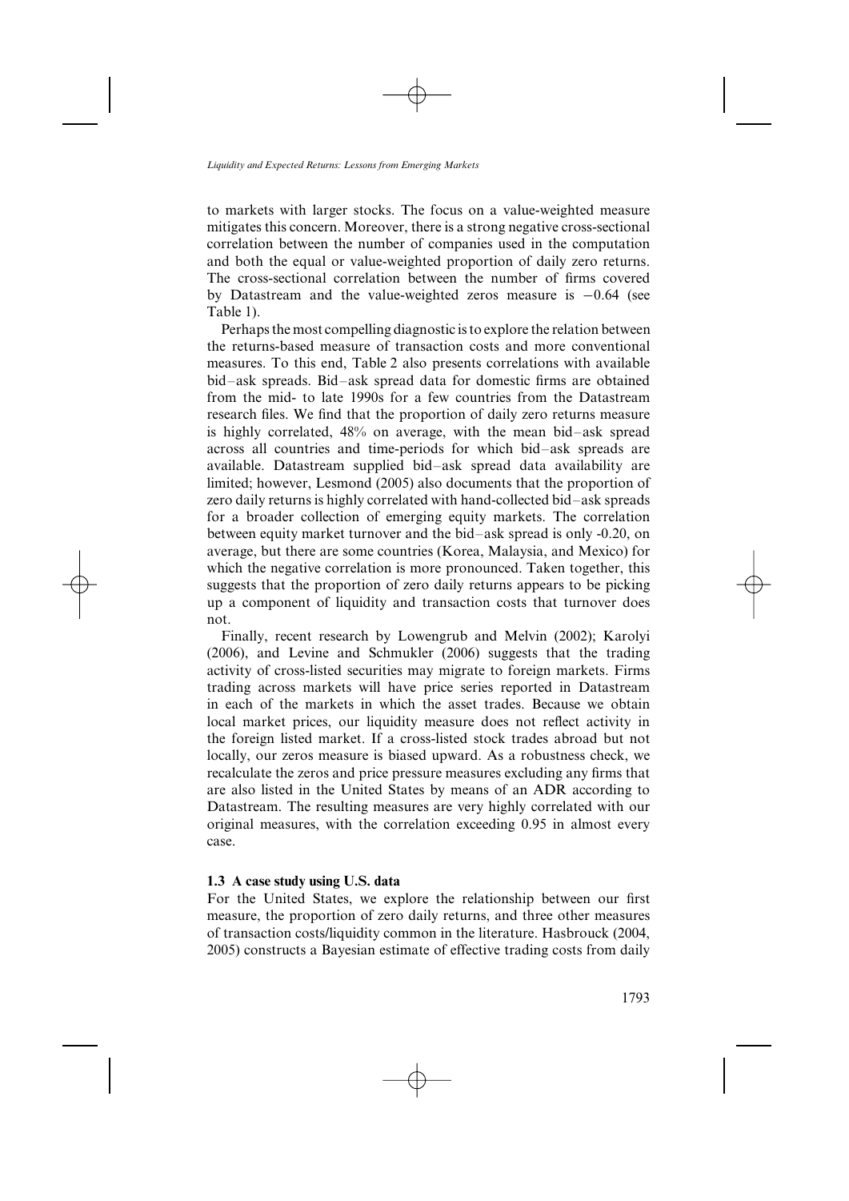to markets with larger stocks. The focus on a value-weighted measure mitigates this concern. Moreover, there is a strong negative cross-sectional correlation between the number of companies used in the computation and both the equal or value-weighted proportion of daily zero returns. The cross-sectional correlation between the number of firms covered by Datastream and the value-weighted zeros measure is −0.64 (see Table 1).

Perhaps the most compelling diagnostic is to explore the relation between the returns-based measure of transaction costs and more conventional measures. To this end, Table 2 also presents correlations with available bid–ask spreads. Bid–ask spread data for domestic firms are obtained from the mid- to late 1990s for a few countries from the Datastream research files. We find that the proportion of daily zero returns measure is highly correlated, 48% on average, with the mean bid–ask spread across all countries and time-periods for which bid–ask spreads are available. Datastream supplied bid–ask spread data availability are limited; however, Lesmond (2005) also documents that the proportion of zero daily returns is highly correlated with hand-collected bid–ask spreads for a broader collection of emerging equity markets. The correlation between equity market turnover and the bid–ask spread is only -0.20, on average, but there are some countries (Korea, Malaysia, and Mexico) for which the negative correlation is more pronounced. Taken together, this suggests that the proportion of zero daily returns appears to be picking up a component of liquidity and transaction costs that turnover does not.

Finally, recent research by Lowengrub and Melvin (2002); Karolyi (2006), and Levine and Schmukler (2006) suggests that the trading activity of cross-listed securities may migrate to foreign markets. Firms trading across markets will have price series reported in Datastream in each of the markets in which the asset trades. Because we obtain local market prices, our liquidity measure does not reflect activity in the foreign listed market. If a cross-listed stock trades abroad but not locally, our zeros measure is biased upward. As a robustness check, we recalculate the zeros and price pressure measures excluding any firms that are also listed in the United States by means of an ADR according to Datastream. The resulting measures are very highly correlated with our original measures, with the correlation exceeding 0.95 in almost every case.

### 1.3 A case study using U.S. data

For the United States, we explore the relationship between our first measure, the proportion of zero daily returns, and three other measures of transaction costs/liquidity common in the literature. Hasbrouck (2004, 2005) constructs a Bayesian estimate of effective trading costs from daily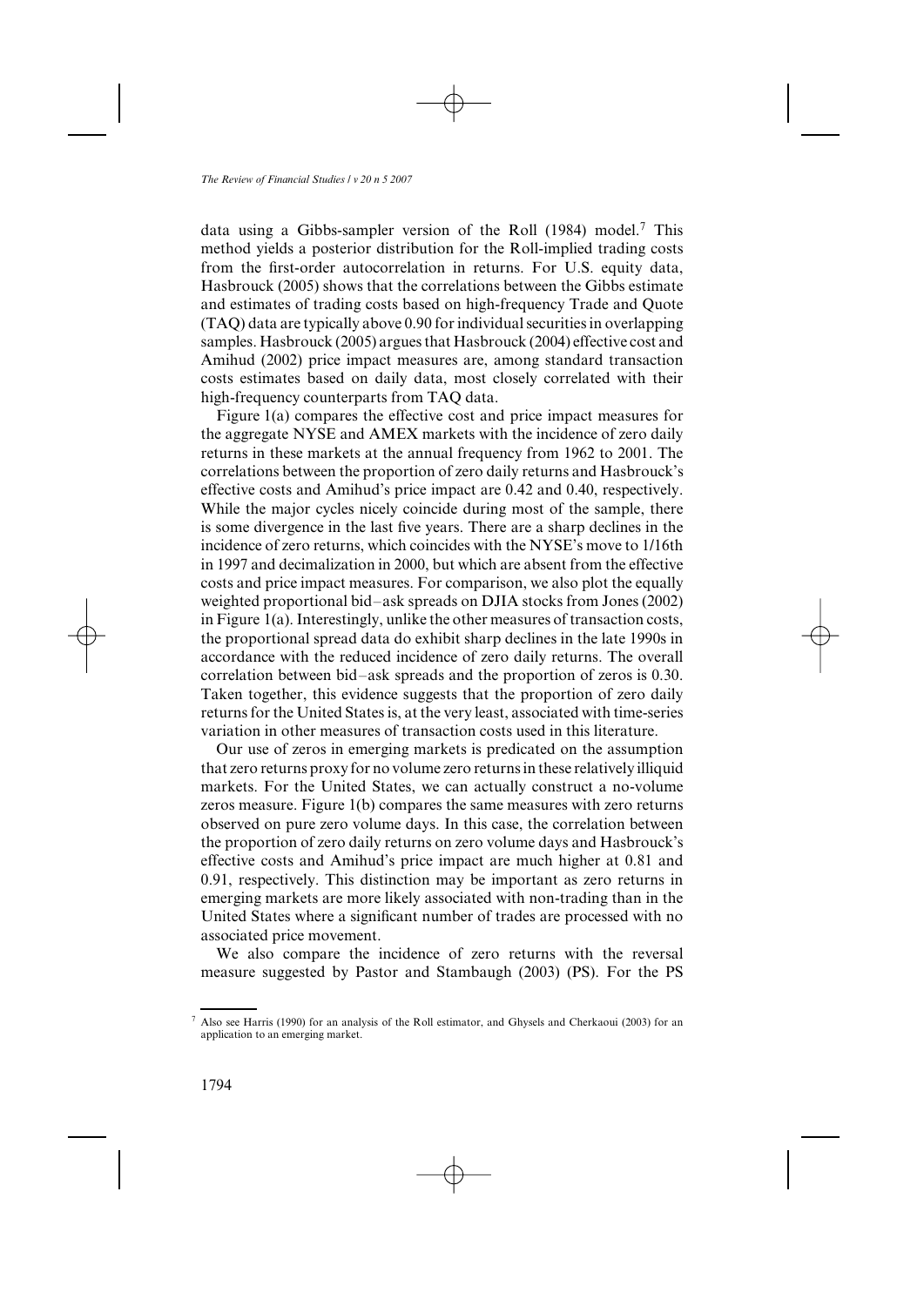data using a Gibbs-sampler version of the Roll (1984) model.[7] This method yields a posterior distribution for the Roll-implied trading costs from the first-order autocorrelation in returns. For U.S. equity data, Hasbrouck (2005) shows that the correlations between the Gibbs estimate and estimates of trading costs based on high-frequency Trade and Quote (TAQ) data are typically above 0.90 for individual securities in overlapping samples. Hasbrouck (2005) argues that Hasbrouck (2004) effective cost and Amihud (2002) price impact measures are, among standard transaction costs estimates based on daily data, most closely correlated with their high-frequency counterparts from TAQ data.

Figure 1(a) compares the effective cost and price impact measures for the aggregate NYSE and AMEX markets with the incidence of zero daily returns in these markets at the annual frequency from 1962 to 2001. The correlations between the proportion of zero daily returns and Hasbrouck's effective costs and Amihud's price impact are 0.42 and 0.40, respectively. While the major cycles nicely coincide during most of the sample, there is some divergence in the last five years. There are a sharp declines in the incidence of zero returns, which coincides with the NYSE's move to 1/16th in 1997 and decimalization in 2000, but which are absent from the effective costs and price impact measures. For comparison, we also plot the equally weighted proportional bid–ask spreads on DJIA stocks from Jones (2002) in Figure 1(a). Interestingly, unlike the other measures of transaction costs, the proportional spread data do exhibit sharp declines in the late 1990s in accordance with the reduced incidence of zero daily returns. The overall correlation between bid–ask spreads and the proportion of zeros is 0.30. Taken together, this evidence suggests that the proportion of zero daily returns for the United States is, at the very least, associated with time-series variation in other measures of transaction costs used in this literature.

Our use of zeros in emerging markets is predicated on the assumption that zero returns proxy for no volume zero returns in these relatively illiquid markets. For the United States, we can actually construct a no-volume zeros measure. Figure 1(b) compares the same measures with zero returns observed on pure zero volume days. In this case, the correlation between the proportion of zero daily returns on zero volume days and Hasbrouck's effective costs and Amihud's price impact are much higher at 0.81 and 0.91, respectively. This distinction may be important as zero returns in emerging markets are more likely associated with non-trading than in the United States where a significant number of trades are processed with no associated price movement.

We also compare the incidence of zero returns with the reversal measure suggested by Pastor and Stambaugh (2003) (PS). For the PS

[7] Also see Harris (1990) for an analysis of the Roll estimator, and Ghysels and Cherkaoui (2003) for an application to an emerging market.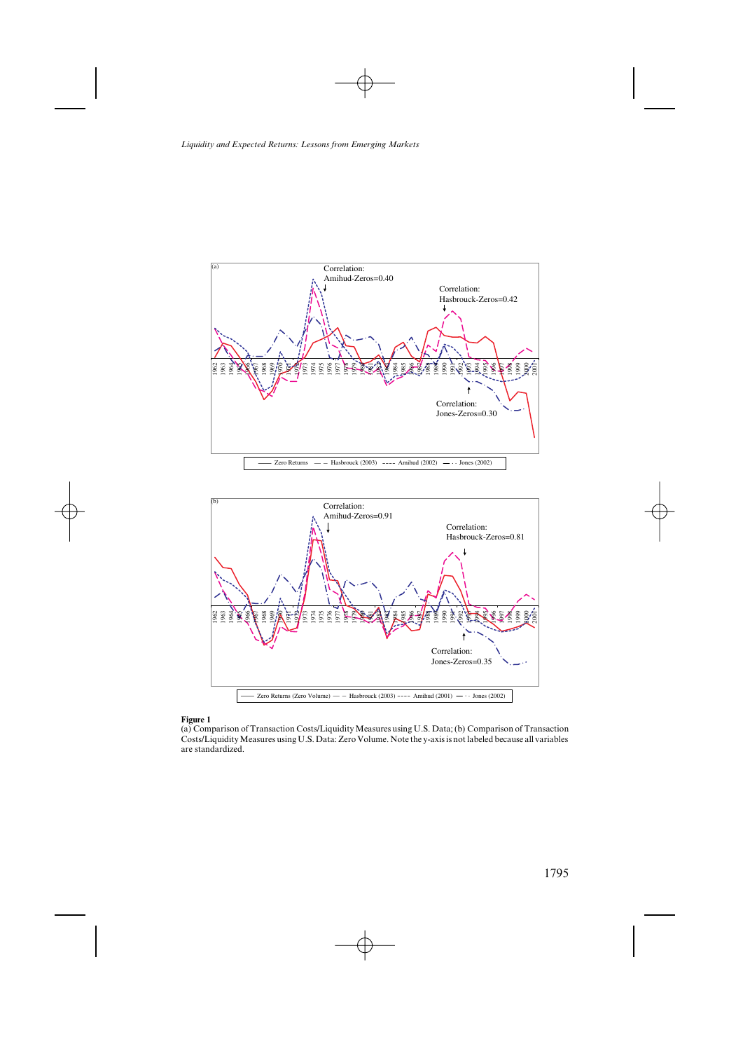**Figure 1**

(a) Comparison of Transaction Costs/Liquidity Measures using U.S. Data; (b) Comparison of Transaction Costs/Liquidity Measures using U.S. Data: Zero Volume. Note the y-axis is not labeled because all variables are standardized.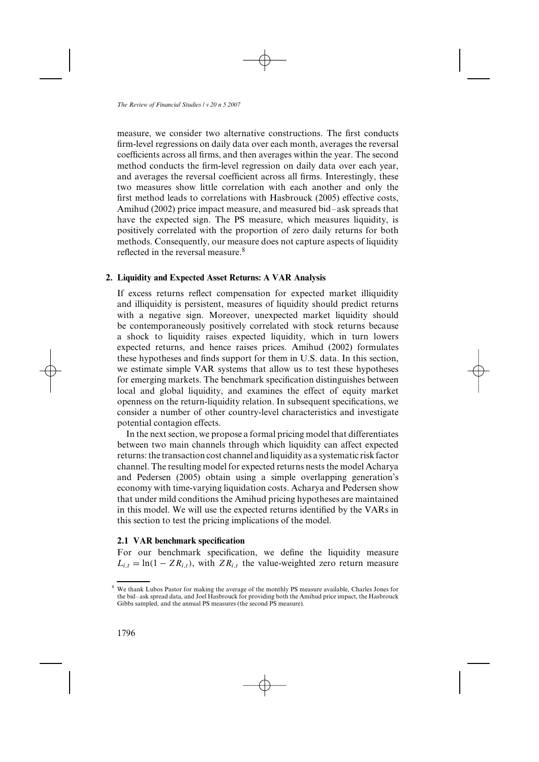measure, we consider two alternative constructions. The first conducts firm-level regressions on daily data over each month, averages the reversal coefficients across all firms, and then averages within the year. The second method conducts the firm-level regression on daily data over each year, and averages the reversal coefficient across all firms. Interestingly, these two measures show little correlation with each another and only the first method leads to correlations with Hasbrouck (2005) effective costs, Amihud (2002) price impact measure, and measured bid–ask spreads that have the expected sign. The PS measure, which measures liquidity, is positively correlated with the proportion of zero daily returns for both methods. Consequently, our measure does not capture aspects of liquidity reflected in the reversal measure.[8]

## 2. Liquidity and Expected Asset Returns: A VAR Analysis

If excess returns reflect compensation for expected market illiquidity and illiquidity is persistent, measures of liquidity should predict returns with a negative sign. Moreover, unexpected market liquidity should be contemporaneously positively correlated with stock returns because a shock to liquidity raises expected liquidity, which in turn lowers expected returns, and hence raises prices. Amihud (2002) formulates these hypotheses and finds support for them in U.S. data. In this section, we estimate simple VAR systems that allow us to test these hypotheses for emerging markets. The benchmark specification distinguishes between local and global liquidity, and examines the effect of equity market openness on the return-liquidity relation. In subsequent specifications, we consider a number of other country-level characteristics and investigate potential contagion effects.

In the next section, we propose a formal pricing model that differentiates between two main channels through which liquidity can affect expected returns: the transaction cost channel and liquidity as a systematic risk factor channel. The resulting model for expected returns nests the model Acharya and Pedersen (2005) obtain using a simple overlapping generation's economy with time-varying liquidation costs. Acharya and Pedersen show that under mild conditions the Amihud pricing hypotheses are maintained in this model. We will use the expected returns identified by the VARs in this section to test the pricing implications of the model.

### 2.1 VAR benchmark specification

For our benchmark specification, we define the liquidity measure $L_{i,t} = \ln(1 - ZR_{i,t})$, with $ZR_{i,t}$ the value-weighted zero return measure

---

[8] We thank Lubos Pastor for making the average of the monthly PS measure available, Charles Jones for the bid–ask spread data, and Joel Hasbrouck for providing both the Amihud price impact, the Hasbrouck Gibbs sampled, and the annual PS measures (the second PS measure).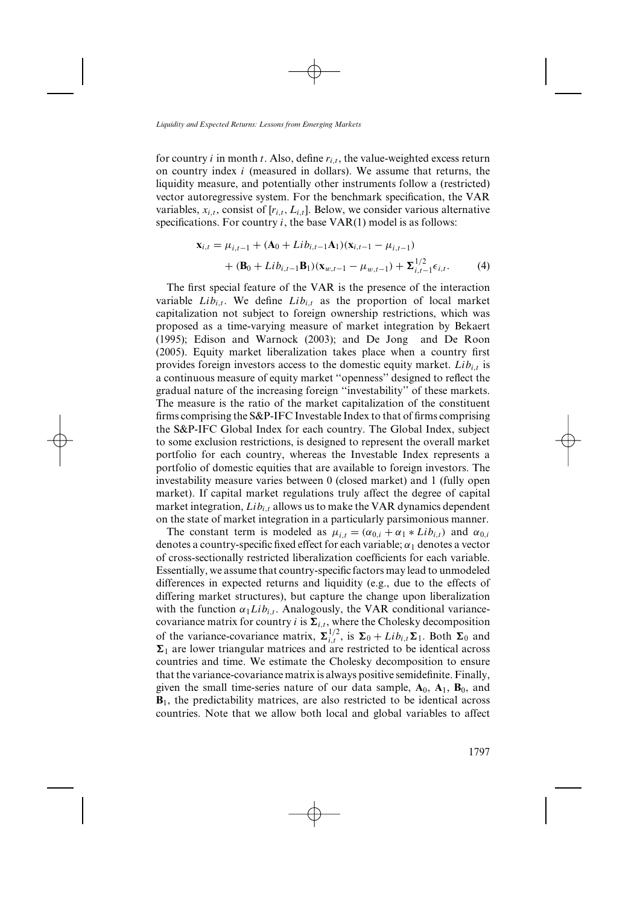for country $i$ in month $t$. Also, define $r_{i,t}$, the value-weighted excess return on country index $i$ (measured in dollars). We assume that returns, the liquidity measure, and potentially other instruments follow a (restricted) vector autoregressive system. For the benchmark specification, the VAR variables, $x_{i,t}$, consist of $[r_{i,t}, L_{i,t}]$. Below, we consider various alternative specifications. For country $i$, the base VAR(1) model is as follows:

$$\mathbf{x}_{i,t} = \mu_{i,t-1} + (\mathbf{A}_0 + Lib_{i,t-1}\mathbf{A}_1)(\mathbf{x}_{i,t-1} - \mu_{i,t-1}) + (\mathbf{B}_0 + Lib_{i,t-1}\mathbf{B}_1)(\mathbf{x}_{w,t-1} - \mu_{w,t-1}) + \mathbf{\Sigma}_{i,t-1}^{1/2}\epsilon_{i,t}. \tag{4}$$

The first special feature of the VAR is the presence of the interaction variable $Lib_{i,t}$. We define $Lib_{i,t}$ as the proportion of local market capitalization not subject to foreign ownership restrictions, which was proposed as a time-varying measure of market integration by Bekaert (1995); Edison and Warnock (2003); and De Jong and De Roon (2005). Equity market liberalization takes place when a country first provides foreign investors access to the domestic equity market. $Lib_{i,t}$ is a continuous measure of equity market "openness" designed to reflect the gradual nature of the increasing foreign "investability" of these markets. The measure is the ratio of the market capitalization of the constituent firms comprising the S&P-IFC Investable Index to that of firms comprising the S&P-IFC Global Index for each country. The Global Index, subject to some exclusion restrictions, is designed to represent the overall market portfolio for each country, whereas the Investable Index represents a portfolio of domestic equities that are available to foreign investors. The investability measure varies between 0 (closed market) and 1 (fully open market). If capital market regulations truly affect the degree of capital market integration, $Lib_{i,t}$ allows us to make the VAR dynamics dependent on the state of market integration in a particularly parsimonious manner.

The constant term is modeled as $\mu_{i,t} = (\alpha_{0,i} + \alpha_1 * Lib_{i,t})$ and $\alpha_{0,i}$ denotes a country-specific fixed effect for each variable; $\alpha_1$ denotes a vector of cross-sectionally restricted liberalization coefficients for each variable. Essentially, we assume that country-specific factors may lead to unmodeled differences in expected returns and liquidity (e.g., due to the effects of differing market structures), but capture the change upon liberalization with the function $\alpha_1 Lib_{i,t}$. Analogously, the VAR conditional variance-covariance matrix for country $i$ is $\mathbf{\Sigma}_{i,t}$, where the Cholesky decomposition of the variance-covariance matrix, $\mathbf{\Sigma}_{i,t}^{1/2}$, is $\mathbf{\Sigma}_0 + Lib_{i,t}\mathbf{\Sigma}_1$. Both $\mathbf{\Sigma}_0$ and $\mathbf{\Sigma}_1$ are lower triangular matrices and are restricted to be identical across countries and time. We estimate the Cholesky decomposition to ensure that the variance-covariance matrix is always positive semidefinite. Finally, given the small time-series nature of our data sample, $\mathbf{A}_0$, $\mathbf{A}_1$, $\mathbf{B}_0$, and $\mathbf{B}_1$, the predictability matrices, are also restricted to be identical across countries. Note that we allow both local and global variables to affect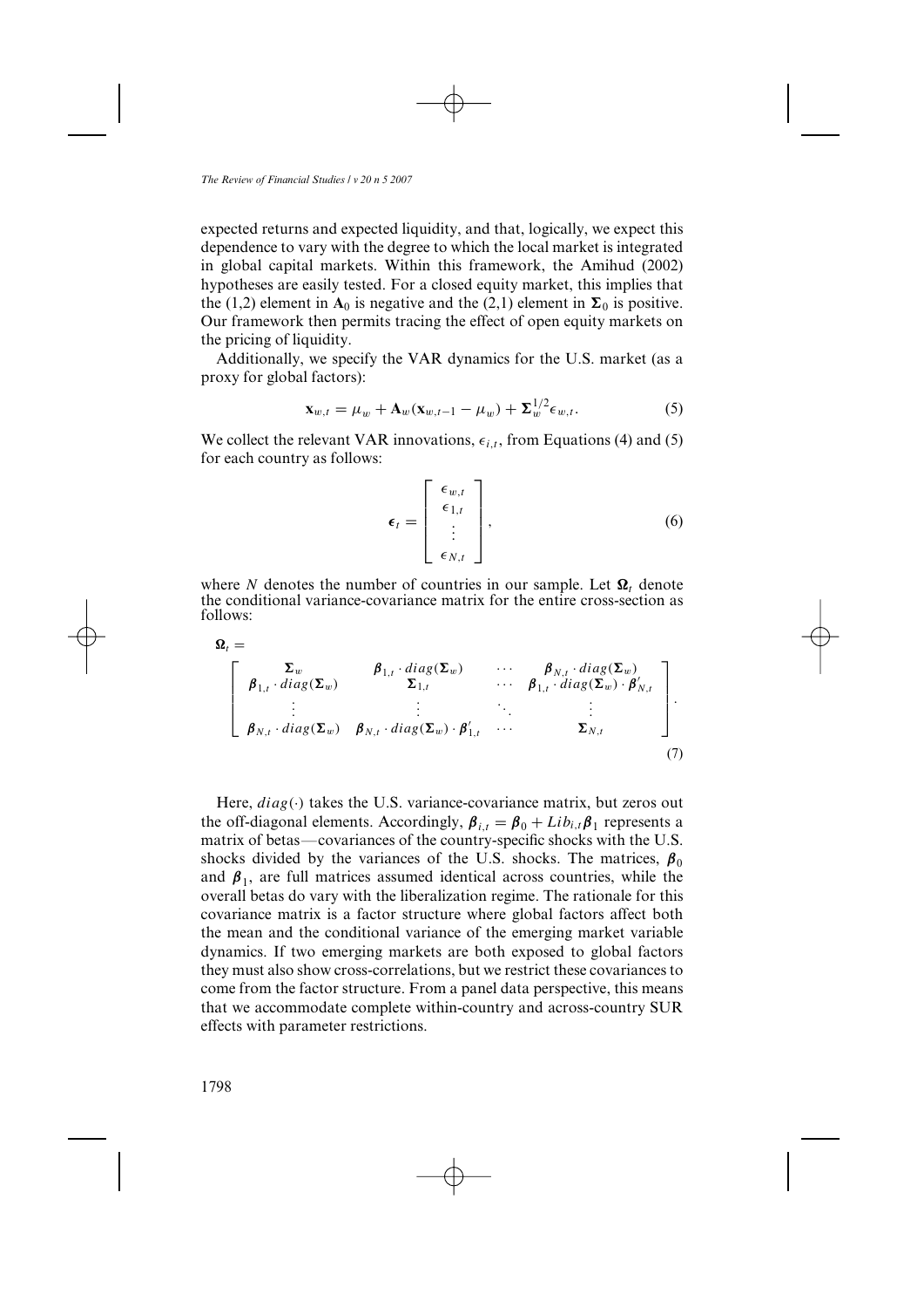expected returns and expected liquidity, and that, logically, we expect this dependence to vary with the degree to which the local market is integrated in global capital markets. Within this framework, the Amihud (2002) hypotheses are easily tested. For a closed equity market, this implies that the (1,2) element in $\mathbf{A}_0$ is negative and the (2,1) element in $\mathbf{\Sigma}_0$ is positive. Our framework then permits tracing the effect of open equity markets on the pricing of liquidity.

Additionally, we specify the VAR dynamics for the U.S. market (as a proxy for global factors):

$$\mathbf{x}_{w,t} = \mu_w + \mathbf{A}_w(\mathbf{x}_{w,t-1} - \mu_w) + \mathbf{\Sigma}_w^{1/2}\epsilon_{w,t}. \tag{5}$$

We collect the relevant VAR innovations, $\epsilon_{i,t}$, from Equations (4) and (5) for each country as follows:

$$\boldsymbol{\epsilon}_t = \begin{bmatrix} \epsilon_{w,t} \\ \epsilon_{1,t} \\ \vdots \\ \epsilon_{N,t} \end{bmatrix}, \tag{6}$$

where $N$ denotes the number of countries in our sample. Let $\mathbf{\Omega}_t$ denote the conditional variance-covariance matrix for the entire cross-section as follows:

$$\mathbf{\Omega}_t = \begin{bmatrix} \mathbf{\Sigma}_w & \boldsymbol{\beta}_{1,t} \cdot diag(\mathbf{\Sigma}_w) & \cdots & \boldsymbol{\beta}_{N,t} \cdot diag(\mathbf{\Sigma}_w) \\ \boldsymbol{\beta}_{1,t} \cdot diag(\mathbf{\Sigma}_w) & \mathbf{\Sigma}_{1,t} & \cdots & \boldsymbol{\beta}_{1,t} \cdot diag(\mathbf{\Sigma}_w) \cdot \boldsymbol{\beta}'_{N,t} \\ \vdots & \vdots & \ddots & \vdots \\ \boldsymbol{\beta}_{N,t} \cdot diag(\mathbf{\Sigma}_w) & \boldsymbol{\beta}_{N,t} \cdot diag(\mathbf{\Sigma}_w) \cdot \boldsymbol{\beta}'_{1,t} & \cdots & \mathbf{\Sigma}_{N,t} \end{bmatrix}. \tag{7}$$

Here, $diag(\cdot)$ takes the U.S. variance-covariance matrix, but zeros out the off-diagonal elements. Accordingly, $\boldsymbol{\beta}_{i,t} = \boldsymbol{\beta}_0 + Lib_{i,t}\boldsymbol{\beta}_1$ represents a matrix of betas—covariances of the country-specific shocks with the U.S. shocks divided by the variances of the U.S. shocks. The matrices, $\boldsymbol{\beta}_0$ and $\boldsymbol{\beta}_1$, are full matrices assumed identical across countries, while the overall betas do vary with the liberalization regime. The rationale for this covariance matrix is a factor structure where global factors affect both the mean and the conditional variance of the emerging market variable dynamics. If two emerging markets are both exposed to global factors they must also show cross-correlations, but we restrict these covariances to come from the factor structure. From a panel data perspective, this means that we accommodate complete within-country and across-country SUR effects with parameter restrictions.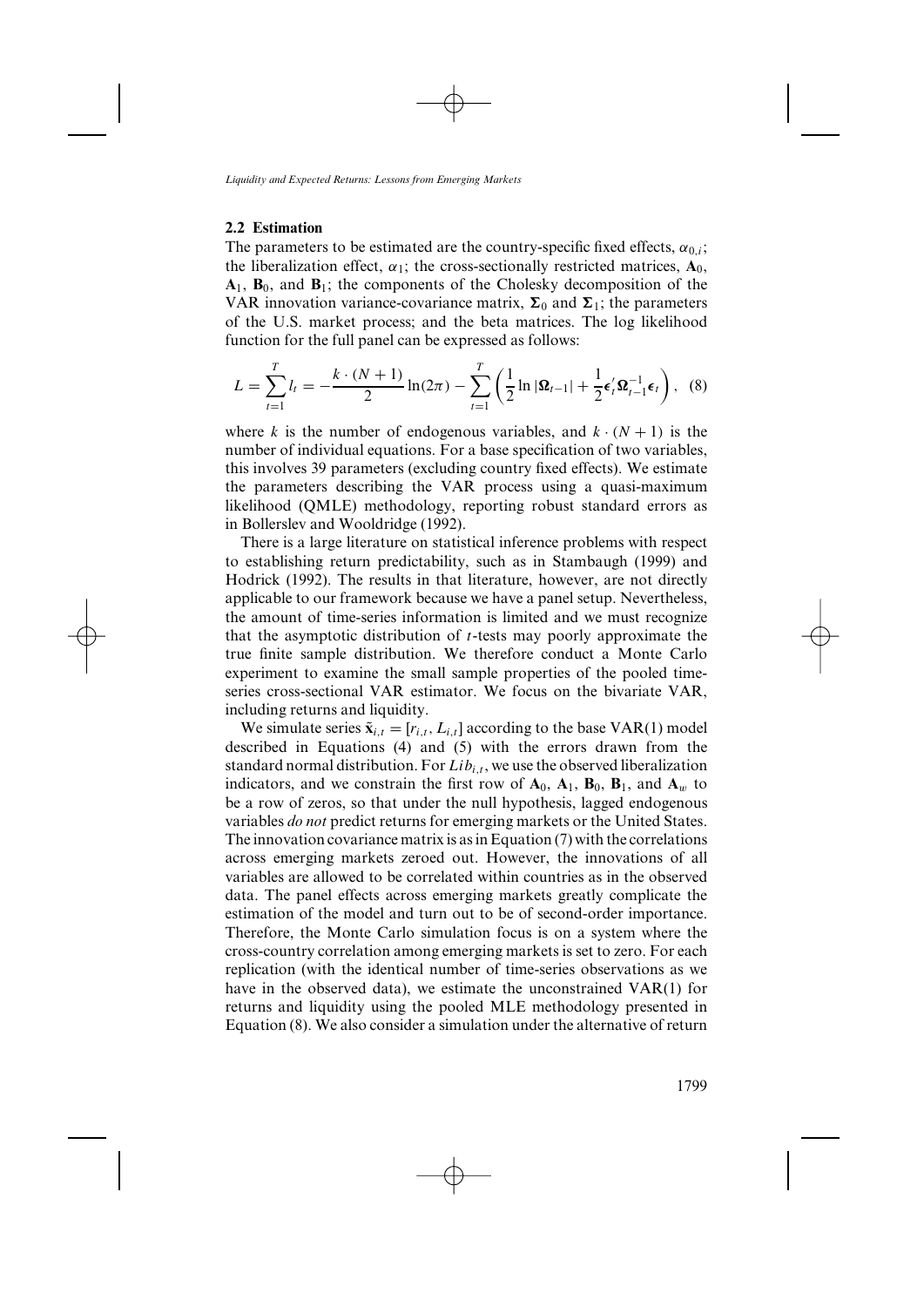### 2.2 Estimation

The parameters to be estimated are the country-specific fixed effects, $\alpha_{0,i}$; the liberalization effect, $\alpha_1$; the cross-sectionally restricted matrices, $\mathbf{A}_0$, $\mathbf{A}_1$, $\mathbf{B}_0$, and $\mathbf{B}_1$; the components of the Cholesky decomposition of the VAR innovation variance-covariance matrix, $\mathbf{\Sigma}_0$ and $\mathbf{\Sigma}_1$; the parameters of the U.S. market process; and the beta matrices. The log likelihood function for the full panel can be expressed as follows:

$$L = \sum_{t=1}^{T} l_t = -\frac{k \cdot (N+1)}{2} \ln(2\pi) - \sum_{t=1}^{T} \left( \frac{1}{2} \ln |\mathbf{\Omega}_{t-1}| + \frac{1}{2} \boldsymbol{\epsilon}_t' \mathbf{\Omega}_{t-1}^{-1} \boldsymbol{\epsilon}_t \right), \quad (8)$$

where $k$ is the number of endogenous variables, and $k \cdot (N+1)$ is the number of individual equations. For a base specification of two variables, this involves 39 parameters (excluding country fixed effects). We estimate the parameters describing the VAR process using a quasi-maximum likelihood (QMLE) methodology, reporting robust standard errors as in Bollerslev and Wooldridge (1992).

There is a large literature on statistical inference problems with respect to establishing return predictability, such as in Stambaugh (1999) and Hodrick (1992). The results in that literature, however, are not directly applicable to our framework because we have a panel setup. Nevertheless, the amount of time-series information is limited and we must recognize that the asymptotic distribution of $t$-tests may poorly approximate the true finite sample distribution. We therefore conduct a Monte Carlo experiment to examine the small sample properties of the pooled time-series cross-sectional VAR estimator. We focus on the bivariate VAR, including returns and liquidity.

We simulate series $\tilde{\mathbf{x}}_{i,t} = [r_{i,t}, L_{i,t}]$ according to the base VAR(1) model described in Equations (4) and (5) with the errors drawn from the standard normal distribution. For $Lib_{i,t}$, we use the observed liberalization indicators, and we constrain the first row of $\mathbf{A}_0$, $\mathbf{A}_1$, $\mathbf{B}_0$, $\mathbf{B}_1$, and $\mathbf{A}_w$ to be a row of zeros, so that under the null hypothesis, lagged endogenous variables *do not* predict returns for emerging markets or the United States. The innovation covariance matrix is as in Equation (7) with the correlations across emerging markets zeroed out. However, the innovations of all variables are allowed to be correlated within countries as in the observed data. The panel effects across emerging markets greatly complicate the estimation of the model and turn out to be of second-order importance. Therefore, the Monte Carlo simulation focus is on a system where the cross-country correlation among emerging markets is set to zero. For each replication (with the identical number of time-series observations as we have in the observed data), we estimate the unconstrained VAR(1) for returns and liquidity using the pooled MLE methodology presented in Equation (8). We also consider a simulation under the alternative of return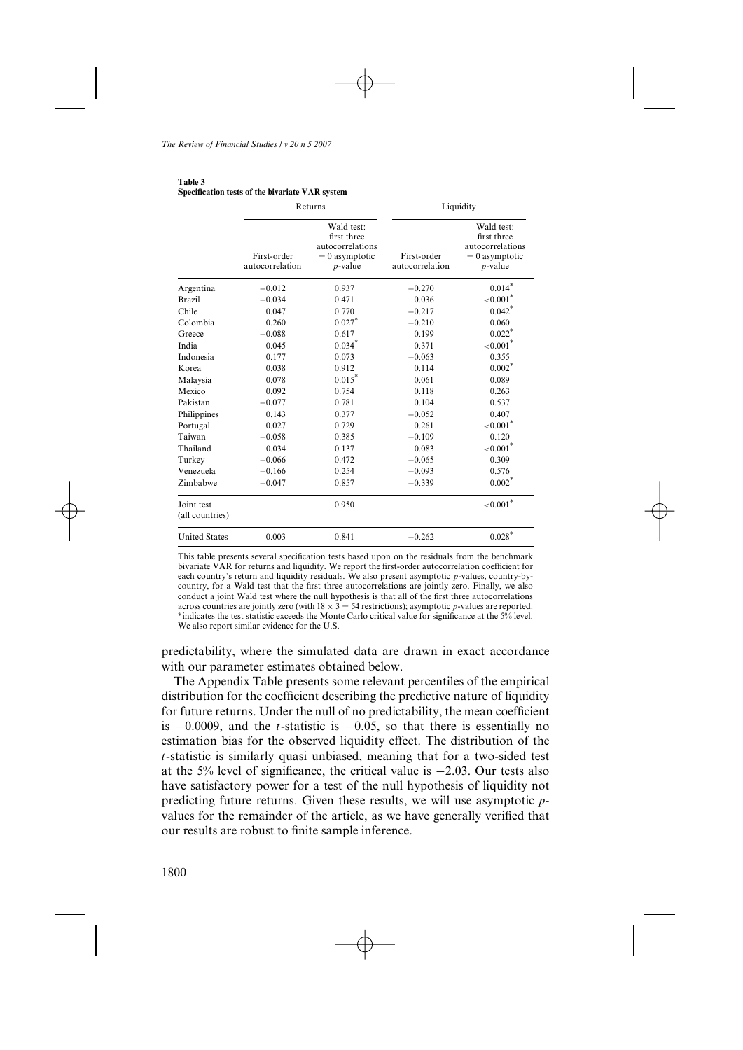**Table 3**
**Specification tests of the bivariate VAR system**

| | Returns | | Liquidity | |
|---|---|---|---|---|
| | First-order autocorrelation | Wald test: first three autocorrelations = 0 asymptotic $p$-value | First-order autocorrelation | Wald test: first three autocorrelations = 0 asymptotic $p$-value |
| Argentina | −0.012 | 0.937 | −0.270 | 0.014* |
| Brazil | −0.034 | 0.471 | 0.036 | <0.001* |
| Chile | 0.047 | 0.770 | −0.217 | 0.042* |
| Colombia | 0.260 | 0.027* | −0.210 | 0.060 |
| Greece | −0.088 | 0.617 | 0.199 | 0.022* |
| India | 0.045 | 0.034* | 0.371 | <0.001* |
| Indonesia | 0.177 | 0.073 | −0.063 | 0.355 |
| Korea | 0.038 | 0.912 | 0.114 | 0.002* |
| Malaysia | 0.078 | 0.015* | 0.061 | 0.089 |
| Mexico | 0.092 | 0.754 | 0.118 | 0.263 |
| Pakistan | −0.077 | 0.781 | 0.104 | 0.537 |
| Philippines | 0.143 | 0.377 | −0.052 | 0.407 |
| Portugal | 0.027 | 0.729 | 0.261 | <0.001* |
| Taiwan | −0.058 | 0.385 | −0.109 | 0.120 |
| Thailand | 0.034 | 0.137 | 0.083 | <0.001* |
| Turkey | −0.066 | 0.472 | −0.065 | 0.309 |
| Venezuela | −0.166 | 0.254 | −0.093 | 0.576 |
| Zimbabwe | −0.047 | 0.857 | −0.339 | 0.002* |
| Joint test (all countries) | | 0.950 | | <0.001* |
| United States | 0.003 | 0.841 | −0.262 | 0.028* |

This table presents several specification tests based upon on the residuals from the benchmark bivariate VAR for returns and liquidity. We report the first-order autocorrelation coefficient for each country's return and liquidity residuals. We also present asymptotic $p$-values, country-by-country, for a Wald test that the first three autocorrelations are jointly zero. Finally, we also conduct a joint Wald test where the null hypothesis is that all of the first three autocorrelations across countries are jointly zero (with $18 \times 3 = 54$ restrictions); asymptotic $p$-values are reported. *indicates the test statistic exceeds the Monte Carlo critical value for significance at the 5% level. We also report similar evidence for the U.S.

predictability, where the simulated data are drawn in exact accordance with our parameter estimates obtained below.

The Appendix Table presents some relevant percentiles of the empirical distribution for the coefficient describing the predictive nature of liquidity for future returns. Under the null of no predictability, the mean coefficient is −0.0009, and the $t$-statistic is −0.05, so that there is essentially no estimation bias for the observed liquidity effect. The distribution of the $t$-statistic is similarly quasi unbiased, meaning that for a two-sided test at the 5% level of significance, the critical value is −2.03. Our tests also have satisfactory power for a test of the null hypothesis of liquidity not predicting future returns. Given these results, we will use asymptotic $p$-values for the remainder of the article, as we have generally verified that our results are robust to finite sample inference.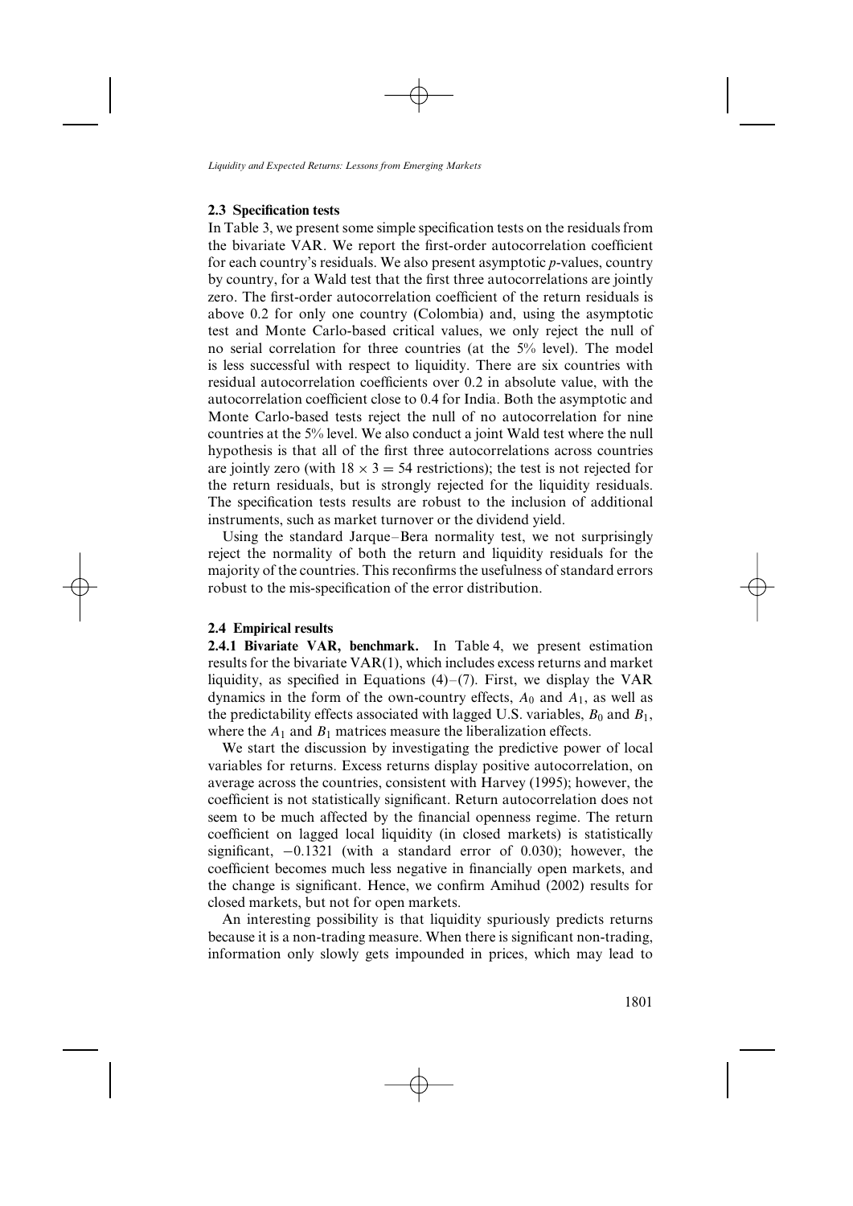### 2.3 Specification tests

In Table 3, we present some simple specification tests on the residuals from the bivariate VAR. We report the first-order autocorrelation coefficient for each country's residuals. We also present asymptotic $p$-values, country by country, for a Wald test that the first three autocorrelations are jointly zero. The first-order autocorrelation coefficient of the return residuals is above 0.2 for only one country (Colombia) and, using the asymptotic test and Monte Carlo-based critical values, we only reject the null of no serial correlation for three countries (at the 5% level). The model is less successful with respect to liquidity. There are six countries with residual autocorrelation coefficients over 0.2 in absolute value, with the autocorrelation coefficient close to 0.4 for India. Both the asymptotic and Monte Carlo-based tests reject the null of no autocorrelation for nine countries at the 5% level. We also conduct a joint Wald test where the null hypothesis is that all of the first three autocorrelations across countries are jointly zero (with $18 \times 3 = 54$ restrictions); the test is not rejected for the return residuals, but is strongly rejected for the liquidity residuals. The specification tests results are robust to the inclusion of additional instruments, such as market turnover or the dividend yield.

Using the standard Jarque–Bera normality test, we not surprisingly reject the normality of both the return and liquidity residuals for the majority of the countries. This reconfirms the usefulness of standard errors robust to the mis-specification of the error distribution.

### 2.4 Empirical results

**2.4.1 Bivariate VAR, benchmark.** In Table 4, we present estimation results for the bivariate VAR(1), which includes excess returns and market liquidity, as specified in Equations (4)–(7). First, we display the VAR dynamics in the form of the own-country effects, $A_0$ and $A_1$, as well as the predictability effects associated with lagged U.S. variables, $B_0$ and $B_1$, where the $A_1$ and $B_1$ matrices measure the liberalization effects.

We start the discussion by investigating the predictive power of local variables for returns. Excess returns display positive autocorrelation, on average across the countries, consistent with Harvey (1995); however, the coefficient is not statistically significant. Return autocorrelation does not seem to be much affected by the financial openness regime. The return coefficient on lagged local liquidity (in closed markets) is statistically significant, $-0.1321$ (with a standard error of 0.030); however, the coefficient becomes much less negative in financially open markets, and the change is significant. Hence, we confirm Amihud (2002) results for closed markets, but not for open markets.

An interesting possibility is that liquidity spuriously predicts returns because it is a non-trading measure. When there is significant non-trading, information only slowly gets impounded in prices, which may lead to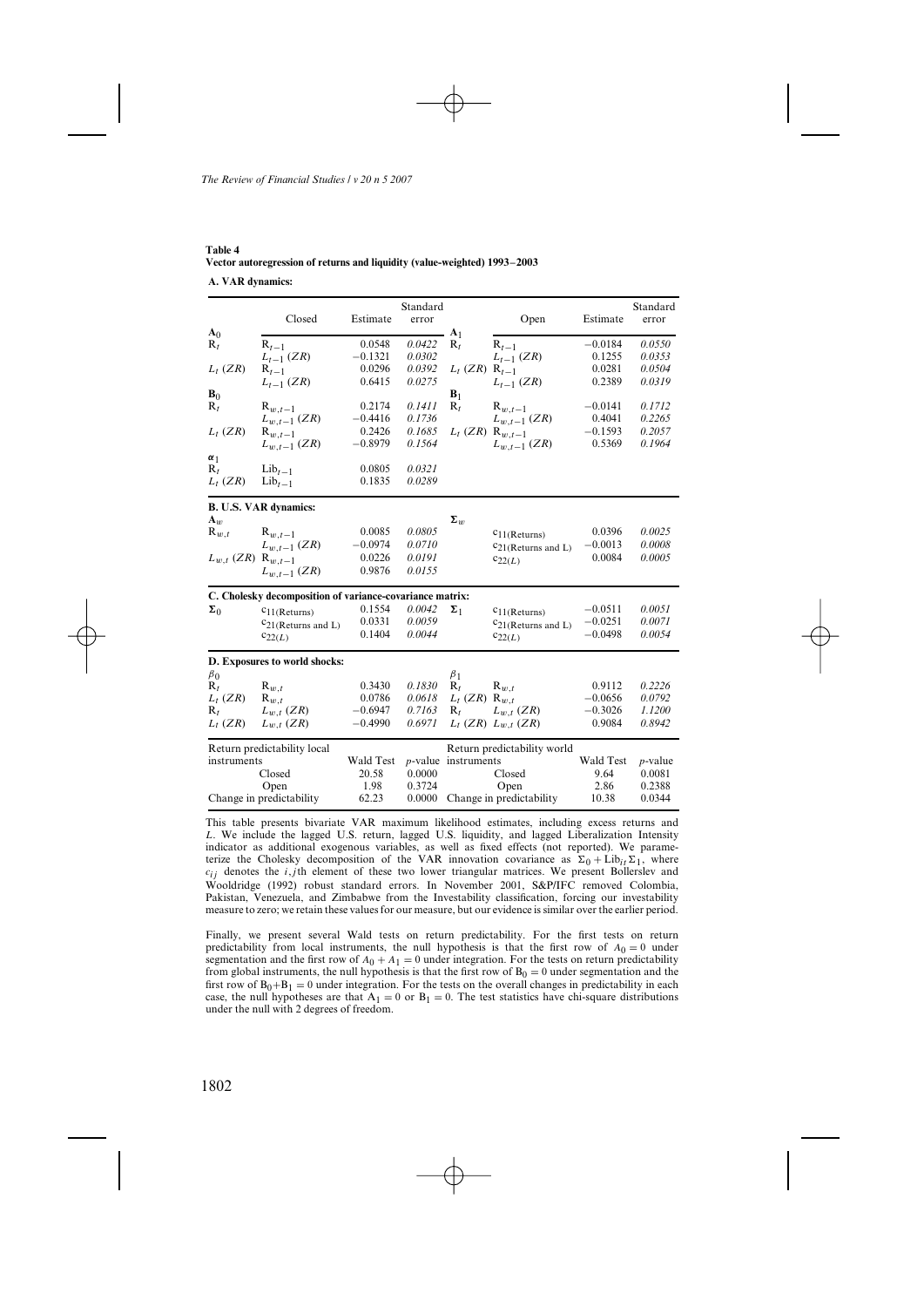**Table 4**
**Vector autoregression of returns and liquidity (value-weighted) 1993–2003**

**A. VAR dynamics:**

| | Closed | Estimate | Standard error | | Open | Estimate | Standard error |
|---|---|---|---|---|---|---|---|
| $\mathbf{A}_0$ | | | | $\mathbf{A}_1$ | | | |
| $R_t$ | $R_{t-1}$ | 0.0548 | *0.0422* | $R_t$ | $R_{t-1}$ | −0.0184 | *0.0550* |
| | $L_{t-1}$ (ZR) | −0.1321 | *0.0302* | | $L_{t-1}$ (ZR) | 0.1255 | *0.0353* |
| $L_t$ (ZR) | $R_{t-1}$ | 0.0296 | *0.0392* | $L_t$ (ZR) | $R_{t-1}$ | 0.0281 | *0.0504* |
| | $L_{t-1}$ (ZR) | 0.6415 | *0.0275* | | $L_{t-1}$ (ZR) | 0.2389 | *0.0319* |
| $\mathbf{B}_0$ | | | | $\mathbf{B}_1$ | | | |
| $R_t$ | $R_{w,t-1}$ | 0.2174 | *0.1411* | $R_t$ | $R_{w,t-1}$ | −0.0141 | *0.1712* |
| | $L_{w,t-1}$ (ZR) | −0.4416 | *0.1736* | | $L_{w,t-1}$ (ZR) | 0.4041 | *0.2265* |
| $L_t$ (ZR) | $R_{w,t-1}$ | 0.2426 | *0.1685* | $L_t$ (ZR) | $R_{w,t-1}$ | −0.1593 | *0.2057* |
| | $L_{w,t-1}$ (ZR) | −0.8979 | *0.1564* | | $L_{w,t-1}$ (ZR) | 0.5369 | *0.1964* |
| $\boldsymbol{\alpha}_1$ | | | | | | | |
| $R_t$ | $\text{Lib}_{t-1}$ | 0.0805 | *0.0321* | | | | |
| $L_t$ (ZR) | $\text{Lib}_{t-1}$ | 0.1835 | *0.0289* | | | | |
| **B. U.S. VAR dynamics:** | | | | | | | |
| $\mathbf{A}_w$ | | | | $\boldsymbol{\Sigma}_w$ | | | |
| $R_{w,t}$ | $R_{w,t-1}$ | 0.0085 | *0.0805* | | $c_{11\text{(Returns)}}$ | 0.0396 | *0.0025* |
| | $L_{w,t-1}$ (ZR) | −0.0974 | *0.0710* | | $c_{21\text{(Returns and L)}}$ | −0.0013 | *0.0008* |
| $L_{w,t}$ (ZR) | $R_{w,t-1}$ | 0.0226 | *0.0191* | | $c_{22(L)}$ | 0.0084 | *0.0005* |
| | $L_{w,t-1}$ (ZR) | 0.9876 | *0.0155* | | | | |
| **C. Cholesky decomposition of variance-covariance matrix:** | | | | | | | |
| $\boldsymbol{\Sigma}_0$ | $c_{11\text{(Returns)}}$ | 0.1554 | *0.0042* | $\boldsymbol{\Sigma}_1$ | $c_{11\text{(Returns)}}$ | −0.0511 | *0.0051* |
| | $c_{21\text{(Returns and L)}}$ | 0.0331 | *0.0059* | | $c_{21\text{(Returns and L)}}$ | −0.0251 | *0.0071* |
| | $c_{22(L)}$ | 0.1404 | *0.0044* | | $c_{22(L)}$ | −0.0498 | *0.0054* |
| **D. Exposures to world shocks:** | | | | | | | |
| $\beta_0$ | | | | $\beta_1$ | | | |
| $R_t$ | $R_{w,t}$ | 0.3430 | *0.1830* | $R_t$ | $R_{w,t}$ | 0.9112 | *0.2226* |
| $L_t$ (ZR) | $R_{w,t}$ | 0.0786 | *0.0618* | $L_t$ (ZR) | $R_{w,t}$ | −0.0656 | *0.0792* |
| $R_t$ | $L_{w,t}$ (ZR) | −0.6947 | *0.7163* | $R_t$ | $L_{w,t}$ (ZR) | −0.3026 | *1.1200* |
| $L_t$ (ZR) | $L_{w,t}$ (ZR) | −0.4990 | *0.6971* | $L_t$ (ZR) | $L_{w,t}$ (ZR) | 0.9084 | *0.8942* |

| Return predictability local instruments | Wald Test | $p$-value | Return predictability world instruments | Wald Test | $p$-value |
|---|---|---|---|---|---|
| Closed | 20.58 | 0.0000 | Closed | 9.64 | 0.0081 |
| Open | 1.98 | 0.3724 | Open | 2.86 | 0.2388 |
| Change in predictability | 62.23 | 0.0000 | Change in predictability | 10.38 | 0.0344 |

This table presents bivariate VAR maximum likelihood estimates, including excess returns and $L$. We include the lagged U.S. return, lagged U.S. liquidity, and lagged Liberalization Intensity indicator as additional exogenous variables, as well as fixed effects (not reported). We parameterize the Cholesky decomposition of the VAR innovation covariance as $\Sigma_0 + \text{Lib}_{it}\Sigma_1$, where $c_{ij}$ denotes the $i,j$th element of these two lower triangular matrices. We present Bollerslev and Wooldridge (1992) robust standard errors. In November 2001, S&P/IFC removed Colombia, Pakistan, Venezuela, and Zimbabwe from the Investability classification, forcing our investability measure to zero; we retain these values for our measure, but our evidence is similar over the earlier period.

Finally, we present several Wald tests on return predictability. For the first tests on return predictability from local instruments, the null hypothesis is that the first row of $A_0 = 0$ under segmentation and the first row of $A_0 + A_1 = 0$ under integration. For the tests on return predictability from global instruments, the null hypothesis is that the first row of $\text{B}_0 = 0$ under segmentation and the first row of $\text{B}_0+\text{B}_1 = 0$ under integration. For the tests on the overall changes in predictability in each case, the null hypotheses are that $\text{A}_1 = 0$ or $\text{B}_1 = 0$. The test statistics have chi-square distributions under the null with 2 degrees of freedom.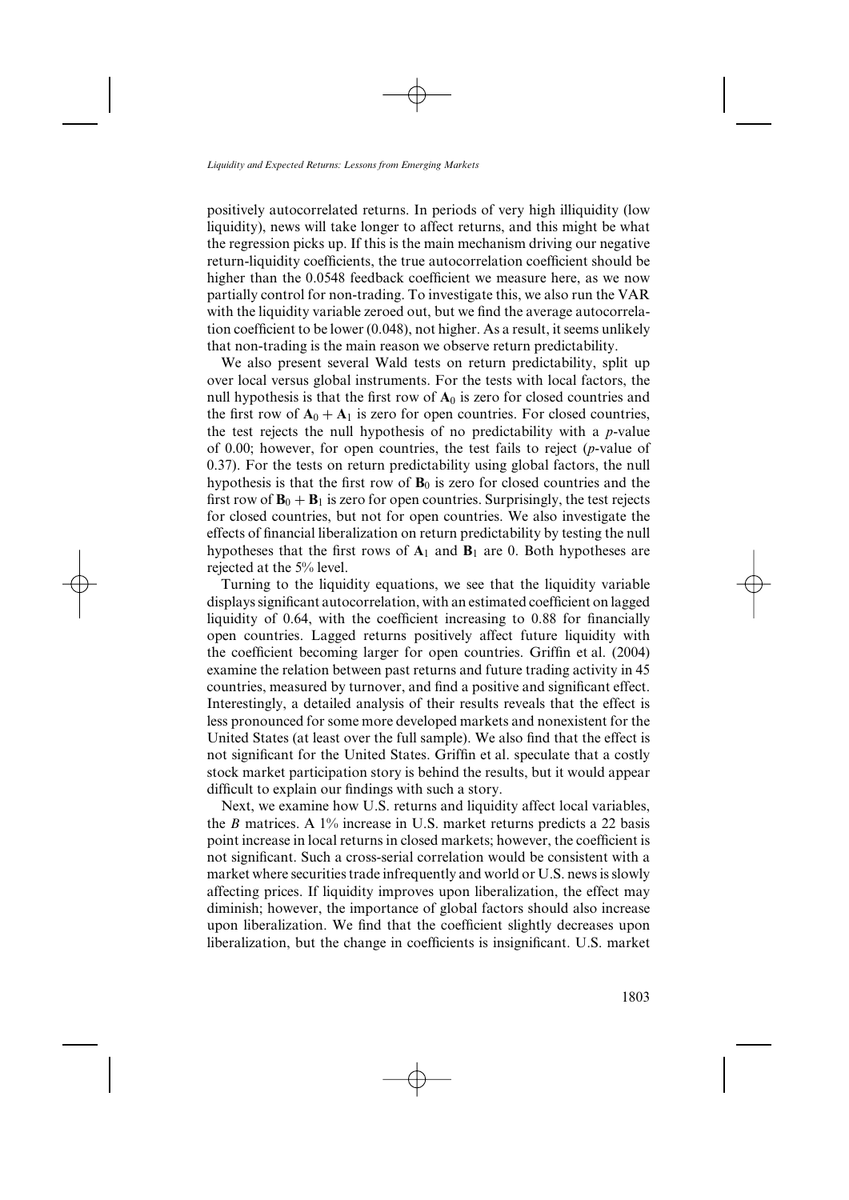positively autocorrelated returns. In periods of very high illiquidity (low liquidity), news will take longer to affect returns, and this might be what the regression picks up. If this is the main mechanism driving our negative return-liquidity coefficients, the true autocorrelation coefficient should be higher than the 0.0548 feedback coefficient we measure here, as we now partially control for non-trading. To investigate this, we also run the VAR with the liquidity variable zeroed out, but we find the average autocorrelation coefficient to be lower (0.048), not higher. As a result, it seems unlikely that non-trading is the main reason we observe return predictability.

We also present several Wald tests on return predictability, split up over local versus global instruments. For the tests with local factors, the null hypothesis is that the first row of $\mathbf{A}_0$ is zero for closed countries and the first row of $\mathbf{A}_0 + \mathbf{A}_1$ is zero for open countries. For closed countries, the test rejects the null hypothesis of no predictability with a $p$-value of 0.00; however, for open countries, the test fails to reject ($p$-value of 0.37). For the tests on return predictability using global factors, the null hypothesis is that the first row of $\mathbf{B}_0$ is zero for closed countries and the first row of $\mathbf{B}_0 + \mathbf{B}_1$ is zero for open countries. Surprisingly, the test rejects for closed countries, but not for open countries. We also investigate the effects of financial liberalization on return predictability by testing the null hypotheses that the first rows of $\mathbf{A}_1$ and $\mathbf{B}_1$ are 0. Both hypotheses are rejected at the 5% level.

Turning to the liquidity equations, we see that the liquidity variable displays significant autocorrelation, with an estimated coefficient on lagged liquidity of 0.64, with the coefficient increasing to 0.88 for financially open countries. Lagged returns positively affect future liquidity with the coefficient becoming larger for open countries. Griffin et al. (2004) examine the relation between past returns and future trading activity in 45 countries, measured by turnover, and find a positive and significant effect. Interestingly, a detailed analysis of their results reveals that the effect is less pronounced for some more developed markets and nonexistent for the United States (at least over the full sample). We also find that the effect is not significant for the United States. Griffin et al. speculate that a costly stock market participation story is behind the results, but it would appear difficult to explain our findings with such a story.

Next, we examine how U.S. returns and liquidity affect local variables, the $B$ matrices. A 1% increase in U.S. market returns predicts a 22 basis point increase in local returns in closed markets; however, the coefficient is not significant. Such a cross-serial correlation would be consistent with a market where securities trade infrequently and world or U.S. news is slowly affecting prices. If liquidity improves upon liberalization, the effect may diminish; however, the importance of global factors should also increase upon liberalization. We find that the coefficient slightly decreases upon liberalization, but the change in coefficients is insignificant. U.S. market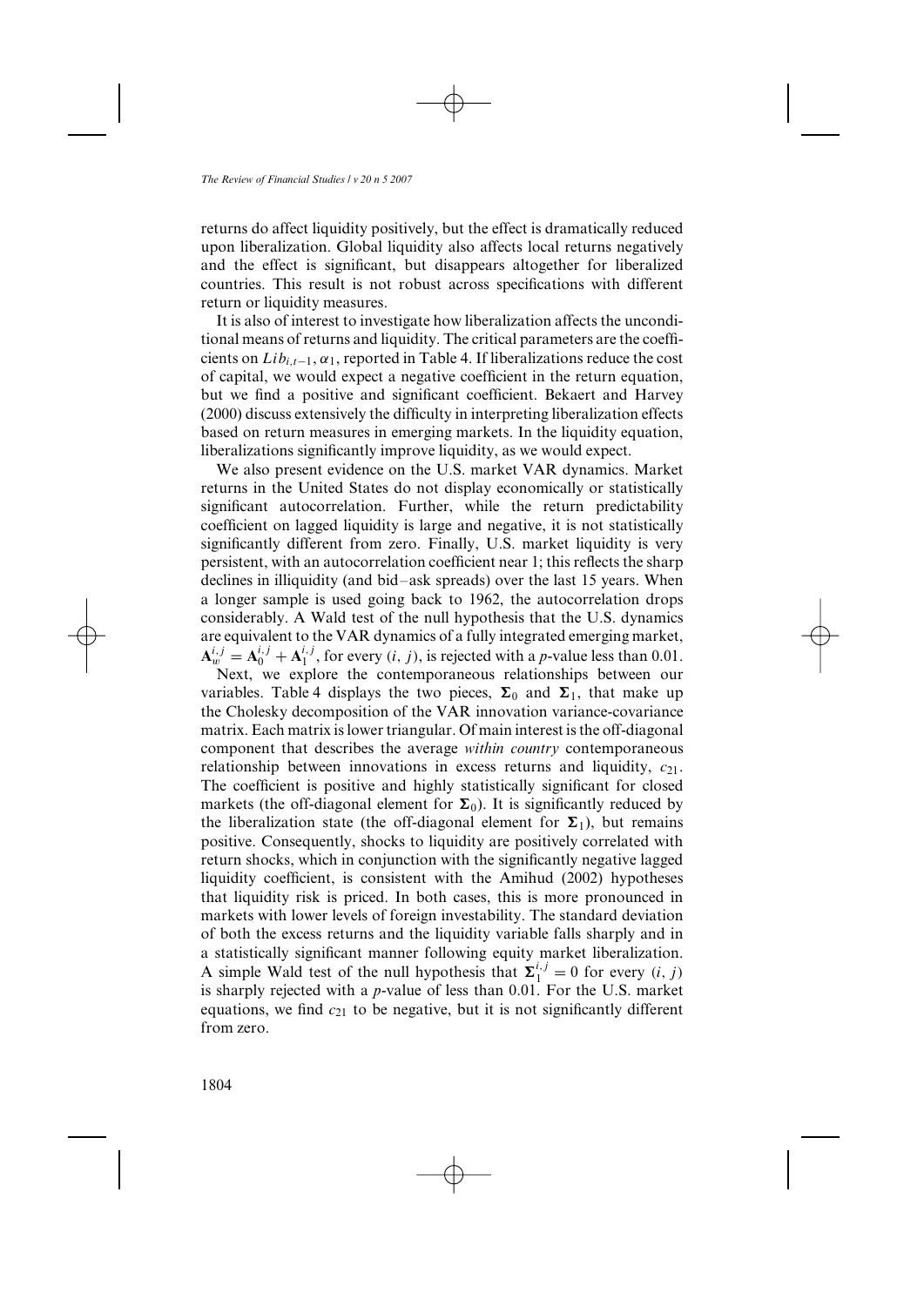returns do affect liquidity positively, but the effect is dramatically reduced upon liberalization. Global liquidity also affects local returns negatively and the effect is significant, but disappears altogether for liberalized countries. This result is not robust across specifications with different return or liquidity measures.

It is also of interest to investigate how liberalization affects the unconditional means of returns and liquidity. The critical parameters are the coefficients on $Lib_{i,t-1}$, $\alpha_1$, reported in Table 4. If liberalizations reduce the cost of capital, we would expect a negative coefficient in the return equation, but we find a positive and significant coefficient. Bekaert and Harvey (2000) discuss extensively the difficulty in interpreting liberalization effects based on return measures in emerging markets. In the liquidity equation, liberalizations significantly improve liquidity, as we would expect.

We also present evidence on the U.S. market VAR dynamics. Market returns in the United States do not display economically or statistically significant autocorrelation. Further, while the return predictability coefficient on lagged liquidity is large and negative, it is not statistically significantly different from zero. Finally, U.S. market liquidity is very persistent, with an autocorrelation coefficient near 1; this reflects the sharp declines in illiquidity (and bid–ask spreads) over the last 15 years. When a longer sample is used going back to 1962, the autocorrelation drops considerably. A Wald test of the null hypothesis that the U.S. dynamics are equivalent to the VAR dynamics of a fully integrated emerging market, $\mathbf{A}_w^{i,j} = \mathbf{A}_0^{i,j} + \mathbf{A}_1^{i,j}$, for every $(i, j)$, is rejected with a $p$-value less than 0.01.

Next, we explore the contemporaneous relationships between our variables. Table 4 displays the two pieces, $\mathbf{\Sigma}_0$ and $\mathbf{\Sigma}_1$, that make up the Cholesky decomposition of the VAR innovation variance-covariance matrix. Each matrix is lower triangular. Of main interest is the off-diagonal component that describes the average *within country* contemporaneous relationship between innovations in excess returns and liquidity, $c_{21}$. The coefficient is positive and highly statistically significant for closed markets (the off-diagonal element for $\mathbf{\Sigma}_0$). It is significantly reduced by the liberalization state (the off-diagonal element for $\mathbf{\Sigma}_1$), but remains positive. Consequently, shocks to liquidity are positively correlated with return shocks, which in conjunction with the significantly negative lagged liquidity coefficient, is consistent with the Amihud (2002) hypotheses that liquidity risk is priced. In both cases, this is more pronounced in markets with lower levels of foreign investability. The standard deviation of both the excess returns and the liquidity variable falls sharply and in a statistically significant manner following equity market liberalization. A simple Wald test of the null hypothesis that $\mathbf{\Sigma}_1^{i,j} = 0$ for every $(i, j)$ is sharply rejected with a $p$-value of less than 0.01. For the U.S. market equations, we find $c_{21}$ to be negative, but it is not significantly different from zero.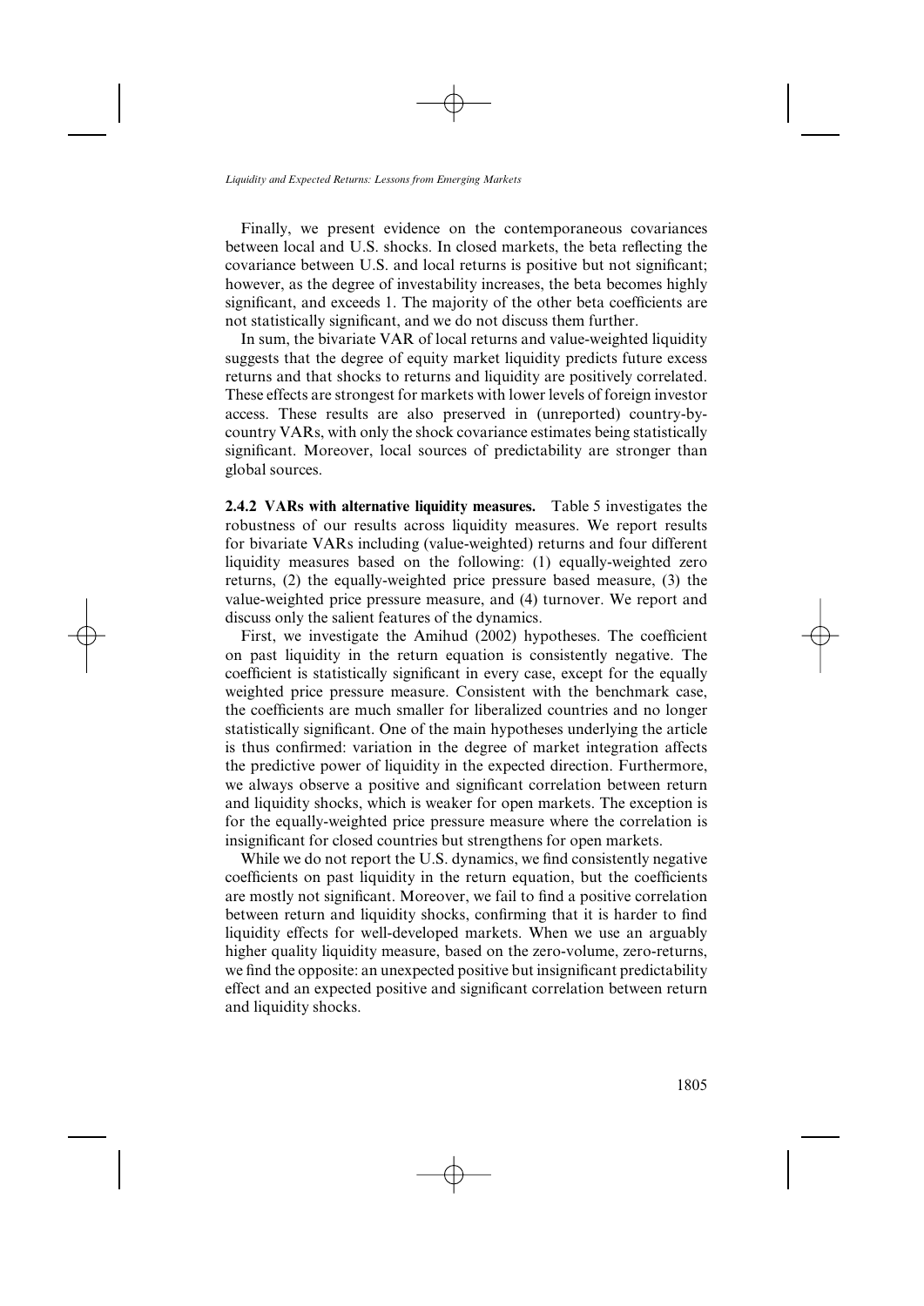Finally, we present evidence on the contemporaneous covariances between local and U.S. shocks. In closed markets, the beta reflecting the covariance between U.S. and local returns is positive but not significant; however, as the degree of investability increases, the beta becomes highly significant, and exceeds 1. The majority of the other beta coefficients are not statistically significant, and we do not discuss them further.

In sum, the bivariate VAR of local returns and value-weighted liquidity suggests that the degree of equity market liquidity predicts future excess returns and that shocks to returns and liquidity are positively correlated. These effects are strongest for markets with lower levels of foreign investor access. These results are also preserved in (unreported) country-by-country VARs, with only the shock covariance estimates being statistically significant. Moreover, local sources of predictability are stronger than global sources.

**2.4.2 VARs with alternative liquidity measures.** Table 5 investigates the robustness of our results across liquidity measures. We report results for bivariate VARs including (value-weighted) returns and four different liquidity measures based on the following: (1) equally-weighted zero returns, (2) the equally-weighted price pressure based measure, (3) the value-weighted price pressure measure, and (4) turnover. We report and discuss only the salient features of the dynamics.

First, we investigate the Amihud (2002) hypotheses. The coefficient on past liquidity in the return equation is consistently negative. The coefficient is statistically significant in every case, except for the equally weighted price pressure measure. Consistent with the benchmark case, the coefficients are much smaller for liberalized countries and no longer statistically significant. One of the main hypotheses underlying the article is thus confirmed: variation in the degree of market integration affects the predictive power of liquidity in the expected direction. Furthermore, we always observe a positive and significant correlation between return and liquidity shocks, which is weaker for open markets. The exception is for the equally-weighted price pressure measure where the correlation is insignificant for closed countries but strengthens for open markets.

While we do not report the U.S. dynamics, we find consistently negative coefficients on past liquidity in the return equation, but the coefficients are mostly not significant. Moreover, we fail to find a positive correlation between return and liquidity shocks, confirming that it is harder to find liquidity effects for well-developed markets. When we use an arguably higher quality liquidity measure, based on the zero-volume, zero-returns, we find the opposite: an unexpected positive but insignificant predictability effect and an expected positive and significant correlation between return and liquidity shocks.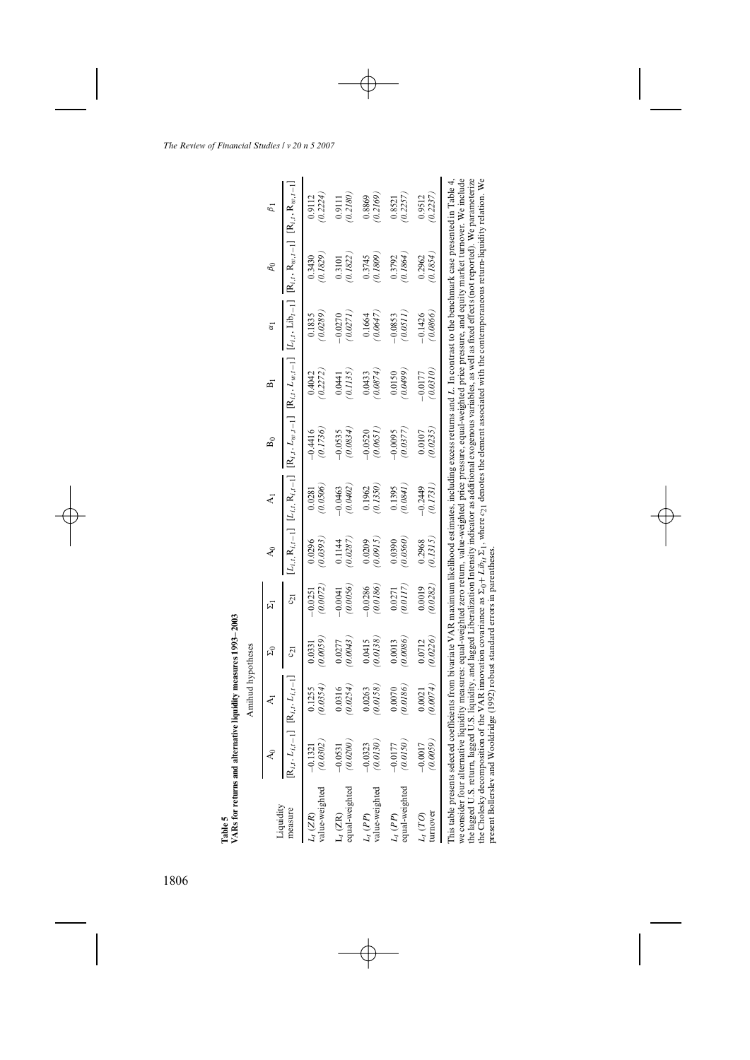**Table 5**
**VARs for returns and alternative liquidity measures 1993–2003**

| Liquidity measure | Amihud hypotheses | | | | | | | | | | |
|---|---|---|---|---|---|---|---|---|---|---|---|
| | $A_0$ | $A_1$ | $\Sigma_0$ | $\Sigma_1$ | $A_0$ | $A_1$ | $B_0$ | $B_1$ | $\alpha_1$ | $\beta_0$ | $\beta_1$ |
| | $[R_{i,t}, L_{i,t-1}]$ | $[R_{i,t}, L_{i,t-1}]$ | $c_{21}$ | $c_{21}$ | $[L_{i,t}, R_{i,t-1}]$ | $[L_{i,t}, R_{i,t-1}]$ | $[R_{i,t}, L_{w,t-1}]$ | $[R_{i,t}, L_{w,t-1}]$ | $[L_{i,t}, Lib_{t-1}]$ | $[R_{i,t}, R_{w,t-1}]$ | $[R_{i,t}, R_{w,t-1}]$ |
| $L_t$ (*ZR*) value-weighted | −0.1321 *(0.0302)* | 0.1255 *(0.0354)* | 0.0331 *(0.0059)* | −0.0251 *(0.0072)* | 0.0296 *(0.0393)* | 0.0281 *(0.0506)* | −0.4416 *(0.1736)* | 0.4042 *(0.2272)* | 0.1835 *(0.0289)* | 0.3430 *(0.1829)* | 0.9112 *(0.2224)* |
| $L_t$ (*ZR*) equal-weighted | −0.0531 *(0.0200)* | 0.0316 *(0.0254)* | 0.0277 *(0.0043)* | −0.0041 *(0.0056)* | 0.1144 *(0.0287)* | −0.0463 *(0.0402)* | −0.0535 *(0.0834)* | 0.0441 *(0.1135)* | −0.0270 *(0.0271)* | 0.3101 *(0.1822)* | 0.9111 *(0.2180)* |
| $L_t$ (*PP*) value-weighted | −0.0323 *(0.0130)* | 0.0263 *(0.0158)* | 0.0415 *(0.0138)* | −0.0286 *(0.0186)* | 0.0209 *(0.0915)* | 0.1962 *(0.1350)* | −0.0520 *(0.0651)* | 0.0433 *(0.0874)* | 0.1664 *(0.0647)* | 0.3745 *(0.1809)* | 0.8869 *(0.2169)* |
| $L_t$ (*PP*) equal-weighted | −0.0177 *(0.0150)* | 0.0070 *(0.0186)* | 0.0013 *(0.0086)* | 0.0271 *(0.0117)* | 0.0390 *(0.0560)* | 0.1395 *(0.0841)* | −0.0095 *(0.0377)* | 0.0150 *(0.0499)* | −0.0853 *(0.0511)* | 0.3792 *(0.1864)* | 0.8521 *(0.2257)* |
| $L_t$ (*TO*) turnover | −0.0017 *(0.0059)* | 0.0021 *(0.0074)* | 0.0712 *(0.0226)* | 0.0019 *(0.0282)* | 0.2968 *(0.1315)* | −0.2449 *(0.1731)* | 0.0107 *(0.0235)* | −0.0177 *(0.0310)* | −0.1426 *(0.0866)* | 0.2962 *(0.1854)* | 0.9512 *(0.2237)* |

This table presents selected coefficients from bivariate VAR maximum likelihood estimates, including excess returns and *L*. In contrast to the benchmark case presented in Table 4, we consider four alternative liquidity measures: equal-weighted zero return, value-weighted price pressure, equal-weighted price pressure, and equity market turnover. We include the lagged U.S. return, lagged U.S. liquidity, and lagged Liberalization Intensity indicator as additional exogenous variables, as well as fixed effects (not reported). We parameterize the Cholesky decomposition of the VAR innovation covariance as $\Sigma_0 + Lib_{it}\Sigma_1$, where $c_{21}$ denotes the element associated with the contemporaneous return-liquidity relation. We present Bollerslev and Wooldridge (1992) robust standard errors in parentheses.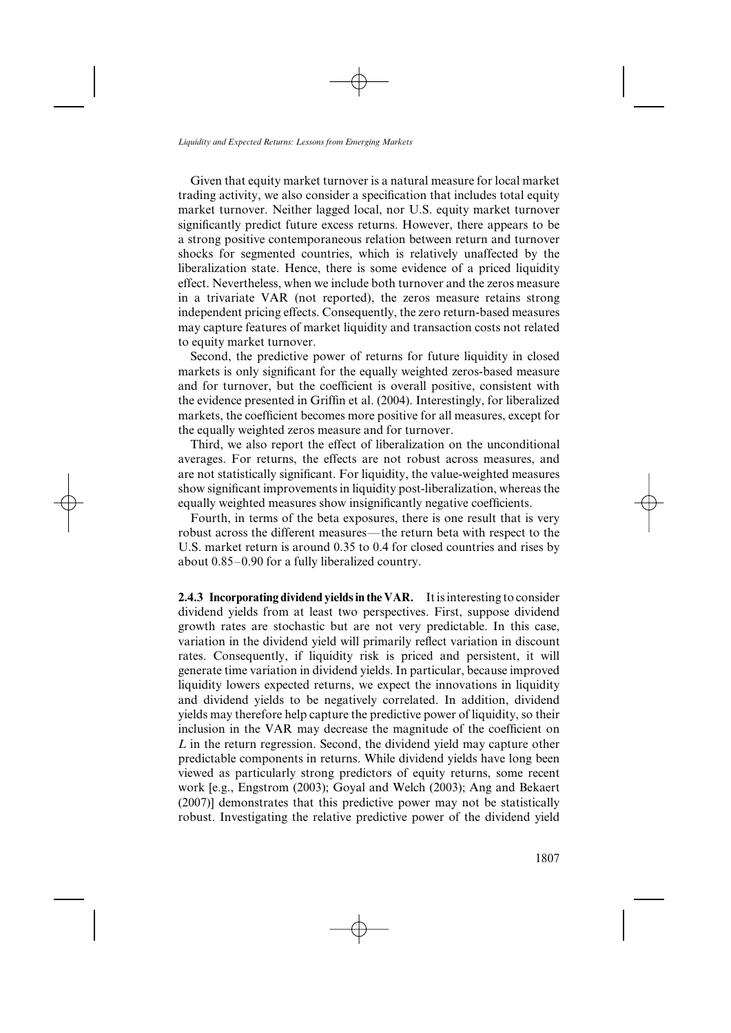Given that equity market turnover is a natural measure for local market trading activity, we also consider a specification that includes total equity market turnover. Neither lagged local, nor U.S. equity market turnover significantly predict future excess returns. However, there appears to be a strong positive contemporaneous relation between return and turnover shocks for segmented countries, which is relatively unaffected by the liberalization state. Hence, there is some evidence of a priced liquidity effect. Nevertheless, when we include both turnover and the zeros measure in a trivariate VAR (not reported), the zeros measure retains strong independent pricing effects. Consequently, the zero return-based measures may capture features of market liquidity and transaction costs not related to equity market turnover.

Second, the predictive power of returns for future liquidity in closed markets is only significant for the equally weighted zeros-based measure and for turnover, but the coefficient is overall positive, consistent with the evidence presented in Griffin et al. (2004). Interestingly, for liberalized markets, the coefficient becomes more positive for all measures, except for the equally weighted zeros measure and for turnover.

Third, we also report the effect of liberalization on the unconditional averages. For returns, the effects are not robust across measures, and are not statistically significant. For liquidity, the value-weighted measures show significant improvements in liquidity post-liberalization, whereas the equally weighted measures show insignificantly negative coefficients.

Fourth, in terms of the beta exposures, there is one result that is very robust across the different measures—the return beta with respect to the U.S. market return is around 0.35 to 0.4 for closed countries and rises by about 0.85–0.90 for a fully liberalized country.

**2.4.3 Incorporating dividend yields in the VAR.** It is interesting to consider dividend yields from at least two perspectives. First, suppose dividend growth rates are stochastic but are not very predictable. In this case, variation in the dividend yield will primarily reflect variation in discount rates. Consequently, if liquidity risk is priced and persistent, it will generate time variation in dividend yields. In particular, because improved liquidity lowers expected returns, we expect the innovations in liquidity and dividend yields to be negatively correlated. In addition, dividend yields may therefore help capture the predictive power of liquidity, so their inclusion in the VAR may decrease the magnitude of the coefficient on $L$ in the return regression. Second, the dividend yield may capture other predictable components in returns. While dividend yields have long been viewed as particularly strong predictors of equity returns, some recent work [e.g., Engstrom (2003); Goyal and Welch (2003); Ang and Bekaert (2007)] demonstrates that this predictive power may not be statistically robust. Investigating the relative predictive power of the dividend yield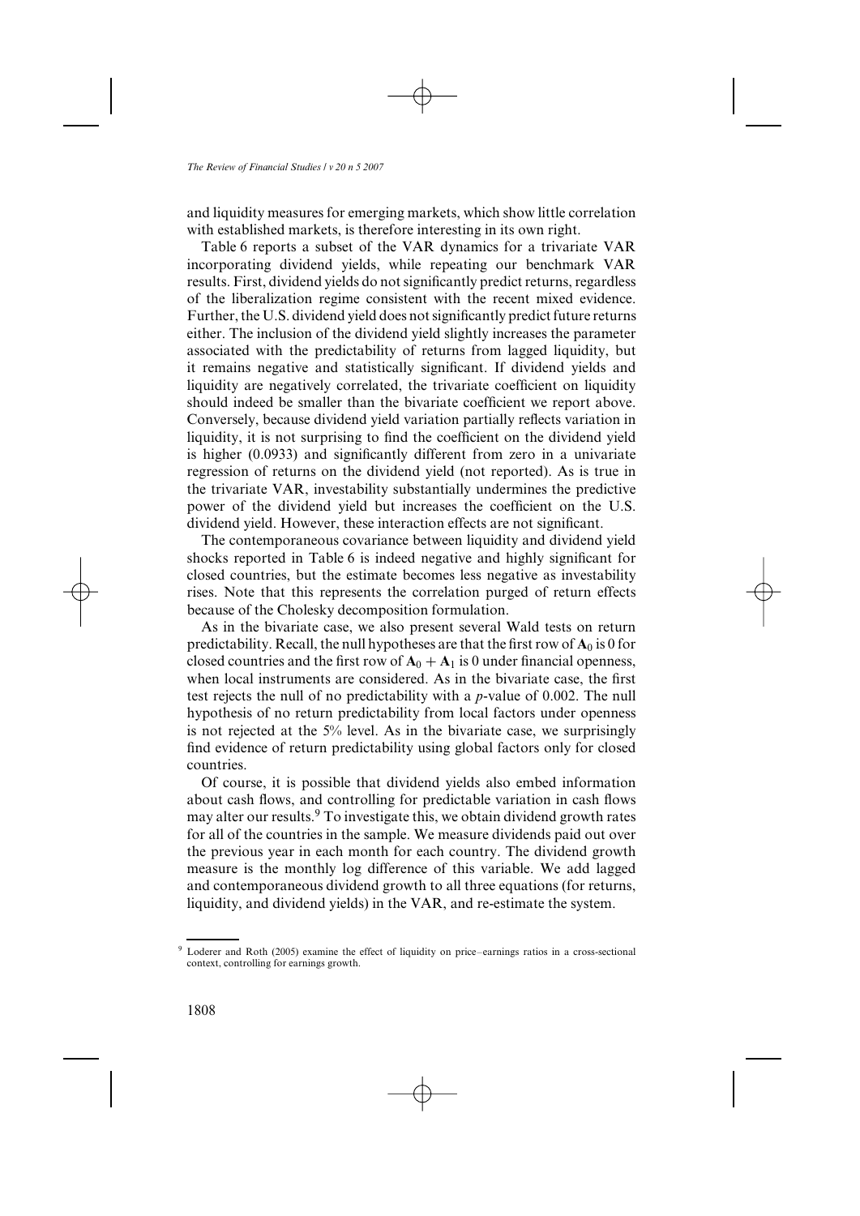and liquidity measures for emerging markets, which show little correlation with established markets, is therefore interesting in its own right.

Table 6 reports a subset of the VAR dynamics for a trivariate VAR incorporating dividend yields, while repeating our benchmark VAR results. First, dividend yields do not significantly predict returns, regardless of the liberalization regime consistent with the recent mixed evidence. Further, the U.S. dividend yield does not significantly predict future returns either. The inclusion of the dividend yield slightly increases the parameter associated with the predictability of returns from lagged liquidity, but it remains negative and statistically significant. If dividend yields and liquidity are negatively correlated, the trivariate coefficient on liquidity should indeed be smaller than the bivariate coefficient we report above. Conversely, because dividend yield variation partially reflects variation in liquidity, it is not surprising to find the coefficient on the dividend yield is higher (0.0933) and significantly different from zero in a univariate regression of returns on the dividend yield (not reported). As is true in the trivariate VAR, investability substantially undermines the predictive power of the dividend yield but increases the coefficient on the U.S. dividend yield. However, these interaction effects are not significant.

The contemporaneous covariance between liquidity and dividend yield shocks reported in Table 6 is indeed negative and highly significant for closed countries, but the estimate becomes less negative as investability rises. Note that this represents the correlation purged of return effects because of the Cholesky decomposition formulation.

As in the bivariate case, we also present several Wald tests on return predictability. Recall, the null hypotheses are that the first row of $\mathbf{A}_0$ is 0 for closed countries and the first row of $\mathbf{A}_0 + \mathbf{A}_1$ is 0 under financial openness, when local instruments are considered. As in the bivariate case, the first test rejects the null of no predictability with a $p$-value of 0.002. The null hypothesis of no return predictability from local factors under openness is not rejected at the 5% level. As in the bivariate case, we surprisingly find evidence of return predictability using global factors only for closed countries.

Of course, it is possible that dividend yields also embed information about cash flows, and controlling for predictable variation in cash flows may alter our results.[9] To investigate this, we obtain dividend growth rates for all of the countries in the sample. We measure dividends paid out over the previous year in each month for each country. The dividend growth measure is the monthly log difference of this variable. We add lagged and contemporaneous dividend growth to all three equations (for returns, liquidity, and dividend yields) in the VAR, and re-estimate the system.

---

[9] Loderer and Roth (2005) examine the effect of liquidity on price–earnings ratios in a cross-sectional context, controlling for earnings growth.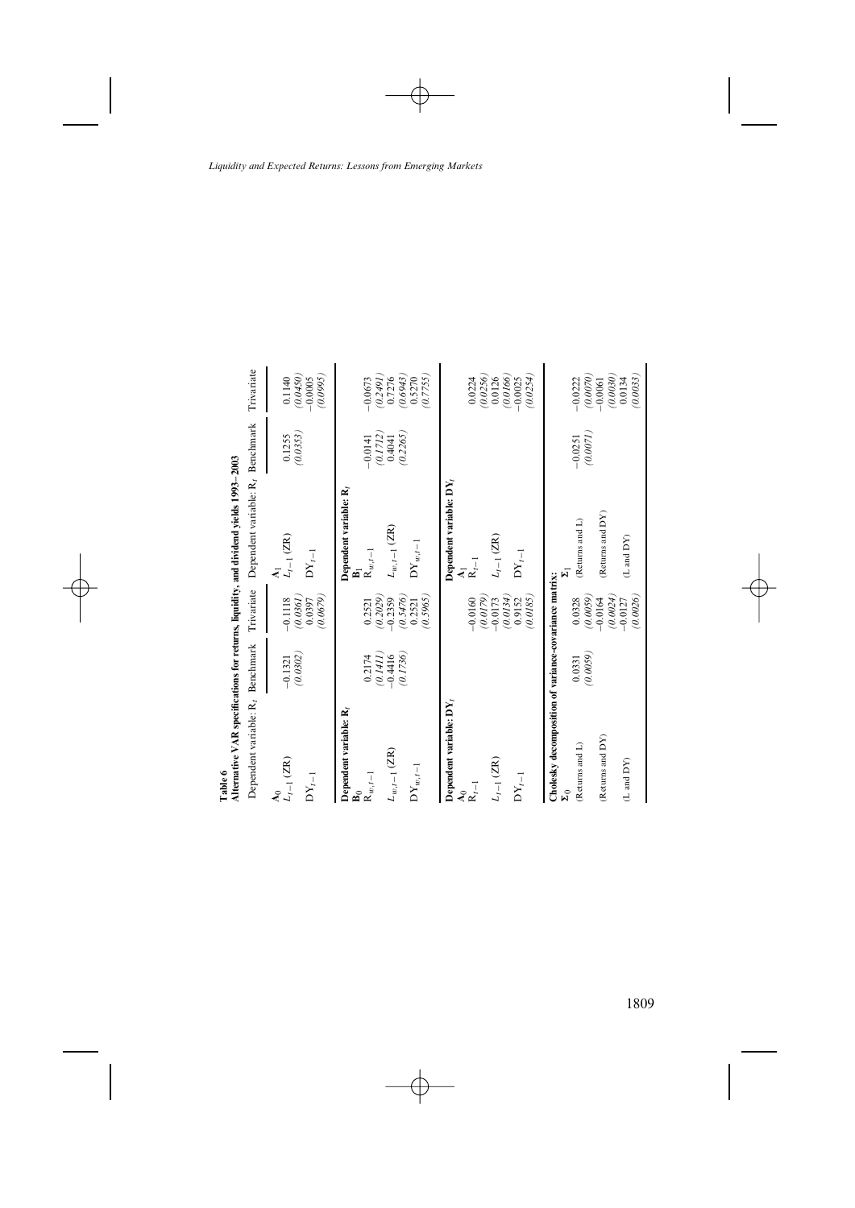**Table 6**
**Alternative VAR specifications for returns, liquidity, and dividend yields 1993–2003**

| Dependent variable: $R_t$ | Benchmark | Trivariate | Dependent variable: $R_t$ | Benchmark | Trivariate |
|---|---|---|---|---|---|
| $\mathbf{A}_0$ | | | $\mathbf{A}_1$ | | |
| $L_{t-1}$ (ZR) | −0.1321 | −0.1118 | $L_{t-1}$ (ZR) | 0.1255 | 0.1140 |
| | *(0.0302)* | *(0.0361)* | | *(0.0353)* | *(0.0450)* |
| $\mathrm{DY}_{t-1}$ | | 0.0397 | $\mathrm{DY}_{t-1}$ | | −0.0005 |
| | | *(0.0679)* | | | *(0.0995)* |
| **Dependent variable: $\mathbf{R}_t$** | | | **Dependent variable: $\mathbf{R}_t$** | | |
| $\mathbf{B}_0$ | | | $\mathbf{B}_1$ | | |
| $R_{w,t-1}$ | 0.2174 | 0.2521 | $R_{w,t-1}$ | −0.0141 | −0.0673 |
| | *(0.1411)* | *(0.2029)* | | *(0.1712)* | *(0.2491)* |
| $L_{w,t-1}$ (ZR) | −0.4416 | −0.2359 | $L_{w,t-1}$ (ZR) | 0.4041 | 0.7276 |
| | *(0.1736)* | *(0.5476)* | | *(0.2265)* | *(0.6943)* |
| $\mathrm{DY}_{w,t-1}$ | | 0.2521 | $\mathrm{DY}_{w,t-1}$ | | 0.5270 |
| | | *(0.5965)* | | | *(0.7755)* |
| **Dependent variable: $\mathbf{DY}_t$** | | | **Dependent variable: $\mathbf{DY}_t$** | | |
| $\mathbf{A}_0$ | | | $\mathbf{A}_1$ | | |
| $R_{t-1}$ | | −0.0160 | $R_{t-1}$ | | 0.0224 |
| | | *(0.0179)* | | | *(0.0256)* |
| $L_{t-1}$ (ZR) | | −0.0173 | $L_{t-1}$ (ZR) | | 0.0126 |
| | | *(0.0134)* | | | *(0.0166)* |
| $\mathrm{DY}_{t-1}$ | | 0.9152 | $\mathrm{DY}_{t-1}$ | | −0.0025 |
| | | *(0.0185)* | | | *(0.0254)* |
| **Cholesky decomposition of variance-covariance matrix:** | | | | | |
| $\mathbf{\Sigma}_0$ | | | $\mathbf{\Sigma}_1$ | | |
| (Returns and L) | 0.0331 | 0.0328 | (Returns and L) | −0.0251 | −0.0222 |
| | *(0.0059)* | *(0.0059)* | | *(0.0071)* | *(0.0070)* |
| (Returns and DY) | | −0.0164 | (Returns and DY) | | −0.0061 |
| | | *(0.0024)* | | | *(0.0030)* |
| (L and DY) | | −0.0127 | (L and DY) | | 0.0134 |
| | | *(0.0026)* | | | *(0.0033)* |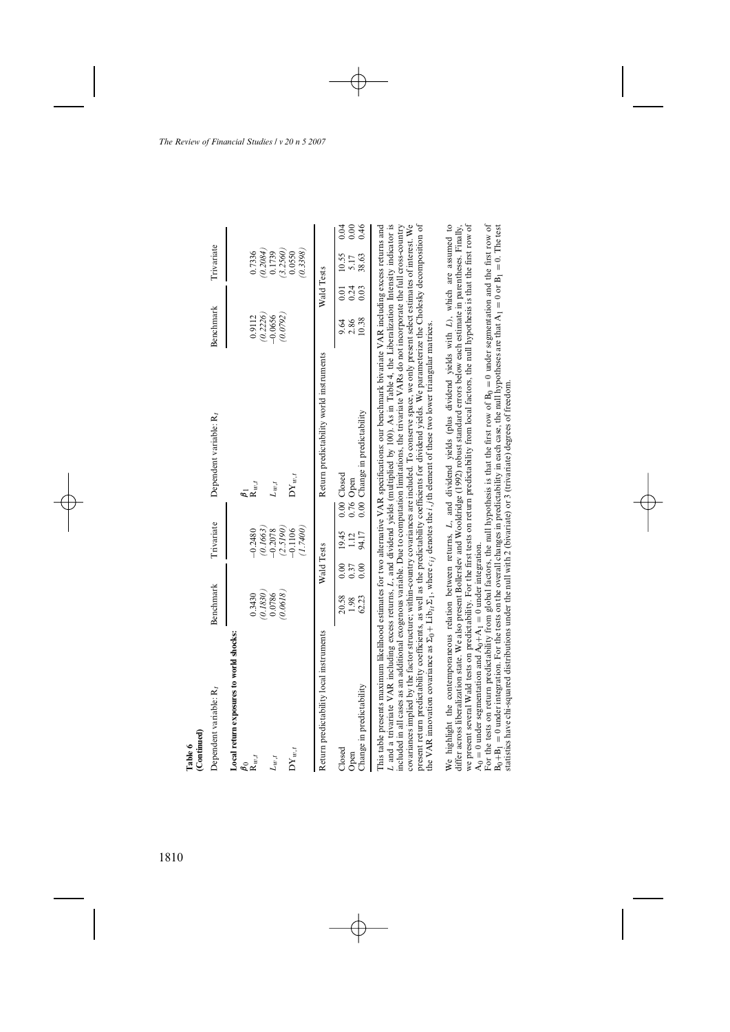**Table 6**
**(Continued)**

| Dependent variable: $R_t$ | Benchmark | Trivariate | Dependent variable: $R_t$ | Benchmark | Trivariate |
|---|---|---|---|---|---|
| **Local return exposures to world shocks:** | | | | | |
| $\beta_0$ | | | $\beta_1$ | | |
| $R_{w,t}$ | 0.3430 | −0.2480 | $R_{w,t}$ | 0.9112 | 0.7336 |
| | *(0.1830)* | *(0.1663)* | | *(0.2226)* | *(0.2084)* |
| $L_{w,t}$ | 0.0786 | −0.2078 | $L_{w,t}$ | −0.0656 | 0.1739 |
| | *(0.0618)* | *(2.5190)* | | *(0.0792)* | *(3.2560)* |
| $DY_{w,t}$ | | −0.1106 | $DY_{w,t}$ | | 0.0550 |
| | | *(1.7400)* | | | *(0.3398)* |

| Return predictability local instruments | Wald Tests | | | | Return predictability world instruments | Wald Tests | | | |
|---|---|---|---|---|---|---|---|---|---|
| Closed | 20.58 | 0.00 | 19.45 | 0.00 | Closed | 9.64 | 0.01 | 10.55 | 0.04 |
| Open | 1.98 | 0.37 | 1.12 | 0.76 | Open | 2.86 | 0.24 | 5.17 | 0.00 |
| Change in predictability | 62.23 | 0.00 | 94.17 | 0.00 | Change in predictability | 10.38 | 0.03 | 38.63 | 0.46 |

This table presents maximum likelihood estimates for two alternative VAR specifications: our benchmark bivariate VAR including excess returns and $L$, and a trivariate VAR including excess returns, $L$, and dividend yields (multiplied by 100). As in Table 4, the Liberalization Intensity indicator is included in all cases as an additional exogenous variable. Due to computation limitations, the trivariate VARs do not incorporate the full cross-country covariances implied by the factor structure; within-country covariances are included. To conserve space, we only present select estimates of interest. We present return predictability coefficients, as well as the predictability coefficients for dividend yields. We parameterize the Cholesky decomposition of the VAR innovation covariance as $\Sigma_0 + Lib_{it}\Sigma_1$, where $c_{ij}$ denotes the $i,j$th element of these two lower triangular matrices.

We highlight the contemporaneous relation between returns, $L$, and dividend yields (plus dividend yields with $L$), which are assumed to differ across liberalization state. We also present Bollerslev and Wooldridge (1992) robust standard errors below each estimate in parentheses. Finally, we present several Wald tests on predictability. For the first tests on return predictability from local factors, the null hypothesis is that the first row of $A_0 = 0$ under segmentation and $A_0+A_1 = 0$ under integration.

For the tests on return predictability from global factors, the null hypothesis is that the first row of $B_0 = 0$ under segmentation and the first row of $B_0+B_1 = 0$ under integration. For the tests on the overall changes in predictability in each case, the null hypotheses are that $A_1 = 0$ or $B_1 = 0$. The test statistics have chi-squared distributions under the null with 2 (bivariate) or 3 (trivariate) degrees of freedom.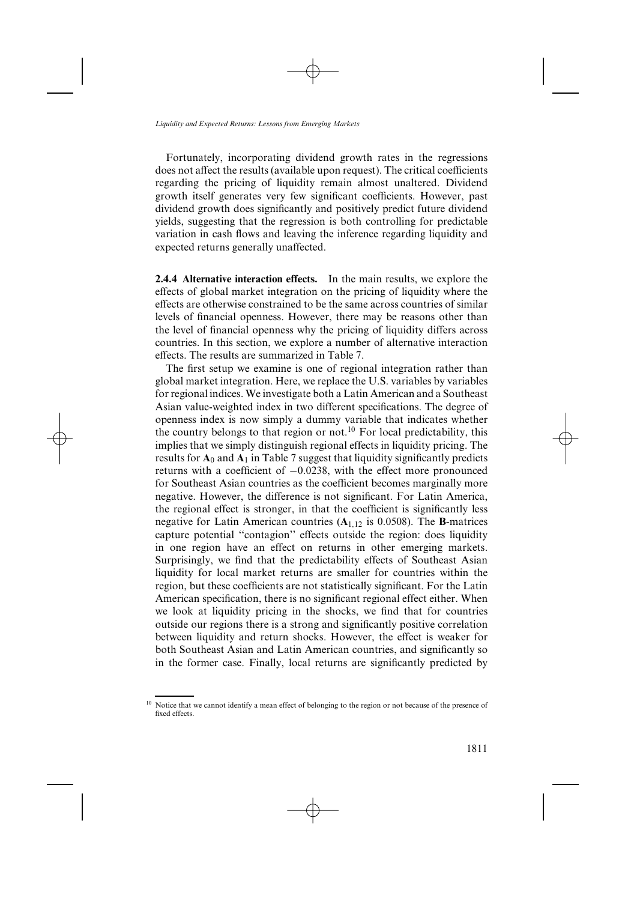Fortunately, incorporating dividend growth rates in the regressions does not affect the results (available upon request). The critical coefficients regarding the pricing of liquidity remain almost unaltered. Dividend growth itself generates very few significant coefficients. However, past dividend growth does significantly and positively predict future dividend yields, suggesting that the regression is both controlling for predictable variation in cash flows and leaving the inference regarding liquidity and expected returns generally unaffected.

**2.4.4 Alternative interaction effects.** In the main results, we explore the effects of global market integration on the pricing of liquidity where the effects are otherwise constrained to be the same across countries of similar levels of financial openness. However, there may be reasons other than the level of financial openness why the pricing of liquidity differs across countries. In this section, we explore a number of alternative interaction effects. The results are summarized in Table 7.

The first setup we examine is one of regional integration rather than global market integration. Here, we replace the U.S. variables by variables for regional indices. We investigate both a Latin American and a Southeast Asian value-weighted index in two different specifications. The degree of openness index is now simply a dummy variable that indicates whether the country belongs to that region or not.[10] For local predictability, this implies that we simply distinguish regional effects in liquidity pricing. The results for $\mathbf{A}_0$ and $\mathbf{A}_1$ in Table 7 suggest that liquidity significantly predicts returns with a coefficient of $-0.0238$, with the effect more pronounced for Southeast Asian countries as the coefficient becomes marginally more negative. However, the difference is not significant. For Latin America, the regional effect is stronger, in that the coefficient is significantly less negative for Latin American countries ($\mathbf{A}_{1,12}$ is 0.0508). The **B**-matrices capture potential "contagion" effects outside the region: does liquidity in one region have an effect on returns in other emerging markets. Surprisingly, we find that the predictability effects of Southeast Asian liquidity for local market returns are smaller for countries within the region, but these coefficients are not statistically significant. For the Latin American specification, there is no significant regional effect either. When we look at liquidity pricing in the shocks, we find that for countries outside our regions there is a strong and significantly positive correlation between liquidity and return shocks. However, the effect is weaker for both Southeast Asian and Latin American countries, and significantly so in the former case. Finally, local returns are significantly predicted by

[10] Notice that we cannot identify a mean effect of belonging to the region or not because of the presence of fixed effects.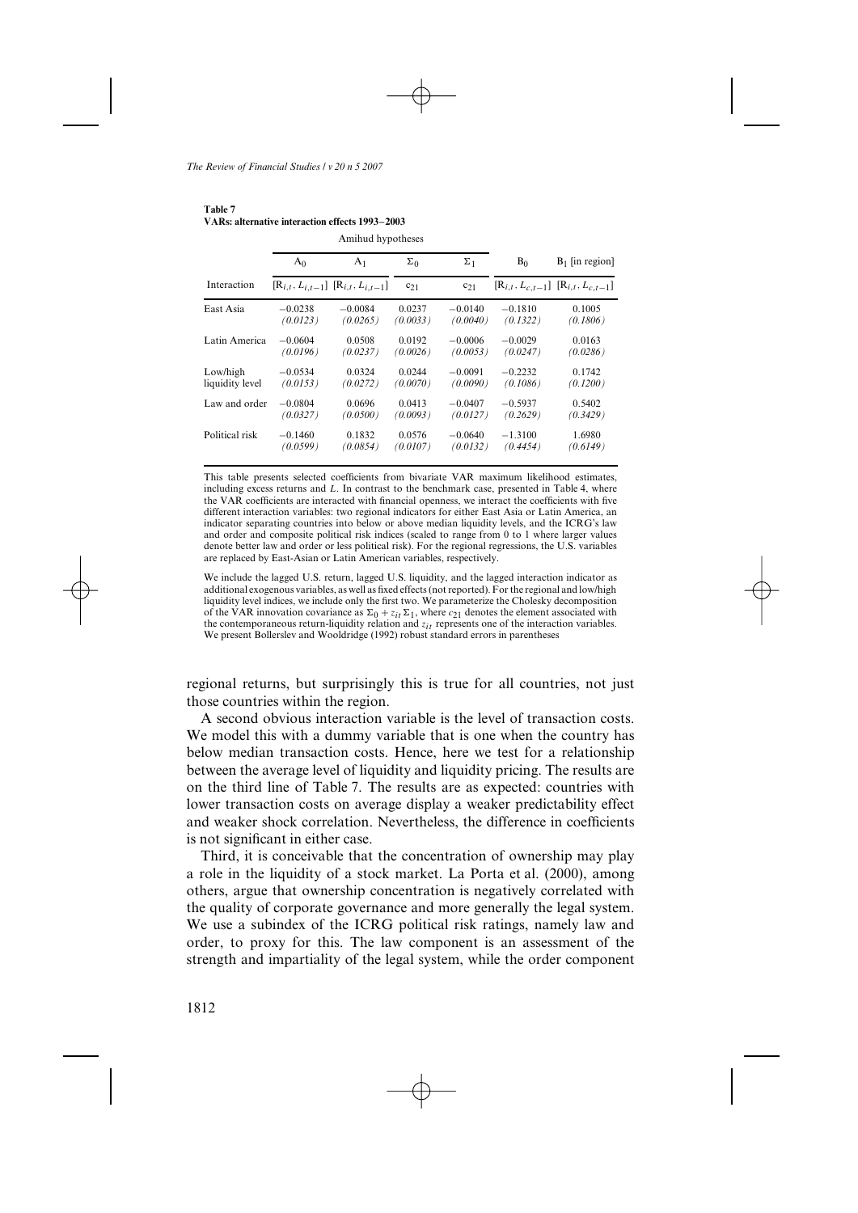**Table 7**
**VARs: alternative interaction effects 1993–2003**

| | Amihud hypotheses | | | | | |
|---|---|---|---|---|---|---|
| | $A_0$ | $A_1$ | $\Sigma_0$ | $\Sigma_1$ | $B_0$ | $B_1$ [in region] |
| Interaction | $[R_{i,t}, L_{i,t-1}]$ | $[R_{i,t}, L_{i,t-1}]$ | $c_{21}$ | $c_{21}$ | $[R_{i,t}, L_{c,t-1}]$ | $[R_{i,t}, L_{c,t-1}]$ |
| East Asia | −0.0238 | −0.0084 | 0.0237 | −0.0140 | −0.1810 | 0.1005 |
| | *(0.0123)* | *(0.0265)* | *(0.0033)* | *(0.0040)* | *(0.1322)* | *(0.1806)* |
| Latin America | −0.0604 | 0.0508 | 0.0192 | −0.0006 | −0.0029 | 0.0163 |
| | *(0.0196)* | *(0.0237)* | *(0.0026)* | *(0.0053)* | *(0.0247)* | *(0.0286)* |
| Low/high liquidity level | −0.0534 | 0.0324 | 0.0244 | −0.0091 | −0.2232 | 0.1742 |
| | *(0.0153)* | *(0.0272)* | *(0.0070)* | *(0.0090)* | *(0.1086)* | *(0.1200)* |
| Law and order | −0.0804 | 0.0696 | 0.0413 | −0.0407 | −0.5937 | 0.5402 |
| | *(0.0327)* | *(0.0500)* | *(0.0093)* | *(0.0127)* | *(0.2629)* | *(0.3429)* |
| Political risk | −0.1460 | 0.1832 | 0.0576 | −0.0640 | −1.3100 | 1.6980 |
| | *(0.0599)* | *(0.0854)* | *(0.0107)* | *(0.0132)* | *(0.4454)* | *(0.6149)* |

This table presents selected coefficients from bivariate VAR maximum likelihood estimates, including excess returns and $L$. In contrast to the benchmark case, presented in Table 4, where the VAR coefficients are interacted with financial openness, we interact the coefficients with five different interaction variables: two regional indicators for either East Asia or Latin America, an indicator separating countries into below or above median liquidity levels, and the ICRG's law and order and composite political risk indices (scaled to range from 0 to 1 where larger values denote better law and order or less political risk). For the regional regressions, the U.S. variables are replaced by East-Asian or Latin American variables, respectively.

We include the lagged U.S. return, lagged U.S. liquidity, and the lagged interaction indicator as additional exogenous variables, as well as fixed effects (not reported). For the regional and low/high liquidity level indices, we include only the first two. We parameterize the Cholesky decomposition of the VAR innovation covariance as $\Sigma_0 + z_{it}\Sigma_1$, where $c_{21}$ denotes the element associated with the contemporaneous return-liquidity relation and $z_{it}$ represents one of the interaction variables. We present Bollerslev and Wooldridge (1992) robust standard errors in parentheses

regional returns, but surprisingly this is true for all countries, not just those countries within the region.

A second obvious interaction variable is the level of transaction costs. We model this with a dummy variable that is one when the country has below median transaction costs. Hence, here we test for a relationship between the average level of liquidity and liquidity pricing. The results are on the third line of Table 7. The results are as expected: countries with lower transaction costs on average display a weaker predictability effect and weaker shock correlation. Nevertheless, the difference in coefficients is not significant in either case.

Third, it is conceivable that the concentration of ownership may play a role in the liquidity of a stock market. La Porta et al. (2000), among others, argue that ownership concentration is negatively correlated with the quality of corporate governance and more generally the legal system. We use a subindex of the ICRG political risk ratings, namely law and order, to proxy for this. The law component is an assessment of the strength and impartiality of the legal system, while the order component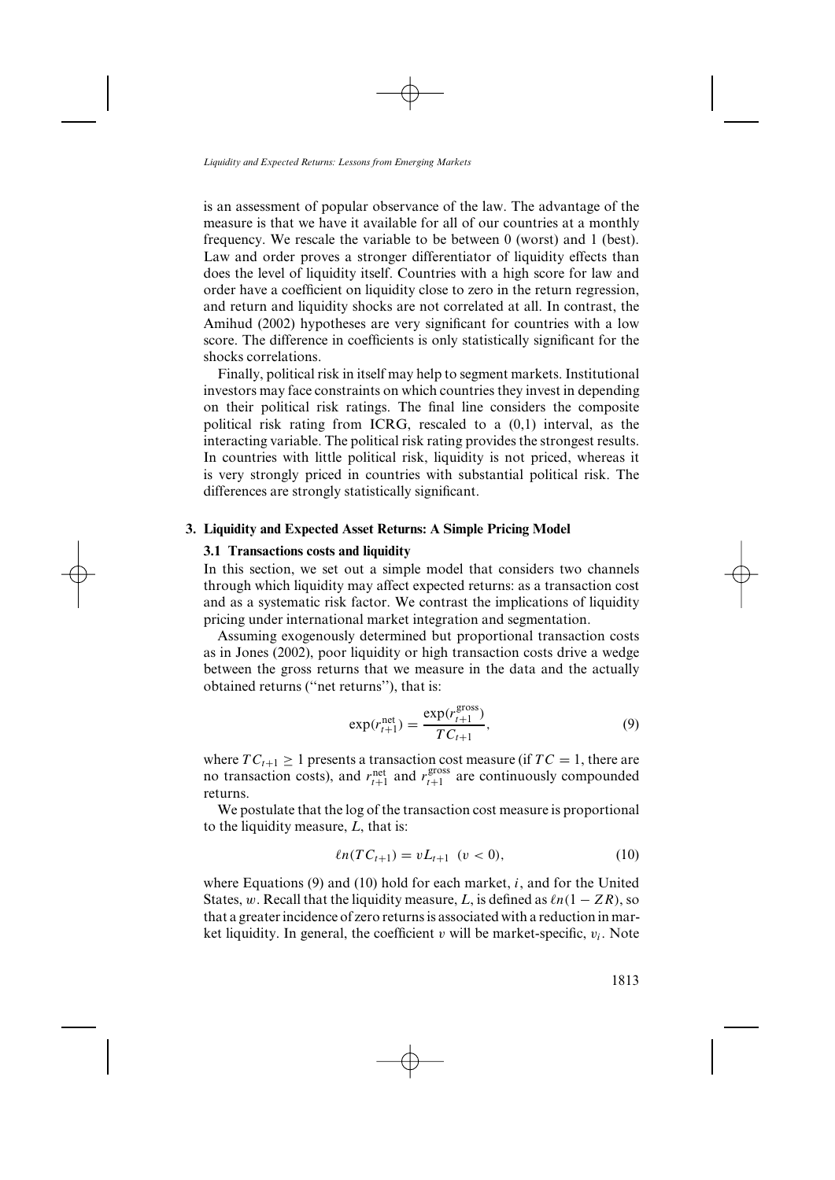is an assessment of popular observance of the law. The advantage of the measure is that we have it available for all of our countries at a monthly frequency. We rescale the variable to be between 0 (worst) and 1 (best). Law and order proves a stronger differentiator of liquidity effects than does the level of liquidity itself. Countries with a high score for law and order have a coefficient on liquidity close to zero in the return regression, and return and liquidity shocks are not correlated at all. In contrast, the Amihud (2002) hypotheses are very significant for countries with a low score. The difference in coefficients is only statistically significant for the shocks correlations.

Finally, political risk in itself may help to segment markets. Institutional investors may face constraints on which countries they invest in depending on their political risk ratings. The final line considers the composite political risk rating from ICRG, rescaled to a (0,1) interval, as the interacting variable. The political risk rating provides the strongest results. In countries with little political risk, liquidity is not priced, whereas it is very strongly priced in countries with substantial political risk. The differences are strongly statistically significant.

## 3. Liquidity and Expected Asset Returns: A Simple Pricing Model

### 3.1 Transactions costs and liquidity

In this section, we set out a simple model that considers two channels through which liquidity may affect expected returns: as a transaction cost and as a systematic risk factor. We contrast the implications of liquidity pricing under international market integration and segmentation.

Assuming exogenously determined but proportional transaction costs as in Jones (2002), poor liquidity or high transaction costs drive a wedge between the gross returns that we measure in the data and the actually obtained returns ("net returns"), that is:

$$\exp(r_{t+1}^{\text{net}}) = \frac{\exp(r_{t+1}^{\text{gross}})}{TC_{t+1}}, \tag{9}$$

where $TC_{t+1} \geq 1$ presents a transaction cost measure (if $TC = 1$, there are no transaction costs), and $r_{t+1}^{\text{net}}$ and $r_{t+1}^{\text{gross}}$ are continuously compounded returns.

We postulate that the log of the transaction cost measure is proportional to the liquidity measure, $L$, that is:

$$\ell n(TC_{t+1}) = vL_{t+1} \quad (v < 0), \tag{10}$$

where Equations (9) and (10) hold for each market, $i$, and for the United States, $w$. Recall that the liquidity measure, $L$, is defined as $\ell n(1 - ZR)$, so that a greater incidence of zero returns is associated with a reduction in market liquidity. In general, the coefficient $v$ will be market-specific, $v_i$. Note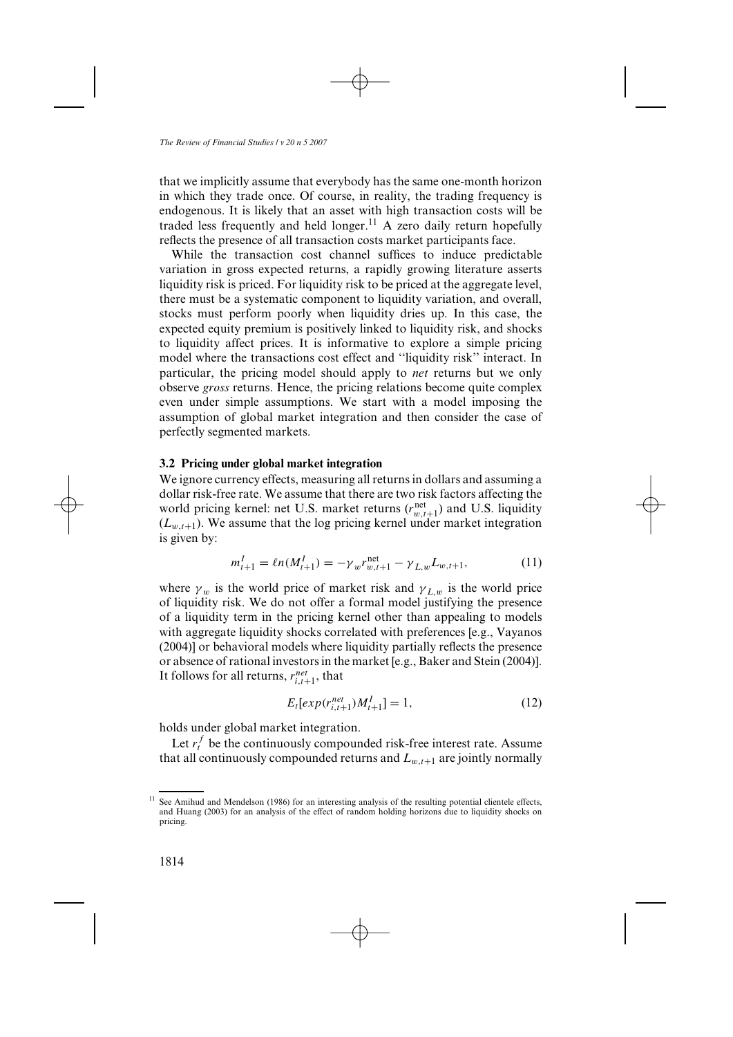that we implicitly assume that everybody has the same one-month horizon in which they trade once. Of course, in reality, the trading frequency is endogenous. It is likely that an asset with high transaction costs will be traded less frequently and held longer.[11] A zero daily return hopefully reflects the presence of all transaction costs market participants face.

While the transaction cost channel suffices to induce predictable variation in gross expected returns, a rapidly growing literature asserts liquidity risk is priced. For liquidity risk to be priced at the aggregate level, there must be a systematic component to liquidity variation, and overall, stocks must perform poorly when liquidity dries up. In this case, the expected equity premium is positively linked to liquidity risk, and shocks to liquidity affect prices. It is informative to explore a simple pricing model where the transactions cost effect and "liquidity risk" interact. In particular, the pricing model should apply to *net* returns but we only observe *gross* returns. Hence, the pricing relations become quite complex even under simple assumptions. We start with a model imposing the assumption of global market integration and then consider the case of perfectly segmented markets.

### 3.2 Pricing under global market integration

We ignore currency effects, measuring all returns in dollars and assuming a dollar risk-free rate. We assume that there are two risk factors affecting the world pricing kernel: net U.S. market returns ($r^{\text{net}}_{w,t+1}$) and U.S. liquidity ($L_{w,t+1}$). We assume that the log pricing kernel under market integration is given by:

$$m^I_{t+1} = \ell n(M^I_{t+1}) = -\gamma_w r^{\text{net}}_{w,t+1} - \gamma_{L,w} L_{w,t+1}, \tag{11}$$

where $\gamma_w$ is the world price of market risk and $\gamma_{L,w}$ is the world price of liquidity risk. We do not offer a formal model justifying the presence of a liquidity term in the pricing kernel other than appealing to models with aggregate liquidity shocks correlated with preferences [e.g., Vayanos (2004)] or behavioral models where liquidity partially reflects the presence or absence of rational investors in the market [e.g., Baker and Stein (2004)]. It follows for all returns, $r^{net}_{i,t+1}$, that

$$E_t[exp(r^{net}_{i,t+1})M^I_{t+1}] = 1, \tag{12}$$

holds under global market integration.

Let $r^f_t$ be the continuously compounded risk-free interest rate. Assume that all continuously compounded returns and $L_{w,t+1}$ are jointly normally

[11] See Amihud and Mendelson (1986) for an interesting analysis of the resulting potential clientele effects, and Huang (2003) for an analysis of the effect of random holding horizons due to liquidity shocks on pricing.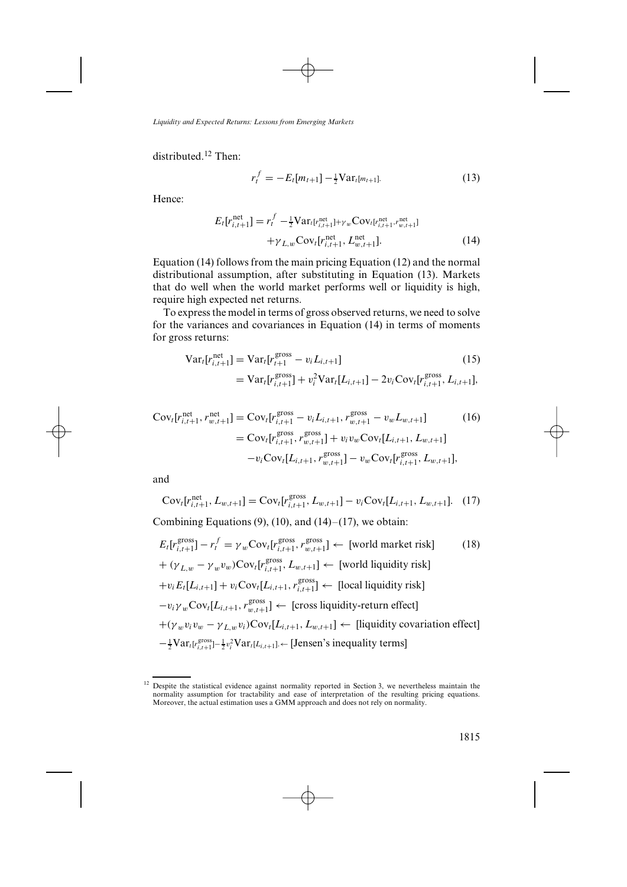distributed.[12] Then:

$$r_t^f = -E_t[m_{t+1}] - \tfrac{1}{2}\mathrm{Var}_t[m_{t+1}]. \tag{13}$$

Hence:

$$E_t[r_{i,t+1}^{\text{net}}] = r_t^f - \tfrac{1}{2}\mathrm{Var}_t[r_{i,t+1}^{\text{net}}] + \gamma_w \mathrm{Cov}_t[r_{i,t+1}^{\text{net}}, r_{w,t+1}^{\text{net}}] + \gamma_{L,w}\mathrm{Cov}_t[r_{i,t+1}^{\text{net}}, L_{w,t+1}^{\text{net}}]. \tag{14}$$

Equation (14) follows from the main pricing Equation (12) and the normal distributional assumption, after substituting in Equation (13). Markets that do well when the world market performs well or liquidity is high, require high expected net returns.

To express the model in terms of gross observed returns, we need to solve for the variances and covariances in Equation (14) in terms of moments for gross returns:

$$\begin{aligned}\mathrm{Var}_t[r_{i,t+1}^{\text{net}}] &= \mathrm{Var}_t[r_{t+1}^{\text{gross}} - v_i L_{i,t+1}] \\ &= \mathrm{Var}_t[r_{i,t+1}^{\text{gross}}] + v_i^2 \mathrm{Var}_t[L_{i,t+1}] - 2v_i \mathrm{Cov}_t[r_{i,t+1}^{\text{gross}}, L_{i,t+1}],\end{aligned} \tag{15}$$

$$\begin{aligned}\mathrm{Cov}_t[r_{i,t+1}^{\text{net}}, r_{w,t+1}^{\text{net}}] &= \mathrm{Cov}_t[r_{i,t+1}^{\text{gross}} - v_i L_{i,t+1}, r_{w,t+1}^{\text{gross}} - v_w L_{w,t+1}] \\ &= \mathrm{Cov}_t[r_{i,t+1}^{\text{gross}}, r_{w,t+1}^{\text{gross}}] + v_i v_w \mathrm{Cov}_t[L_{i,t+1}, L_{w,t+1}] \\ &\quad - v_i \mathrm{Cov}_t[L_{i,t+1}, r_{w,t+1}^{\text{gross}}] - v_w \mathrm{Cov}_t[r_{i,t+1}^{\text{gross}}, L_{w,t+1}],\end{aligned} \tag{16}$$

and

$$\mathrm{Cov}_t[r_{i,t+1}^{\text{net}}, L_{w,t+1}] = \mathrm{Cov}_t[r_{i,t+1}^{\text{gross}}, L_{w,t+1}] - v_i \mathrm{Cov}_t[L_{i,t+1}, L_{w,t+1}]. \tag{17}$$

Combining Equations (9), (10), and (14)–(17), we obtain:

$$\begin{aligned}E_t[r_{i,t+1}^{\text{gross}}] - r_t^f &= \gamma_w \mathrm{Cov}_t[r_{i,t+1}^{\text{gross}}, r_{w,t+1}^{\text{gross}}] \leftarrow \text{[world market risk]} \\ &+ (\gamma_{L,w} - \gamma_w v_w)\mathrm{Cov}_t[r_{i,t+1}^{\text{gross}}, L_{w,t+1}] \leftarrow \text{[world liquidity risk]} \\ &+ v_i E_t[L_{i,t+1}] + v_i \mathrm{Cov}_t[L_{i,t+1}, r_{i,t+1}^{\text{gross}}] \leftarrow \text{[local liquidity risk]} \\ &- v_i \gamma_w \mathrm{Cov}_t[L_{i,t+1}, r_{w,t+1}^{\text{gross}}] \leftarrow \text{[cross liquidity-return effect]} \\ &+ (\gamma_w v_i v_w - \gamma_{L,w} v_i)\mathrm{Cov}_t[L_{i,t+1}, L_{w,t+1}] \leftarrow \text{[liquidity covariation effect]} \\ &- \tfrac{1}{2}\mathrm{Var}_t[r_{i,t+1}^{\text{gross}}] - \tfrac{1}{2} v_i^2 \mathrm{Var}_t[L_{i,t+1}]. \leftarrow \text{[Jensen's inequality terms]}\end{aligned} \tag{18}$$

[12] Despite the statistical evidence against normality reported in Section 3, we nevertheless maintain the normality assumption for tractability and ease of interpretation of the resulting pricing equations. Moreover, the actual estimation uses a GMM approach and does not rely on normality.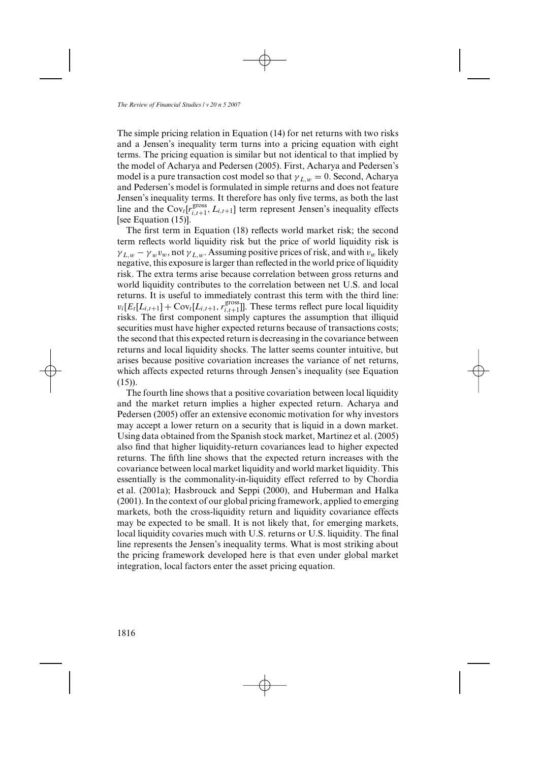The simple pricing relation in Equation (14) for net returns with two risks and a Jensen's inequality term turns into a pricing equation with eight terms. The pricing equation is similar but not identical to that implied by the model of Acharya and Pedersen (2005). First, Acharya and Pedersen's model is a pure transaction cost model so that $\gamma_{L,w} = 0$. Second, Acharya and Pedersen's model is formulated in simple returns and does not feature Jensen's inequality terms. It therefore has only five terms, as both the last line and the $\text{Cov}_t[r_{i,t+1}^{\text{gross}}, L_{i,t+1}]$ term represent Jensen's inequality effects [see Equation (15)].

The first term in Equation (18) reflects world market risk; the second term reflects world liquidity risk but the price of world liquidity risk is $\gamma_{L,w} - \gamma_w v_w$, not $\gamma_{L,w}$. Assuming positive prices of risk, and with $v_w$ likely negative, this exposure is larger than reflected in the world price of liquidity risk. The extra terms arise because correlation between gross returns and world liquidity contributes to the correlation between net U.S. and local returns. It is useful to immediately contrast this term with the third line: $v_i[E_t[L_{i,t+1}] + \text{Cov}_t[L_{i,t+1}, r_{i,t+1}^{\text{gross}}]]$. These terms reflect pure local liquidity risks. The first component simply captures the assumption that illiquid securities must have higher expected returns because of transactions costs; the second that this expected return is decreasing in the covariance between returns and local liquidity shocks. The latter seems counter intuitive, but arises because positive covariation increases the variance of net returns, which affects expected returns through Jensen's inequality (see Equation (15)).

The fourth line shows that a positive covariation between local liquidity and the market return implies a higher expected return. Acharya and Pedersen (2005) offer an extensive economic motivation for why investors may accept a lower return on a security that is liquid in a down market. Using data obtained from the Spanish stock market, Martinez et al. (2005) also find that higher liquidity-return covariances lead to higher expected returns. The fifth line shows that the expected return increases with the covariance between local market liquidity and world market liquidity. This essentially is the commonality-in-liquidity effect referred to by Chordia et al. (2001a); Hasbrouck and Seppi (2000), and Huberman and Halka (2001). In the context of our global pricing framework, applied to emerging markets, both the cross-liquidity return and liquidity covariance effects may be expected to be small. It is not likely that, for emerging markets, local liquidity covaries much with U.S. returns or U.S. liquidity. The final line represents the Jensen's inequality terms. What is most striking about the pricing framework developed here is that even under global market integration, local factors enter the asset pricing equation.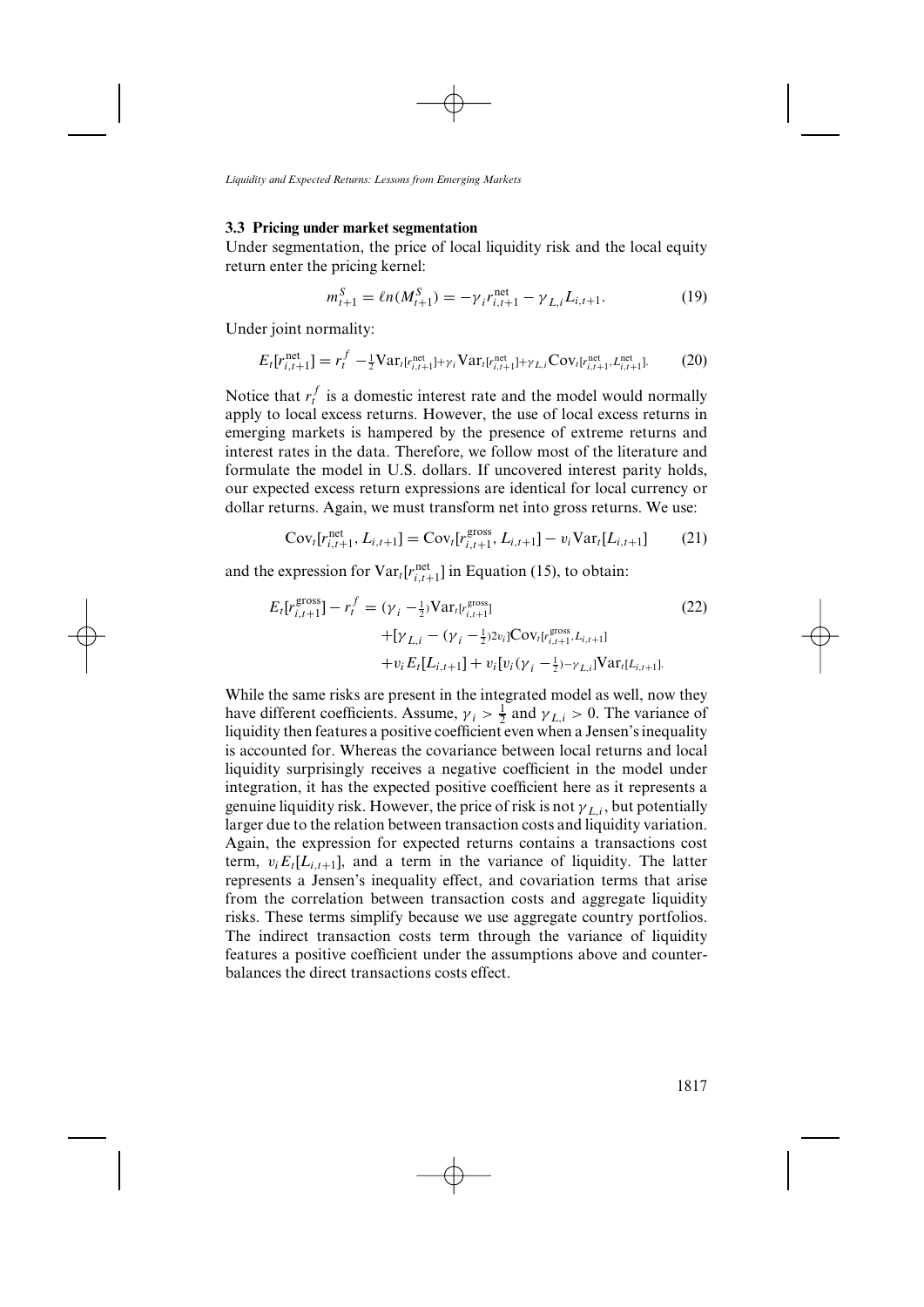### 3.3 Pricing under market segmentation

Under segmentation, the price of local liquidity risk and the local equity return enter the pricing kernel:

$$m_{t+1}^{S} = \ell n(M_{t+1}^{S}) = -\gamma_i r_{i,t+1}^{\text{net}} - \gamma_{L,i} L_{i,t+1}. \tag{19}$$

Under joint normality:

$$E_t[r_{i,t+1}^{\text{net}}] = r_t^f - \tfrac{1}{2}\text{Var}_t[r_{i,t+1}^{\text{net}}] + \gamma_i \text{Var}_t[r_{i,t+1}^{\text{net}}] + \gamma_{L,i}\text{Cov}_t[r_{i,t+1}^{\text{net}}, L_{i,t+1}^{\text{net}}]. \tag{20}$$

Notice that $r_t^f$ is a domestic interest rate and the model would normally apply to local excess returns. However, the use of local excess returns in emerging markets is hampered by the presence of extreme returns and interest rates in the data. Therefore, we follow most of the literature and formulate the model in U.S. dollars. If uncovered interest parity holds, our expected excess return expressions are identical for local currency or dollar returns. Again, we must transform net into gross returns. We use:

$$\text{Cov}_t[r_{i,t+1}^{\text{net}}, L_{i,t+1}] = \text{Cov}_t[r_{i,t+1}^{\text{gross}}, L_{i,t+1}] - v_i \text{Var}_t[L_{i,t+1}] \tag{21}$$

and the expression for $\text{Var}_t[r_{i,t+1}^{\text{net}}]$ in Equation (15), to obtain:

$$\begin{aligned} E_t[r_{i,t+1}^{\text{gross}}] - r_t^f = {} & (\gamma_i - \tfrac{1}{2})\text{Var}_t[r_{i,t+1}^{\text{gross}}] \\ & + [\gamma_{L,i} - (\gamma_i - \tfrac{1}{2})2v_i]\text{Cov}_t[r_{i,t+1}^{\text{gross}}, L_{i,t+1}] \\ & + v_i E_t[L_{i,t+1}] + v_i[v_i(\gamma_i - \tfrac{1}{2}) - \gamma_{L,i}]\text{Var}_t[L_{i,t+1}]. \end{aligned} \tag{22}$$

While the same risks are present in the integrated model as well, now they have different coefficients. Assume, $\gamma_i > \frac{1}{2}$ and $\gamma_{L,i} > 0$. The variance of liquidity then features a positive coefficient even when a Jensen's inequality is accounted for. Whereas the covariance between local returns and local liquidity surprisingly receives a negative coefficient in the model under integration, it has the expected positive coefficient here as it represents a genuine liquidity risk. However, the price of risk is not $\gamma_{L,i}$, but potentially larger due to the relation between transaction costs and liquidity variation. Again, the expression for expected returns contains a transactions cost term, $v_i E_t[L_{i,t+1}]$, and a term in the variance of liquidity. The latter represents a Jensen's inequality effect, and covariation terms that arise from the correlation between transaction costs and aggregate liquidity risks. These terms simplify because we use aggregate country portfolios. The indirect transaction costs term through the variance of liquidity features a positive coefficient under the assumptions above and counterbalances the direct transactions costs effect.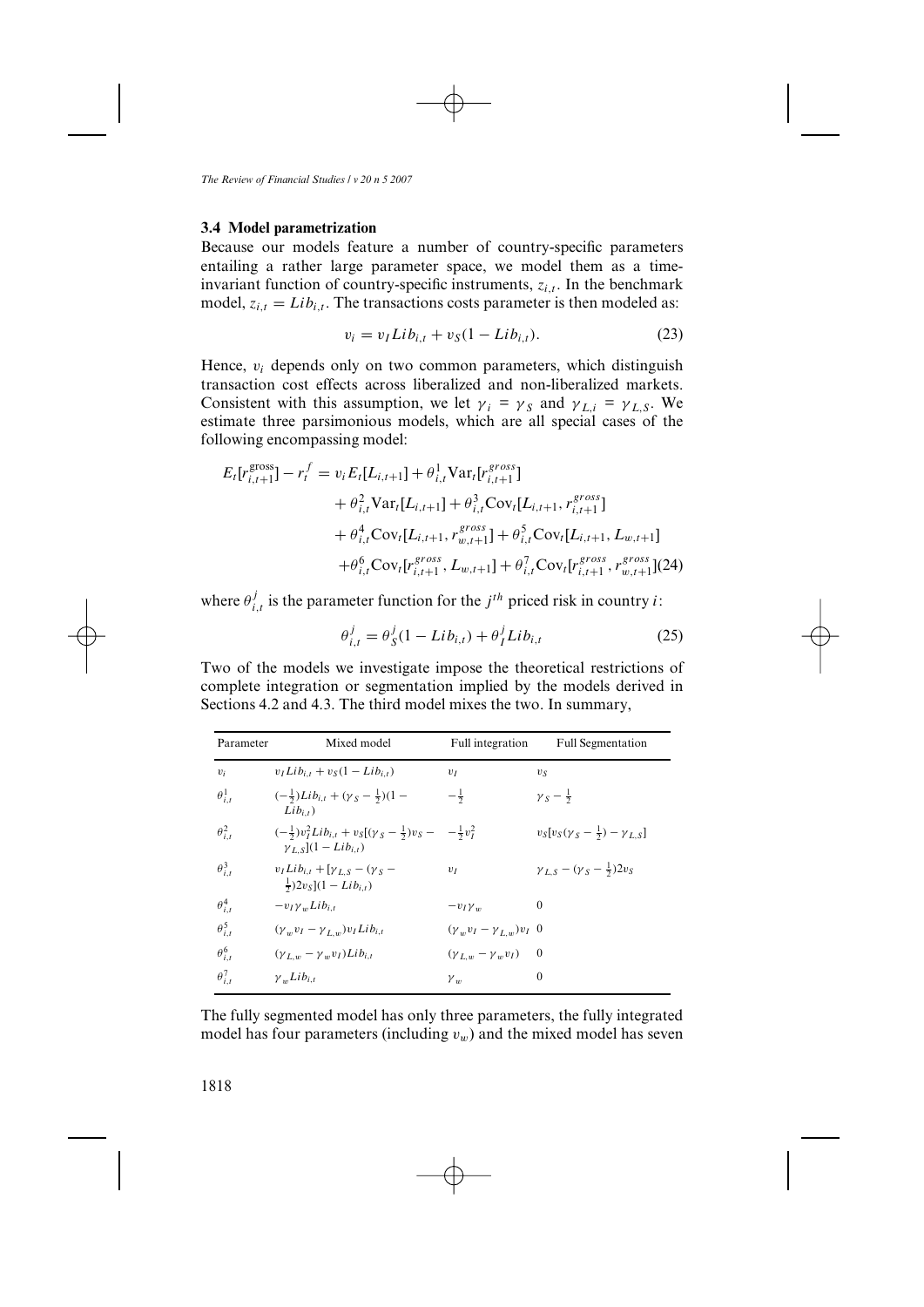### 3.4 Model parametrization

Because our models feature a number of country-specific parameters entailing a rather large parameter space, we model them as a time-invariant function of country-specific instruments, $z_{i,t}$. In the benchmark model, $z_{i,t} = Lib_{i,t}$. The transactions costs parameter is then modeled as:

$$v_i = v_I Lib_{i,t} + v_S(1 - Lib_{i,t}). \tag{23}$$

Hence, $v_i$ depends only on two common parameters, which distinguish transaction cost effects across liberalized and non-liberalized markets. Consistent with this assumption, we let $\gamma_i = \gamma_S$ and $\gamma_{L,i} = \gamma_{L,S}$. We estimate three parsimonious models, which are all special cases of the following encompassing model:

$$\begin{aligned}
E_t[r^{\text{gross}}_{i,t+1}] - r^f_t = {} & v_i E_t[L_{i,t+1}] + \theta^1_{i,t}\text{Var}_t[r^{gross}_{i,t+1}] \\
& + \theta^2_{i,t}\text{Var}_t[L_{i,t+1}] + \theta^3_{i,t}\text{Cov}_t[L_{i,t+1}, r^{gross}_{i,t+1}] \\
& + \theta^4_{i,t}\text{Cov}_t[L_{i,t+1}, r^{gross}_{w,t+1}] + \theta^5_{i,t}\text{Cov}_t[L_{i,t+1}, L_{w,t+1}] \\
& + \theta^6_{i,t}\text{Cov}_t[r^{gross}_{i,t+1}, L_{w,t+1}] + \theta^7_{i,t}\text{Cov}_t[r^{gross}_{i,t+1}, r^{gross}_{w,t+1}]
\end{aligned} \tag{24}$$

where $\theta^j_{i,t}$ is the parameter function for the $j^{th}$ priced risk in country $i$:

$$\theta^j_{i,t} = \theta^j_S(1 - Lib_{i,t}) + \theta^j_I Lib_{i,t} \tag{25}$$

Two of the models we investigate impose the theoretical restrictions of complete integration or segmentation implied by the models derived in Sections 4.2 and 4.3. The third model mixes the two. In summary,

| Parameter | Mixed model | Full integration | Full Segmentation |
|---|---|---|---|
| $v_i$ | $v_I Lib_{i,t} + v_S(1 - Lib_{i,t})$ | $v_I$ | $v_S$ |
| $\theta^1_{i,t}$ | $(-\frac{1}{2})Lib_{i,t} + (\gamma_S - \frac{1}{2})(1 - Lib_{i,t})$ | $-\frac{1}{2}$ | $\gamma_S - \frac{1}{2}$ |
| $\theta^2_{i,t}$ | $(-\frac{1}{2})v_I^2 Lib_{i,t} + v_S[(\gamma_S - \frac{1}{2})v_S - \gamma_{L,S}](1 - Lib_{i,t})$ | $-\frac{1}{2}v_I^2$ | $v_S[v_S(\gamma_S - \frac{1}{2}) - \gamma_{L,S}]$ |
| $\theta^3_{i,t}$ | $v_I Lib_{i,t} + [\gamma_{L,S} - (\gamma_S - \frac{1}{2})2v_S](1 - Lib_{i,t})$ | $v_I$ | $\gamma_{L,S} - (\gamma_S - \frac{1}{2})2v_S$ |
| $\theta^4_{i,t}$ | $-v_I\gamma_w Lib_{i,t}$ | $-v_I\gamma_w$ | 0 |
| $\theta^5_{i,t}$ | $(\gamma_w v_I - \gamma_{L,w})v_I Lib_{i,t}$ | $(\gamma_w v_I - \gamma_{L,w})v_I$ | 0 |
| $\theta^6_{i,t}$ | $(\gamma_{L,w} - \gamma_w v_I)Lib_{i,t}$ | $(\gamma_{L,w} - \gamma_w v_I)$ | 0 |
| $\theta^7_{i,t}$ | $\gamma_w Lib_{i,t}$ | $\gamma_w$ | 0 |

The fully segmented model has only three parameters, the fully integrated model has four parameters (including $v_w$) and the mixed model has seven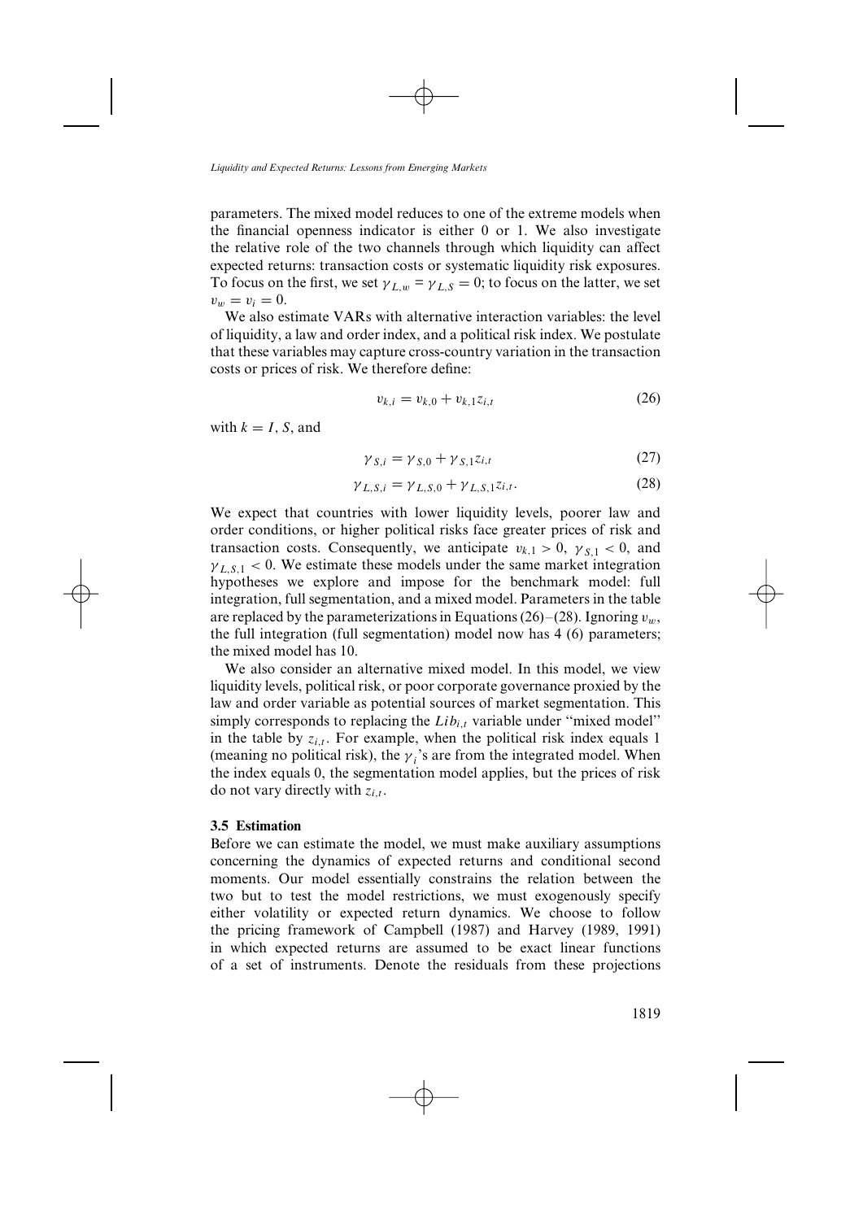parameters. The mixed model reduces to one of the extreme models when the financial openness indicator is either 0 or 1. We also investigate the relative role of the two channels through which liquidity can affect expected returns: transaction costs or systematic liquidity risk exposures. To focus on the first, we set $\gamma_{L,w} = \gamma_{L,S} = 0$; to focus on the latter, we set $v_w = v_i = 0$.

We also estimate VARs with alternative interaction variables: the level of liquidity, a law and order index, and a political risk index. We postulate that these variables may capture cross-country variation in the transaction costs or prices of risk. We therefore define:

$$v_{k,i} = v_{k,0} + v_{k,1} z_{i,t} \tag{26}$$

with $k = I, S$, and

$$\gamma_{S,i} = \gamma_{S,0} + \gamma_{S,1} z_{i,t} \tag{27}$$

$$\gamma_{L,S,i} = \gamma_{L,S,0} + \gamma_{L,S,1} z_{i,t}. \tag{28}$$

We expect that countries with lower liquidity levels, poorer law and order conditions, or higher political risks face greater prices of risk and transaction costs. Consequently, we anticipate $v_{k,1} > 0$, $\gamma_{S,1} < 0$, and $\gamma_{L,S,1} < 0$. We estimate these models under the same market integration hypotheses we explore and impose for the benchmark model: full integration, full segmentation, and a mixed model. Parameters in the table are replaced by the parameterizations in Equations (26)–(28). Ignoring $v_w$, the full integration (full segmentation) model now has 4 (6) parameters; the mixed model has 10.

We also consider an alternative mixed model. In this model, we view liquidity levels, political risk, or poor corporate governance proxied by the law and order variable as potential sources of market segmentation. This simply corresponds to replacing the $Lib_{i,t}$ variable under "mixed model" in the table by $z_{i,t}$. For example, when the political risk index equals 1 (meaning no political risk), the $\gamma_i$'s are from the integrated model. When the index equals 0, the segmentation model applies, but the prices of risk do not vary directly with $z_{i,t}$.

### 3.5 Estimation

Before we can estimate the model, we must make auxiliary assumptions concerning the dynamics of expected returns and conditional second moments. Our model essentially constrains the relation between the two but to test the model restrictions, we must exogenously specify either volatility or expected return dynamics. We choose to follow the pricing framework of Campbell (1987) and Harvey (1989, 1991) in which expected returns are assumed to be exact linear functions of a set of instruments. Denote the residuals from these projections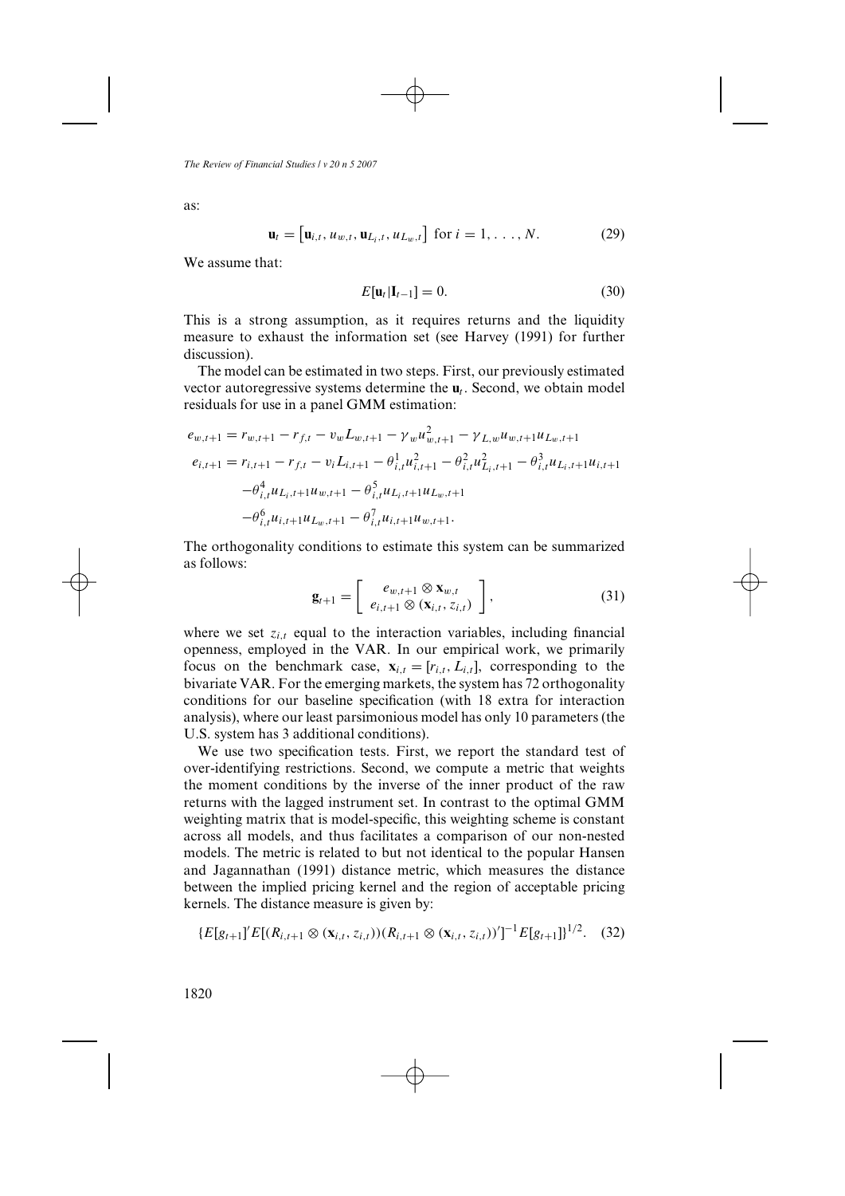as:

$$\mathbf{u}_t = \left[\mathbf{u}_{i,t}, u_{w,t}, \mathbf{u}_{L_i,t}, u_{L_w,t}\right] \text{ for } i = 1, \ldots, N. \tag{29}$$

We assume that:

$$E[\mathbf{u}_t | \mathbf{I}_{t-1}] = 0. \tag{30}$$

This is a strong assumption, as it requires returns and the liquidity measure to exhaust the information set (see Harvey (1991) for further discussion).

The model can be estimated in two steps. First, our previously estimated vector autoregressive systems determine the $\mathbf{u}_t$. Second, we obtain model residuals for use in a panel GMM estimation:

$$\begin{aligned}
e_{w,t+1} &= r_{w,t+1} - r_{f,t} - v_w L_{w,t+1} - \gamma_w u_{w,t+1}^2 - \gamma_{L,w} u_{w,t+1} u_{L_w,t+1} \\
e_{i,t+1} &= r_{i,t+1} - r_{f,t} - v_i L_{i,t+1} - \theta_{i,t}^1 u_{i,t+1}^2 - \theta_{i,t}^2 u_{L_i,t+1}^2 - \theta_{i,t}^3 u_{L_i,t+1} u_{i,t+1} \\
&\quad - \theta_{i,t}^4 u_{L_i,t+1} u_{w,t+1} - \theta_{i,t}^5 u_{L_i,t+1} u_{L_w,t+1} \\
&\quad - \theta_{i,t}^6 u_{i,t+1} u_{L_w,t+1} - \theta_{i,t}^7 u_{i,t+1} u_{w,t+1}.
\end{aligned}$$

The orthogonality conditions to estimate this system can be summarized as follows:

$$\mathbf{g}_{t+1} = \begin{bmatrix} e_{w,t+1} \otimes \mathbf{x}_{w,t} \\ e_{i,t+1} \otimes (\mathbf{x}_{i,t}, z_{i,t}) \end{bmatrix}, \tag{31}$$

where we set $z_{i,t}$ equal to the interaction variables, including financial openness, employed in the VAR. In our empirical work, we primarily focus on the benchmark case, $\mathbf{x}_{i,t} = [r_{i,t}, L_{i,t}]$, corresponding to the bivariate VAR. For the emerging markets, the system has 72 orthogonality conditions for our baseline specification (with 18 extra for interaction analysis), where our least parsimonious model has only 10 parameters (the U.S. system has 3 additional conditions).

We use two specification tests. First, we report the standard test of over-identifying restrictions. Second, we compute a metric that weights the moment conditions by the inverse of the inner product of the raw returns with the lagged instrument set. In contrast to the optimal GMM weighting matrix that is model-specific, this weighting scheme is constant across all models, and thus facilitates a comparison of our non-nested models. The metric is related to but not identical to the popular Hansen and Jagannathan (1991) distance metric, which measures the distance between the implied pricing kernel and the region of acceptable pricing kernels. The distance measure is given by:

$$\{E[g_{t+1}]' E[(R_{i,t+1} \otimes (\mathbf{x}_{i,t}, z_{i,t}))(R_{i,t+1} \otimes (\mathbf{x}_{i,t}, z_{i,t}))']^{-1} E[g_{t+1}]\}^{1/2}. \tag{32}$$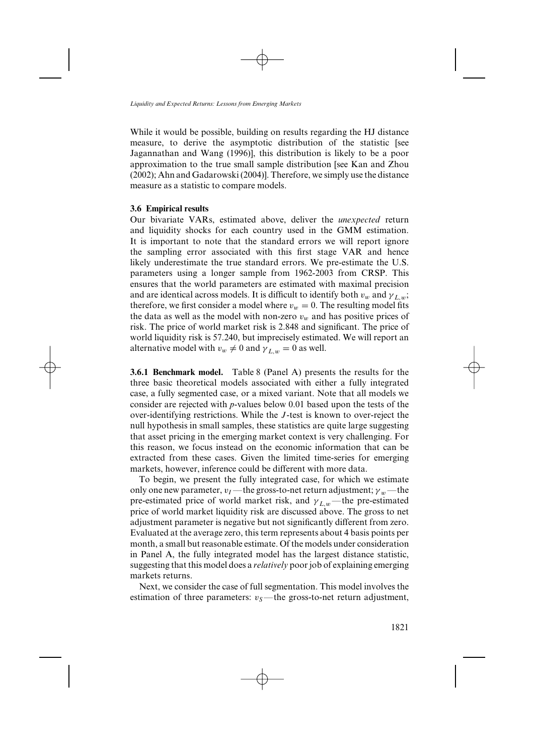While it would be possible, building on results regarding the HJ distance measure, to derive the asymptotic distribution of the statistic [see Jagannathan and Wang (1996)], this distribution is likely to be a poor approximation to the true small sample distribution [see Kan and Zhou (2002); Ahn and Gadarowski (2004)]. Therefore, we simply use the distance measure as a statistic to compare models.

### 3.6 Empirical results

Our bivariate VARs, estimated above, deliver the *unexpected* return and liquidity shocks for each country used in the GMM estimation. It is important to note that the standard errors we will report ignore the sampling error associated with this first stage VAR and hence likely underestimate the true standard errors. We pre-estimate the U.S. parameters using a longer sample from 1962-2003 from CRSP. This ensures that the world parameters are estimated with maximal precision and are identical across models. It is difficult to identify both $v_w$ and $\gamma_{L,w}$; therefore, we first consider a model where $v_w = 0$. The resulting model fits the data as well as the model with non-zero $v_w$ and has positive prices of risk. The price of world market risk is 2.848 and significant. The price of world liquidity risk is 57.240, but imprecisely estimated. We will report an alternative model with $v_w \neq 0$ and $\gamma_{L,w} = 0$ as well.

**3.6.1 Benchmark model.** Table 8 (Panel A) presents the results for the three basic theoretical models associated with either a fully integrated case, a fully segmented case, or a mixed variant. Note that all models we consider are rejected with *p*-values below 0.01 based upon the tests of the over-identifying restrictions. While the *J*-test is known to over-reject the null hypothesis in small samples, these statistics are quite large suggesting that asset pricing in the emerging market context is very challenging. For this reason, we focus instead on the economic information that can be extracted from these cases. Given the limited time-series for emerging markets, however, inference could be different with more data.

To begin, we present the fully integrated case, for which we estimate only one new parameter, $v_I$ — the gross-to-net return adjustment; $\gamma_w$ — the pre-estimated price of world market risk, and $\gamma_{L,w}$ — the pre-estimated price of world market liquidity risk are discussed above. The gross to net adjustment parameter is negative but not significantly different from zero. Evaluated at the average zero, this term represents about 4 basis points per month, a small but reasonable estimate. Of the models under consideration in Panel A, the fully integrated model has the largest distance statistic, suggesting that this model does a *relatively* poor job of explaining emerging markets returns.

Next, we consider the case of full segmentation. This model involves the estimation of three parameters: $v_S$ — the gross-to-net return adjustment,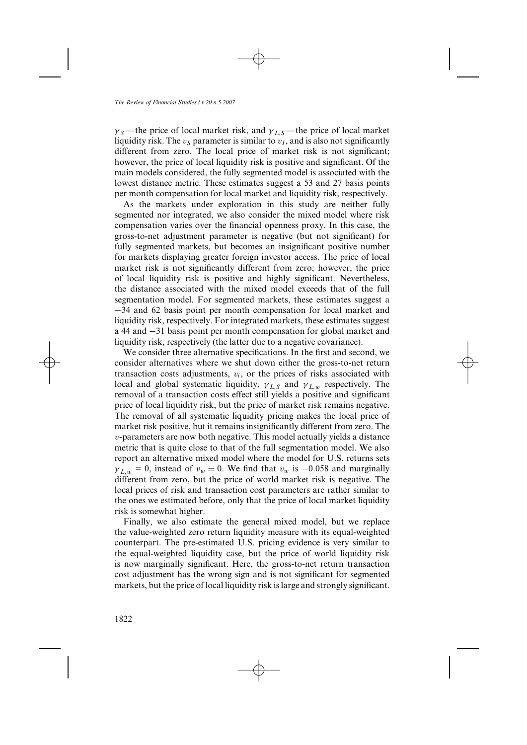$\gamma_S$—the price of local market risk, and $\gamma_{L,S}$—the price of local market liquidity risk. The $\upsilon_S$ parameter is similar to $\upsilon_I$, and is also not significantly different from zero. The local price of market risk is not significant; however, the price of local liquidity risk is positive and significant. Of the main models considered, the fully segmented model is associated with the lowest distance metric. These estimates suggest a 53 and 27 basis points per month compensation for local market and liquidity risk, respectively.

As the markets under exploration in this study are neither fully segmented nor integrated, we also consider the mixed model where risk compensation varies over the financial openness proxy. In this case, the gross-to-net adjustment parameter is negative (but not significant) for fully segmented markets, but becomes an insignificant positive number for markets displaying greater foreign investor access. The price of local market risk is not significantly different from zero; however, the price of local liquidity risk is positive and highly significant. Nevertheless, the distance associated with the mixed model exceeds that of the full segmentation model. For segmented markets, these estimates suggest a −34 and 62 basis point per month compensation for local market and liquidity risk, respectively. For integrated markets, these estimates suggest a 44 and −31 basis point per month compensation for global market and liquidity risk, respectively (the latter due to a negative covariance).

We consider three alternative specifications. In the first and second, we consider alternatives where we shut down either the gross-to-net return transaction costs adjustments, $\upsilon_i$, or the prices of risks associated with local and global systematic liquidity, $\gamma_{L,S}$ and $\gamma_{L,w}$ respectively. The removal of a transaction costs effect still yields a positive and significant price of local liquidity risk, but the price of market risk remains negative. The removal of all systematic liquidity pricing makes the local price of market risk positive, but it remains insignificantly different from zero. The $\upsilon$-parameters are now both negative. This model actually yields a distance metric that is quite close to that of the full segmentation model. We also report an alternative mixed model where the model for U.S. returns sets $\gamma_{L,w} = 0$, instead of $\upsilon_w = 0$. We find that $\upsilon_w$ is $-0.058$ and marginally different from zero, but the price of world market risk is negative. The local prices of risk and transaction cost parameters are rather similar to the ones we estimated before, only that the price of local market liquidity risk is somewhat higher.

Finally, we also estimate the general mixed model, but we replace the value-weighted zero return liquidity measure with its equal-weighted counterpart. The pre-estimated U.S. pricing evidence is very similar to the equal-weighted liquidity case, but the price of world liquidity risk is now marginally significant. Here, the gross-to-net return transaction cost adjustment has the wrong sign and is not significant for segmented markets, but the price of local liquidity risk is large and strongly significant.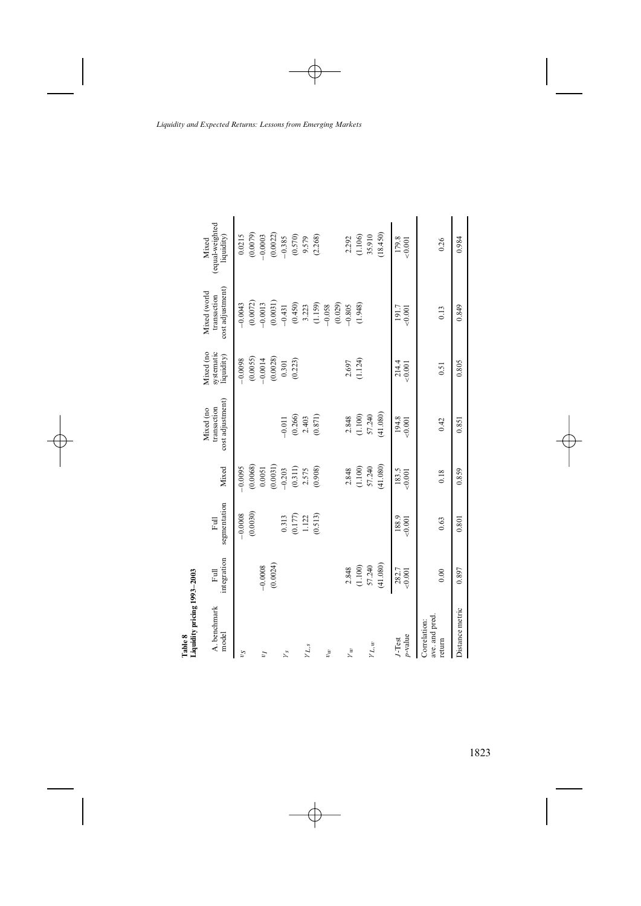**Table 8**
**Liquidity pricing 1993–2003**

| A. benchmark model | Full integration | Full segmentation | Mixed | Mixed (no transaction cost adjustment) | Mixed (no systematic liquidity) | Mixed (world transaction cost adjustment) | Mixed (equal-weighted liquidity) |
|---|---|---|---|---|---|---|---|
| $v_S$ | | −0.0008 | −0.0095 | | −0.0098 | −0.0043 | 0.0215 |
| | | (0.0030) | (0.0068) | | (0.0055) | (0.0072) | (0.0079) |
| $v_I$ | −0.0008 | | 0.0051 | | −0.0014 | −0.0013 | −0.0003 |
| | (0.0024) | | (0.0031) | | (0.0028) | (0.0031) | (0.0022) |
| $\gamma_s$ | | 0.313 | −0.203 | −0.011 | 0.301 | −0.431 | −0.385 |
| | | (0.177) | (0.311) | (0.266) | (0.223) | (0.450) | (0.570) |
| $\gamma_{L,s}$ | | 1.122 | 2.575 | 2.403 | | 3.223 | 9.579 |
| | | (0.513) | (0.908) | (0.871) | | (1.159) | (2.268) |
| $v_w$ | | | | | | −0.058 | |
| | | | | | | (0.029) | |
| $\gamma_w$ | 2.848 | | 2.848 | 2.848 | 2.697 | −0.805 | 2.292 |
| | (1.100) | | (1.100) | (1.100) | (1.124) | (1.948) | (1.106) |
| $\gamma_{L,w}$ | 57.240 | | 57.240 | 57.240 | | | 35.910 |
| | (41.080) | | (41.080) | (41.080) | | | (18.450) |
| $J$-Test | 282.7 | 188.9 | 183.5 | 194.8 | 214.4 | 191.7 | 179.8 |
| $p$-value | <0.001 | <0.001 | <0.001 | <0.001 | <0.001 | <0.001 | <0.001 |
| Correlation: ave. and pred. return | 0.00 | 0.63 | 0.18 | 0.42 | 0.51 | 0.13 | 0.26 |
| Distance metric | 0.897 | 0.801 | 0.859 | 0.851 | 0.805 | 0.849 | 0.984 |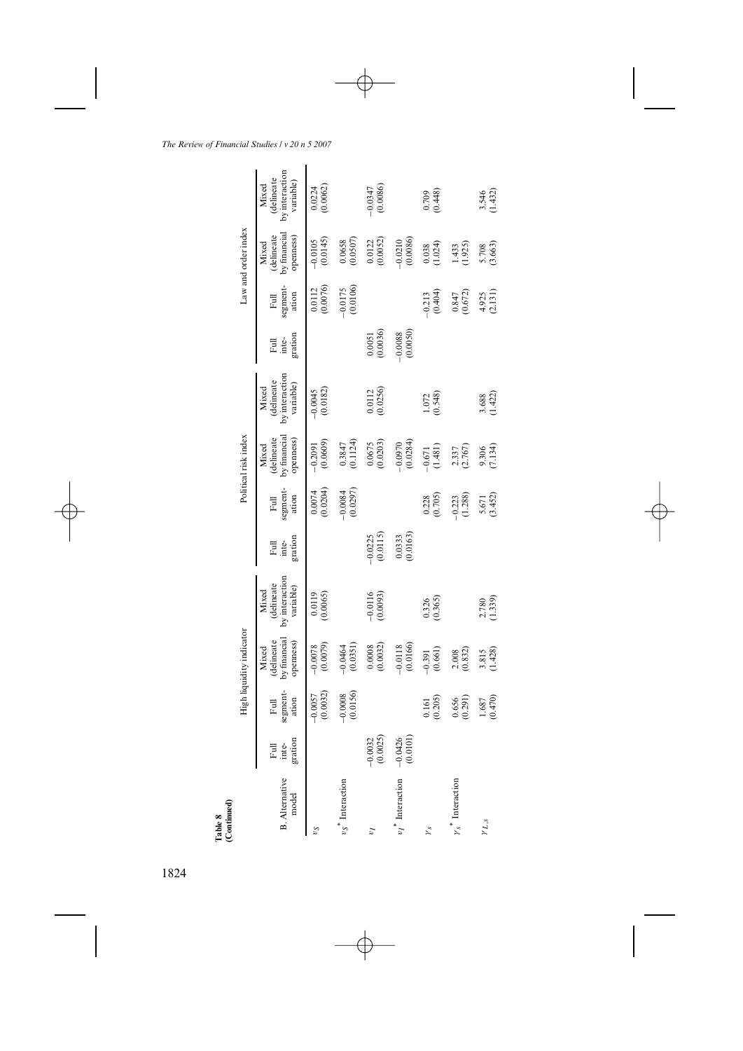**Table 8**
**(Continued)**

| B. Alternative model | High liquidity indicator | | | | Political risk index | | | | Law and order index | | | |
|---|---|---|---|---|---|---|---|---|---|---|---|---|
| | Full inte-gration | Full segment-ation | Mixed (delineate by financial openness) | Mixed (delineate by interaction variable) | Full inte-gration | Full segment-ation | Mixed (delineate by financial openness) | Mixed (delineate by interaction variable) | Full inte-gration | Full segment-ation | Mixed (delineate by financial openness) | Mixed (delineate by interaction variable) |
| $v_S$ | | −0.0057 (0.0032) | −0.0078 (0.0079) | 0.0119 (0.0065) | | 0.0074 (0.0204) | −0.2091 (0.0609) | −0.0045 (0.0182) | | 0.0112 (0.0076) | −0.0105 (0.0145) | 0.0224 (0.0062) |
| $v_S^*$ Interaction | | −0.0008 (0.0156) | −0.0464 (0.0351) | | | −0.0084 (0.0297) | 0.3847 (0.1124) | | | −0.0175 (0.0106) | 0.0658 (0.0507) | |
| $v_I$ | −0.0032 (0.0025) | | 0.0008 (0.0032) | −0.0116 (0.0093) | −0.0225 (0.0115) | | 0.0675 (0.0203) | 0.0112 (0.0256) | 0.0051 (0.0036) | | 0.0122 (0.0052) | −0.0347 (0.0086) |
| $v_I^*$ Interaction | −0.0426 (0.0101) | | −0.0118 (0.0166) | | 0.0333 (0.0163) | | −0.0970 (0.0284) | | −0.0088 (0.0050) | | −0.0210 (0.0086) | |
| $\gamma_S$ | | 0.161 (0.205) | −0.391 (0.661) | 0.326 (0.365) | | 0.228 (0.705) | −0.671 (1.481) | 1.072 (0.548) | | −0.213 (0.404) | 0.038 (1.024) | 0.709 (0.448) |
| $\gamma_S^*$ Interaction | | 0.656 (0.291) | 2.008 (0.832) | | | −0.223 (1.288) | 2.337 (2.767) | | | 0.847 (0.672) | 1.433 (1.925) | |
| $\gamma_{L,S}$ | | 1.687 (0.470) | 3.815 (1.428) | 2.780 (1.339) | | 5.671 (3.452) | 9.306 (7.134) | 3.688 (1.422) | | 4.925 (2.131) | 5.708 (3.663) | 3.546 (1.432) |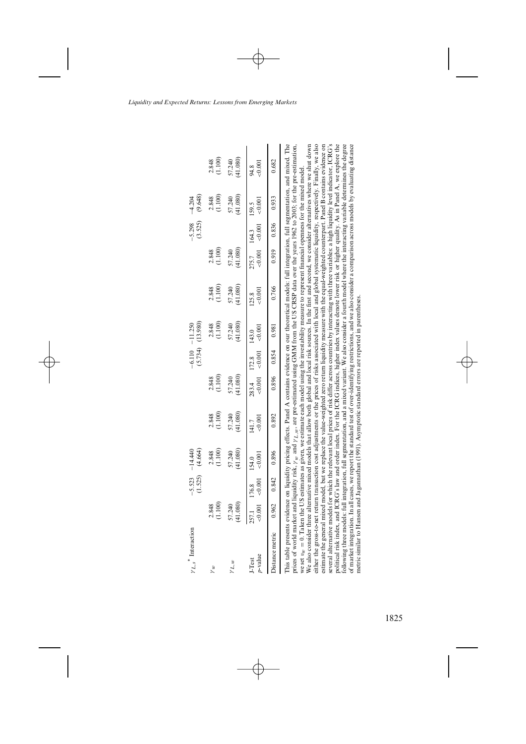| | | | | | | | | | | | | |
|---|---|---|---|---|---|---|---|---|---|---|---|---|
| $\gamma_{L,s}$ * Interaction | | −5.523 | −14.440 | | | −6.110 | −11.250 | | | −5.298 | −4.204 | |
| | | (1.525) | (4.664) | | | (5.734) | (13.980) | | | (3.525) | (9.648) | |
| $\gamma_w$ | 2.848 | | 2.848 | 2.848 | 2.848 | | 2.848 | 2.848 | 2.848 | | 2.848 | 2.848 |
| | (1.100) | | (1.100) | (1.100) | (1.100) | | (1.100) | (1.100) | (1.100) | | (1.100) | (1.100) |
| $\gamma_{L,w}$ | 57.240 | | 57.240 | 57.240 | 57.240 | | 57.240 | 57.240 | 57.240 | | 57.240 | 57.240 |
| | (41.080) | | (41.080) | (41.080) | (41.080) | | (41.080) | (41.080) | (41.080) | | (41.080) | (41.080) |
| J-Test | 257.1 | 176.8 | 154.0 | 141.7 | 283.4 | 172.8 | 143.0 | 125.8 | 275.7 | 164.3 | 159.5 | 94.8 |
| $p$-value | <0.001 | <0.001 | <0.001 | <0.001 | <0.001 | <0.001 | <0.001 | <0.001 | <0.001 | <0.001 | <0.001 | <0.001 |
| Distance metric | 0.962 | 0.842 | 0.896 | 0.892 | 0.896 | 0.854 | 0.981 | 0.766 | 0.919 | 0.836 | 0.933 | 0.682 |

This table presents evidence on liquidity pricing effects. Panel A contains evidence on our theoretical models: full integration, full segmentation, and mixed. The prices of world market and liquidity risk, $\gamma_w$ and $\gamma_{L,w}$, are pre-estimated using GMM from the US CRSP data over the years 1962 to 2003; for the pre-estimation, we set $v_w = 0$. Taken the US estimates as given, we estimate each model using the investability measure to represent financial openness for the mixed model. We also consider three alternative mixed models that allow both global and local risk sources. In the first and second, we consider alternatives where we shut down either the gross-to-net return transaction cost adjustments or the prices of risks associated with local and global systematic liquidity, respectively. Finally, we also estimate the general mixed model, but we replace the value-weighted zero return liquidity measure with the equal-weighted counterpart. Panel B contains evidence on several alternative models for which the relevant local prices of risk differ across countries by interacting with three variables: a high liquidity level indicator, ICRG's political risk index, and ICRG's law and order index. For the ICRG indices, higher index values denote lower risk or higher quality. As in Panel A, we explore the following three models: full integration, full segmentation, and a mixed variant. We also consider a fourth model where the interacting variable determines the degree of market integration. In all cases, we report the standard test of over-identifying restrictions, and we also consider a comparison across models by evaluating distance metric similar to Hansen and Jagannathan (1991). Asymptotic standard errors are reported in parentheses.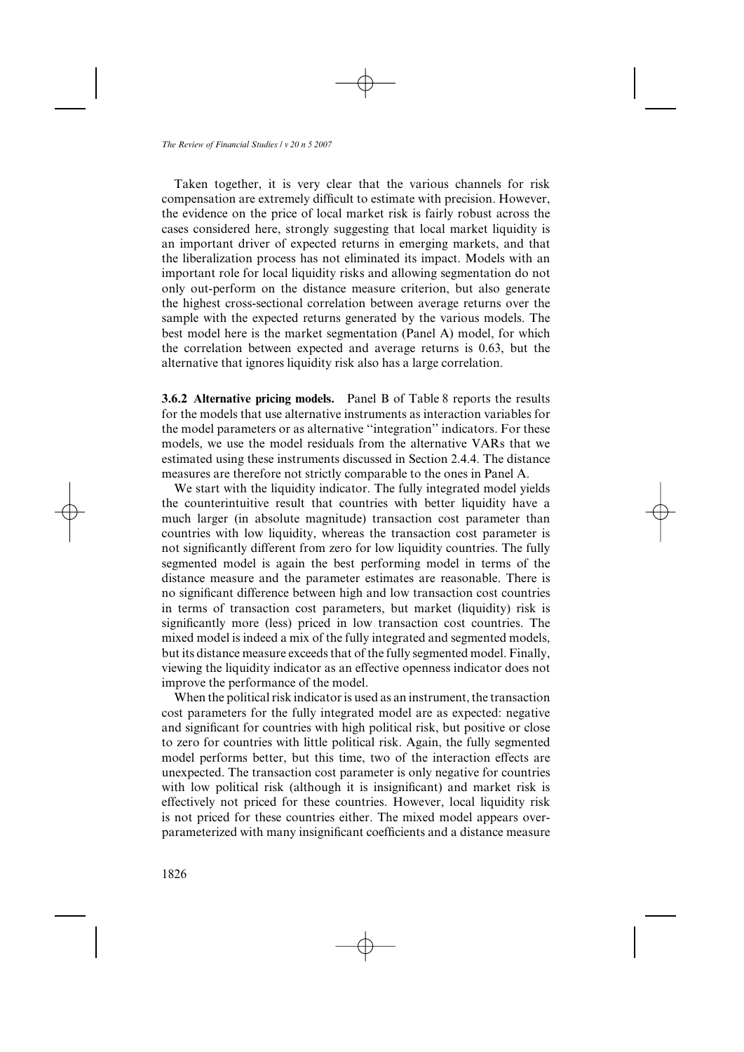Taken together, it is very clear that the various channels for risk compensation are extremely difficult to estimate with precision. However, the evidence on the price of local market risk is fairly robust across the cases considered here, strongly suggesting that local market liquidity is an important driver of expected returns in emerging markets, and that the liberalization process has not eliminated its impact. Models with an important role for local liquidity risks and allowing segmentation do not only out-perform on the distance measure criterion, but also generate the highest cross-sectional correlation between average returns over the sample with the expected returns generated by the various models. The best model here is the market segmentation (Panel A) model, for which the correlation between expected and average returns is 0.63, but the alternative that ignores liquidity risk also has a large correlation.

**3.6.2 Alternative pricing models.** Panel B of Table 8 reports the results for the models that use alternative instruments as interaction variables for the model parameters or as alternative "integration" indicators. For these models, we use the model residuals from the alternative VARs that we estimated using these instruments discussed in Section 2.4.4. The distance measures are therefore not strictly comparable to the ones in Panel A.

We start with the liquidity indicator. The fully integrated model yields the counterintuitive result that countries with better liquidity have a much larger (in absolute magnitude) transaction cost parameter than countries with low liquidity, whereas the transaction cost parameter is not significantly different from zero for low liquidity countries. The fully segmented model is again the best performing model in terms of the distance measure and the parameter estimates are reasonable. There is no significant difference between high and low transaction cost countries in terms of transaction cost parameters, but market (liquidity) risk is significantly more (less) priced in low transaction cost countries. The mixed model is indeed a mix of the fully integrated and segmented models, but its distance measure exceeds that of the fully segmented model. Finally, viewing the liquidity indicator as an effective openness indicator does not improve the performance of the model.

When the political risk indicator is used as an instrument, the transaction cost parameters for the fully integrated model are as expected: negative and significant for countries with high political risk, but positive or close to zero for countries with little political risk. Again, the fully segmented model performs better, but this time, two of the interaction effects are unexpected. The transaction cost parameter is only negative for countries with low political risk (although it is insignificant) and market risk is effectively not priced for these countries. However, local liquidity risk is not priced for these countries either. The mixed model appears over-parameterized with many insignificant coefficients and a distance measure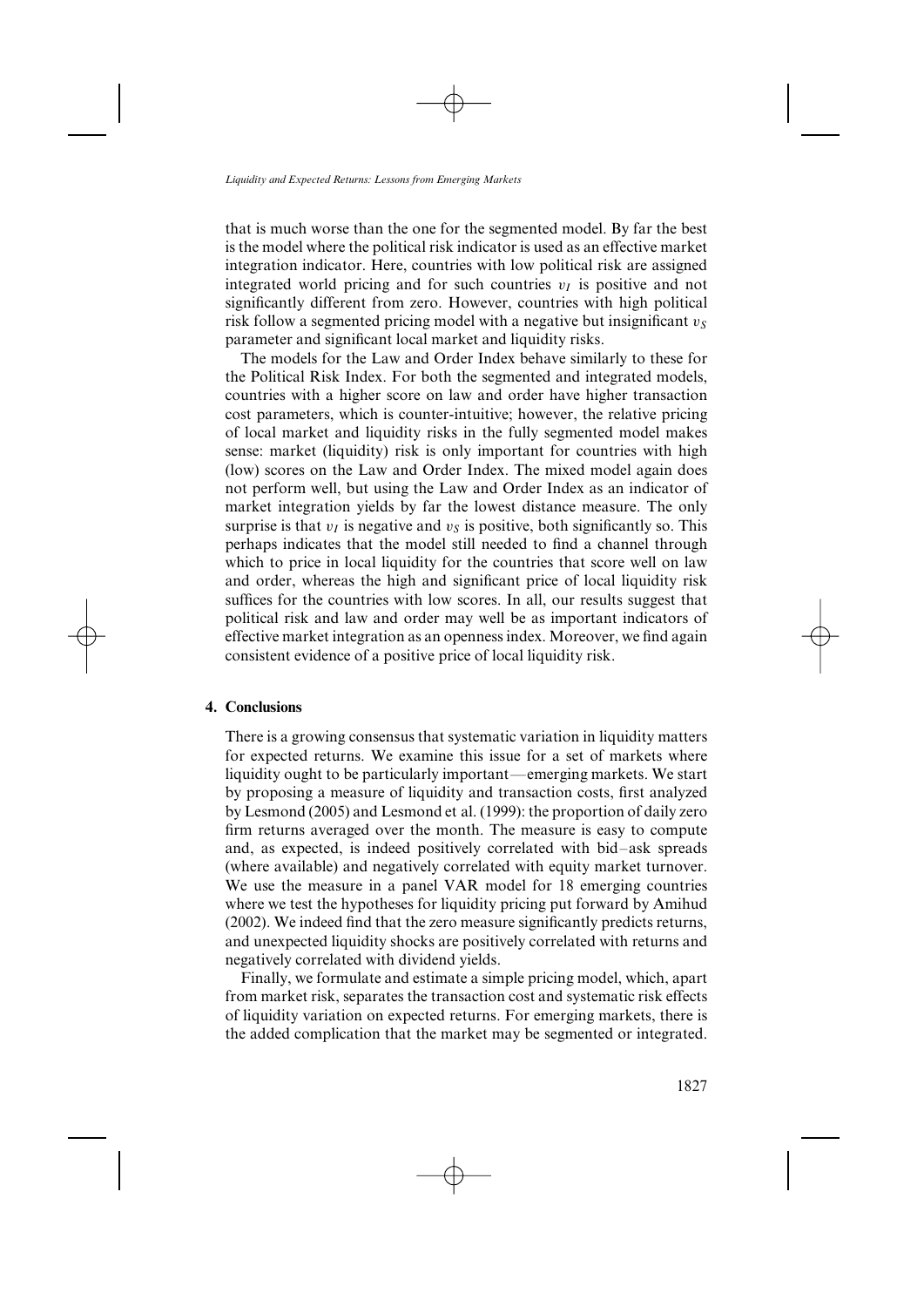that is much worse than the one for the segmented model. By far the best is the model where the political risk indicator is used as an effective market integration indicator. Here, countries with low political risk are assigned integrated world pricing and for such countries $v_I$ is positive and not significantly different from zero. However, countries with high political risk follow a segmented pricing model with a negative but insignificant $v_S$ parameter and significant local market and liquidity risks.

The models for the Law and Order Index behave similarly to these for the Political Risk Index. For both the segmented and integrated models, countries with a higher score on law and order have higher transaction cost parameters, which is counter-intuitive; however, the relative pricing of local market and liquidity risks in the fully segmented model makes sense: market (liquidity) risk is only important for countries with high (low) scores on the Law and Order Index. The mixed model again does not perform well, but using the Law and Order Index as an indicator of market integration yields by far the lowest distance measure. The only surprise is that $v_I$ is negative and $v_S$ is positive, both significantly so. This perhaps indicates that the model still needed to find a channel through which to price in local liquidity for the countries that score well on law and order, whereas the high and significant price of local liquidity risk suffices for the countries with low scores. In all, our results suggest that political risk and law and order may well be as important indicators of effective market integration as an openness index. Moreover, we find again consistent evidence of a positive price of local liquidity risk.

## 4. Conclusions

There is a growing consensus that systematic variation in liquidity matters for expected returns. We examine this issue for a set of markets where liquidity ought to be particularly important—emerging markets. We start by proposing a measure of liquidity and transaction costs, first analyzed by Lesmond (2005) and Lesmond et al. (1999): the proportion of daily zero firm returns averaged over the month. The measure is easy to compute and, as expected, is indeed positively correlated with bid–ask spreads (where available) and negatively correlated with equity market turnover. We use the measure in a panel VAR model for 18 emerging countries where we test the hypotheses for liquidity pricing put forward by Amihud (2002). We indeed find that the zero measure significantly predicts returns, and unexpected liquidity shocks are positively correlated with returns and negatively correlated with dividend yields.

Finally, we formulate and estimate a simple pricing model, which, apart from market risk, separates the transaction cost and systematic risk effects of liquidity variation on expected returns. For emerging markets, there is the added complication that the market may be segmented or integrated.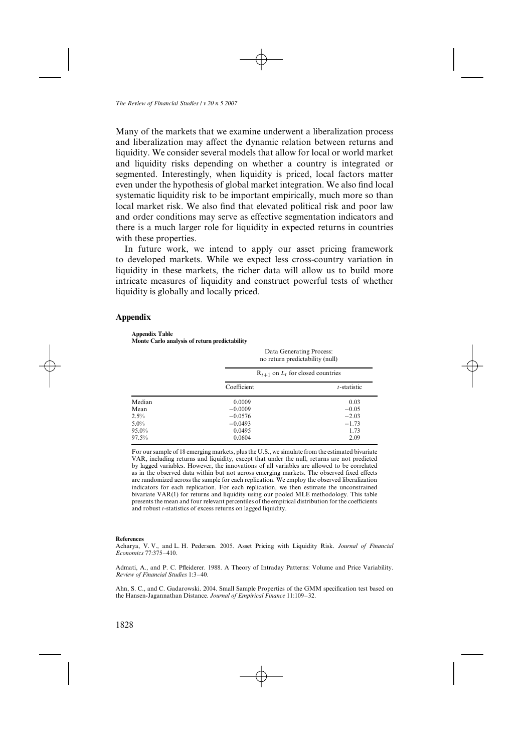Many of the markets that we examine underwent a liberalization process and liberalization may affect the dynamic relation between returns and liquidity. We consider several models that allow for local or world market and liquidity risks depending on whether a country is integrated or segmented. Interestingly, when liquidity is priced, local factors matter even under the hypothesis of global market integration. We also find local systematic liquidity risk to be important empirically, much more so than local market risk. We also find that elevated political risk and poor law and order conditions may serve as effective segmentation indicators and there is a much larger role for liquidity in expected returns in countries with these properties.

In future work, we intend to apply our asset pricing framework to developed markets. While we expect less cross-country variation in liquidity in these markets, the richer data will allow us to build more intricate measures of liquidity and construct powerful tests of whether liquidity is globally and locally priced.

## Appendix

**Appendix Table**
**Monte Carlo analysis of return predictability**

| | Data Generating Process: no return predictability (null) | |
|---|---|---|
| | $R_{t+1}$ on $L_t$ for closed countries | |
| | Coefficient | $t$-statistic |
| Median | 0.0009 | 0.03 |
| Mean | −0.0009 | −0.05 |
| 2.5% | −0.0576 | −2.03 |
| 5.0% | −0.0493 | −1.73 |
| 95.0% | 0.0495 | 1.73 |
| 97.5% | 0.0604 | 2.09 |

For our sample of 18 emerging markets, plus the U.S., we simulate from the estimated bivariate VAR, including returns and liquidity, except that under the null, returns are not predicted by lagged variables. However, the innovations of all variables are allowed to be correlated as in the observed data within but not across emerging markets. The observed fixed effects are randomized across the sample for each replication. We employ the observed liberalization indicators for each replication. For each replication, we then estimate the unconstrained bivariate VAR(1) for returns and liquidity using our pooled MLE methodology. This table presents the mean and four relevant percentiles of the empirical distribution for the coefficients and robust $t$-statistics of excess returns on lagged liquidity.

**References**

Acharya, V. V., and L. H. Pedersen. 2005. Asset Pricing with Liquidity Risk. *Journal of Financial Economics* 77:375–410.

Admati, A., and P. C. Pfleiderer. 1988. A Theory of Intraday Patterns: Volume and Price Variability. *Review of Financial Studies* 1:3–40.

Ahn, S. C., and C. Gadarowski. 2004. Small Sample Properties of the GMM specification test based on the Hansen-Jagannathan Distance. *Journal of Empirical Finance* 11:109–32.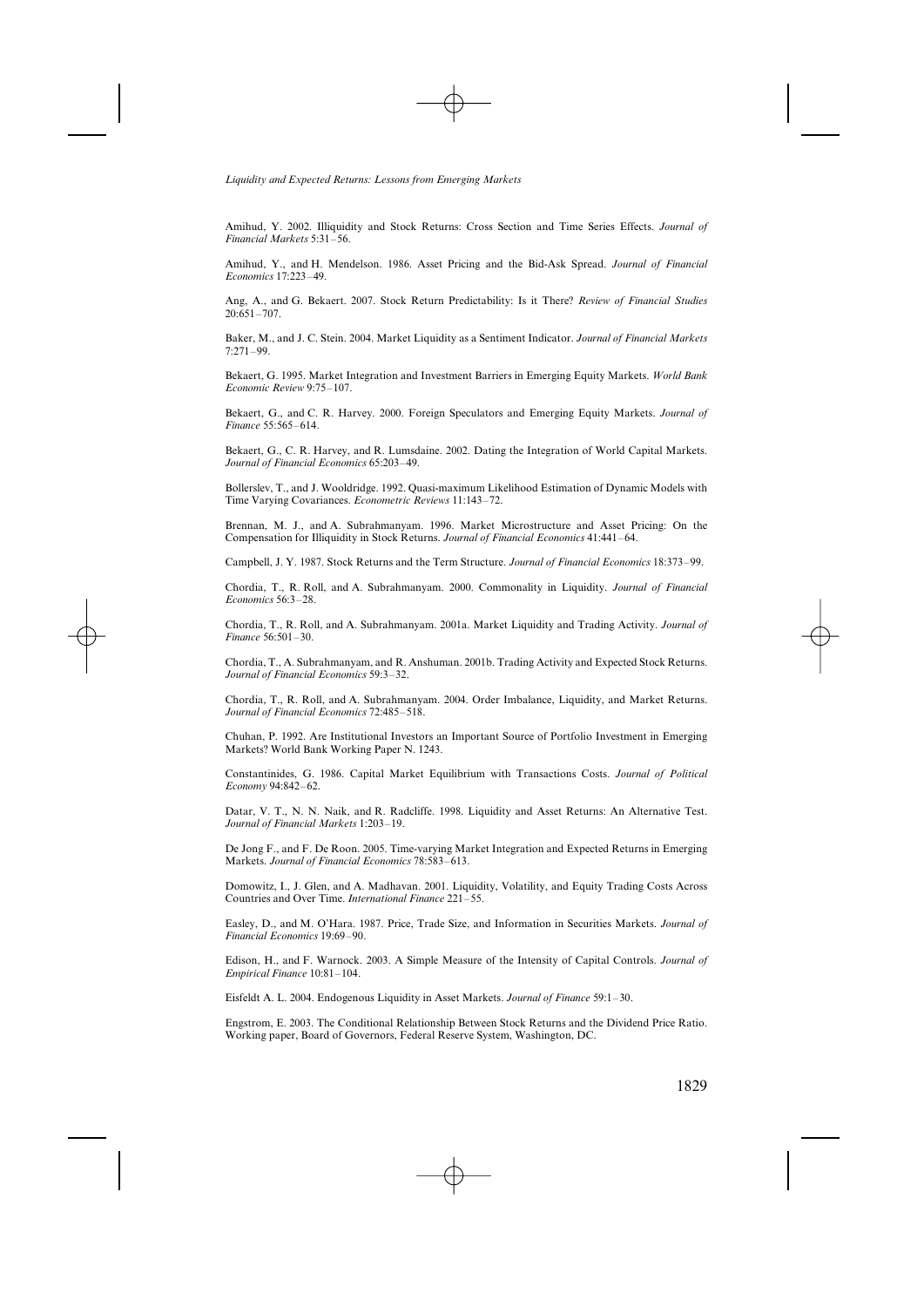Amihud, Y. 2002. Illiquidity and Stock Returns: Cross Section and Time Series Effects. *Journal of Financial Markets* 5:31–56.

Amihud, Y., and H. Mendelson. 1986. Asset Pricing and the Bid-Ask Spread. *Journal of Financial Economics* 17:223–49.

Ang, A., and G. Bekaert. 2007. Stock Return Predictability: Is it There? *Review of Financial Studies* 20:651–707.

Baker, M., and J. C. Stein. 2004. Market Liquidity as a Sentiment Indicator. *Journal of Financial Markets* 7:271–99.

Bekaert, G. 1995. Market Integration and Investment Barriers in Emerging Equity Markets. *World Bank Economic Review* 9:75–107.

Bekaert, G., and C. R. Harvey. 2000. Foreign Speculators and Emerging Equity Markets. *Journal of Finance* 55:565–614.

Bekaert, G., C. R. Harvey, and R. Lumsdaine. 2002. Dating the Integration of World Capital Markets. *Journal of Financial Economics* 65:203–49.

Bollerslev, T., and J. Wooldridge. 1992. Quasi-maximum Likelihood Estimation of Dynamic Models with Time Varying Covariances. *Econometric Reviews* 11:143–72.

Brennan, M. J., and A. Subrahmanyam. 1996. Market Microstructure and Asset Pricing: On the Compensation for Illiquidity in Stock Returns. *Journal of Financial Economics* 41:441–64.

Campbell, J. Y. 1987. Stock Returns and the Term Structure. *Journal of Financial Economics* 18:373–99.

Chordia, T., R. Roll, and A. Subrahmanyam. 2000. Commonality in Liquidity. *Journal of Financial Economics* 56:3–28.

Chordia, T., R. Roll, and A. Subrahmanyam. 2001a. Market Liquidity and Trading Activity. *Journal of Finance* 56:501–30.

Chordia, T., A. Subrahmanyam, and R. Anshuman. 2001b. Trading Activity and Expected Stock Returns. *Journal of Financial Economics* 59:3–32.

Chordia, T., R. Roll, and A. Subrahmanyam. 2004. Order Imbalance, Liquidity, and Market Returns. *Journal of Financial Economics* 72:485–518.

Chuhan, P. 1992. Are Institutional Investors an Important Source of Portfolio Investment in Emerging Markets? World Bank Working Paper N. 1243.

Constantinides, G. 1986. Capital Market Equilibrium with Transactions Costs. *Journal of Political Economy* 94:842–62.

Datar, V. T., N. N. Naik, and R. Radcliffe. 1998. Liquidity and Asset Returns: An Alternative Test. *Journal of Financial Markets* 1:203–19.

De Jong F., and F. De Roon. 2005. Time-varying Market Integration and Expected Returns in Emerging Markets. *Journal of Financial Economics* 78:583–613.

Domowitz, I., J. Glen, and A. Madhavan. 2001. Liquidity, Volatility, and Equity Trading Costs Across Countries and Over Time. *International Finance* 221–55.

Easley, D., and M. O'Hara. 1987. Price, Trade Size, and Information in Securities Markets. *Journal of Financial Economics* 19:69–90.

Edison, H., and F. Warnock. 2003. A Simple Measure of the Intensity of Capital Controls. *Journal of Empirical Finance* 10:81–104.

Eisfeldt A. L. 2004. Endogenous Liquidity in Asset Markets. *Journal of Finance* 59:1–30.

Engstrom, E. 2003. The Conditional Relationship Between Stock Returns and the Dividend Price Ratio. Working paper, Board of Governors, Federal Reserve System, Washington, DC.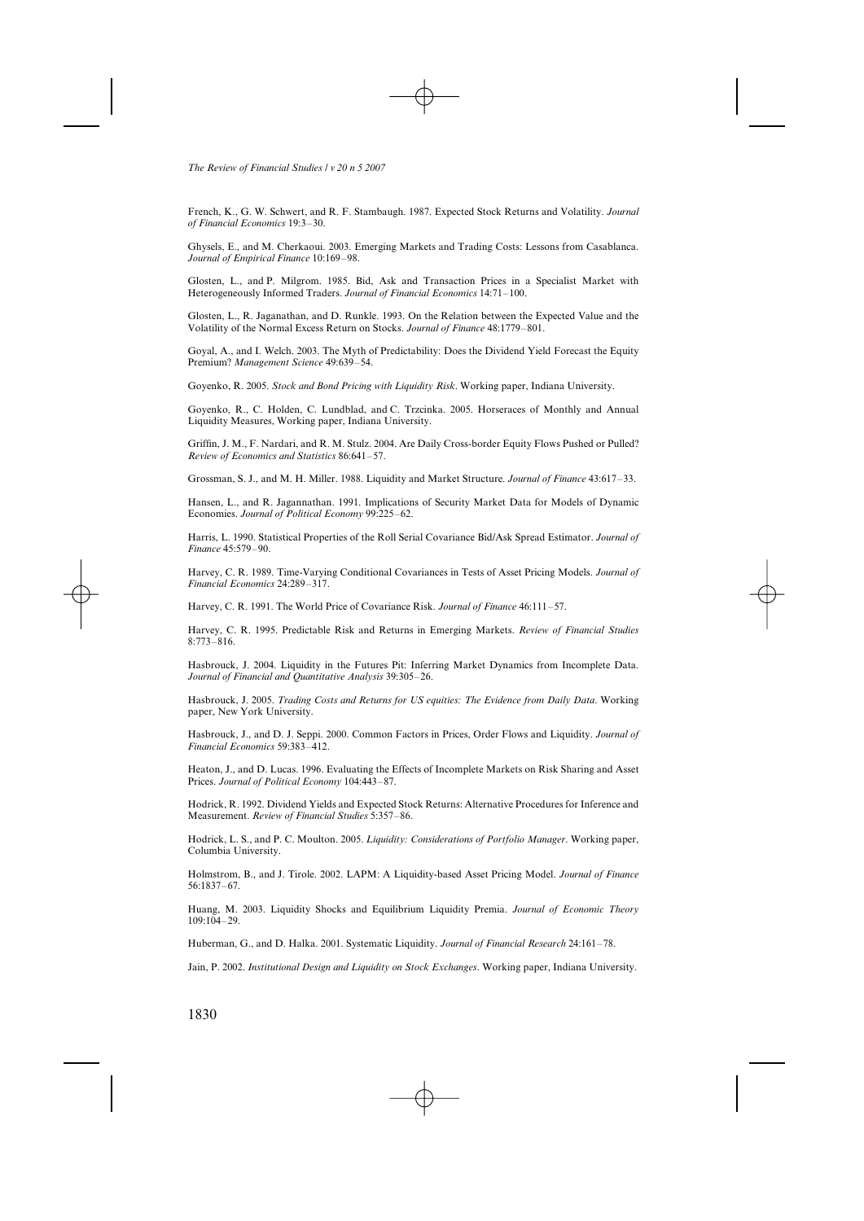French, K., G. W. Schwert, and R. F. Stambaugh. 1987. Expected Stock Returns and Volatility. *Journal of Financial Economics* 19:3–30.

Ghysels, E., and M. Cherkaoui. 2003. Emerging Markets and Trading Costs: Lessons from Casablanca. *Journal of Empirical Finance* 10:169–98.

Glosten, L., and P. Milgrom. 1985. Bid, Ask and Transaction Prices in a Specialist Market with Heterogeneously Informed Traders. *Journal of Financial Economics* 14:71–100.

Glosten, L., R. Jaganathan, and D. Runkle. 1993. On the Relation between the Expected Value and the Volatility of the Normal Excess Return on Stocks. *Journal of Finance* 48:1779–801.

Goyal, A., and I. Welch. 2003. The Myth of Predictability: Does the Dividend Yield Forecast the Equity Premium? *Management Science* 49:639–54.

Goyenko, R. 2005. *Stock and Bond Pricing with Liquidity Risk*. Working paper, Indiana University.

Goyenko, R., C. Holden, C. Lundblad, and C. Trzcinka. 2005. Horseraces of Monthly and Annual Liquidity Measures, Working paper, Indiana University.

Griffin, J. M., F. Nardari, and R. M. Stulz. 2004. Are Daily Cross-border Equity Flows Pushed or Pulled? *Review of Economics and Statistics* 86:641–57.

Grossman, S. J., and M. H. Miller. 1988. Liquidity and Market Structure. *Journal of Finance* 43:617–33.

Hansen, L., and R. Jagannathan. 1991. Implications of Security Market Data for Models of Dynamic Economies. *Journal of Political Economy* 99:225–62.

Harris, L. 1990. Statistical Properties of the Roll Serial Covariance Bid/Ask Spread Estimator. *Journal of Finance* 45:579–90.

Harvey, C. R. 1989. Time-Varying Conditional Covariances in Tests of Asset Pricing Models. *Journal of Financial Economics* 24:289–317.

Harvey, C. R. 1991. The World Price of Covariance Risk. *Journal of Finance* 46:111–57.

Harvey, C. R. 1995. Predictable Risk and Returns in Emerging Markets. *Review of Financial Studies* 8:773–816.

Hasbrouck, J. 2004. Liquidity in the Futures Pit: Inferring Market Dynamics from Incomplete Data. *Journal of Financial and Quantitative Analysis* 39:305–26.

Hasbrouck, J. 2005. *Trading Costs and Returns for US equities: The Evidence from Daily Data*. Working paper, New York University.

Hasbrouck, J., and D. J. Seppi. 2000. Common Factors in Prices, Order Flows and Liquidity. *Journal of Financial Economics* 59:383–412.

Heaton, J., and D. Lucas. 1996. Evaluating the Effects of Incomplete Markets on Risk Sharing and Asset Prices. *Journal of Political Economy* 104:443–87.

Hodrick, R. 1992. Dividend Yields and Expected Stock Returns: Alternative Procedures for Inference and Measurement. *Review of Financial Studies* 5:357–86.

Hodrick, L. S., and P. C. Moulton. 2005. *Liquidity: Considerations of Portfolio Manager*. Working paper, Columbia University.

Holmstrom, B., and J. Tirole. 2002. LAPM: A Liquidity-based Asset Pricing Model. *Journal of Finance* 56:1837–67.

Huang, M. 2003. Liquidity Shocks and Equilibrium Liquidity Premia. *Journal of Economic Theory* 109:104–29.

Huberman, G., and D. Halka. 2001. Systematic Liquidity. *Journal of Financial Research* 24:161–78.

Jain, P. 2002. *Institutional Design and Liquidity on Stock Exchanges*. Working paper, Indiana University.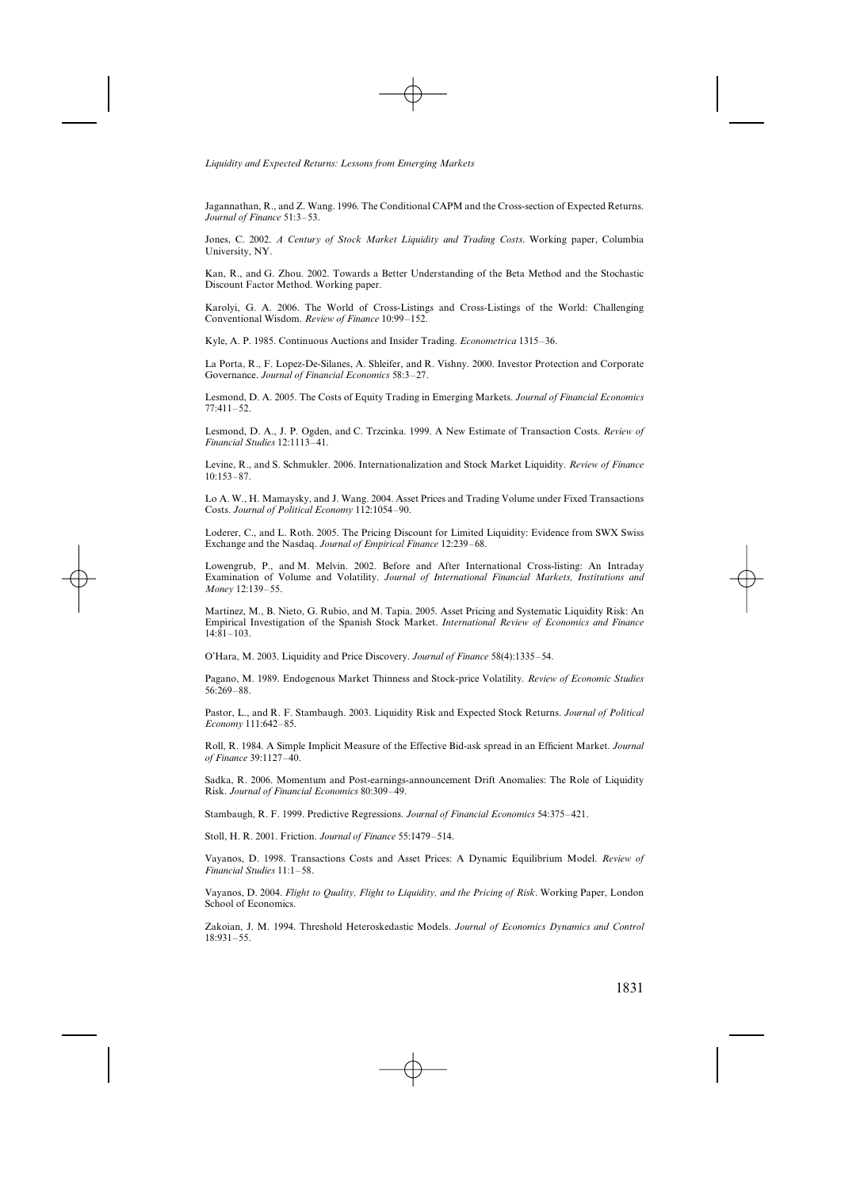Jagannathan, R., and Z. Wang. 1996. The Conditional CAPM and the Cross-section of Expected Returns. *Journal of Finance* 51:3–53.

Jones, C. 2002. *A Century of Stock Market Liquidity and Trading Costs*. Working paper, Columbia University, NY.

Kan, R., and G. Zhou. 2002. Towards a Better Understanding of the Beta Method and the Stochastic Discount Factor Method. Working paper.

Karolyi, G. A. 2006. The World of Cross-Listings and Cross-Listings of the World: Challenging Conventional Wisdom. *Review of Finance* 10:99–152.

Kyle, A. P. 1985. Continuous Auctions and Insider Trading. *Econometrica* 1315–36.

La Porta, R., F. Lopez-De-Silanes, A. Shleifer, and R. Vishny. 2000. Investor Protection and Corporate Governance. *Journal of Financial Economics* 58:3–27.

Lesmond, D. A. 2005. The Costs of Equity Trading in Emerging Markets. *Journal of Financial Economics* 77:411–52.

Lesmond, D. A., J. P. Ogden, and C. Trzcinka. 1999. A New Estimate of Transaction Costs. *Review of Financial Studies* 12:1113–41.

Levine, R., and S. Schmukler. 2006. Internationalization and Stock Market Liquidity. *Review of Finance* 10:153–87.

Lo A. W., H. Mamaysky, and J. Wang. 2004. Asset Prices and Trading Volume under Fixed Transactions Costs. *Journal of Political Economy* 112:1054–90.

Loderer, C., and L. Roth. 2005. The Pricing Discount for Limited Liquidity: Evidence from SWX Swiss Exchange and the Nasdaq. *Journal of Empirical Finance* 12:239–68.

Lowengrub, P., and M. Melvin. 2002. Before and After International Cross-listing: An Intraday Examination of Volume and Volatility. *Journal of International Financial Markets, Institutions and Money* 12:139–55.

Martinez, M., B. Nieto, G. Rubio, and M. Tapia. 2005. Asset Pricing and Systematic Liquidity Risk: An Empirical Investigation of the Spanish Stock Market. *International Review of Economics and Finance* 14:81–103.

O'Hara, M. 2003. Liquidity and Price Discovery. *Journal of Finance* 58(4):1335–54.

Pagano, M. 1989. Endogenous Market Thinness and Stock-price Volatility. *Review of Economic Studies* 56:269–88.

Pastor, L., and R. F. Stambaugh. 2003. Liquidity Risk and Expected Stock Returns. *Journal of Political Economy* 111:642–85.

Roll, R. 1984. A Simple Implicit Measure of the Effective Bid-ask spread in an Efficient Market. *Journal of Finance* 39:1127–40.

Sadka, R. 2006. Momentum and Post-earnings-announcement Drift Anomalies: The Role of Liquidity Risk. *Journal of Financial Economics* 80:309–49.

Stambaugh, R. F. 1999. Predictive Regressions. *Journal of Financial Economics* 54:375–421.

Stoll, H. R. 2001. Friction. *Journal of Finance* 55:1479–514.

Vayanos, D. 1998. Transactions Costs and Asset Prices: A Dynamic Equilibrium Model. *Review of Financial Studies* 11:1–58.

Vayanos, D. 2004. *Flight to Quality, Flight to Liquidity, and the Pricing of Risk*. Working Paper, London School of Economics.

Zakoian, J. M. 1994. Threshold Heteroskedastic Models. *Journal of Economics Dynamics and Control* 18:931–55.